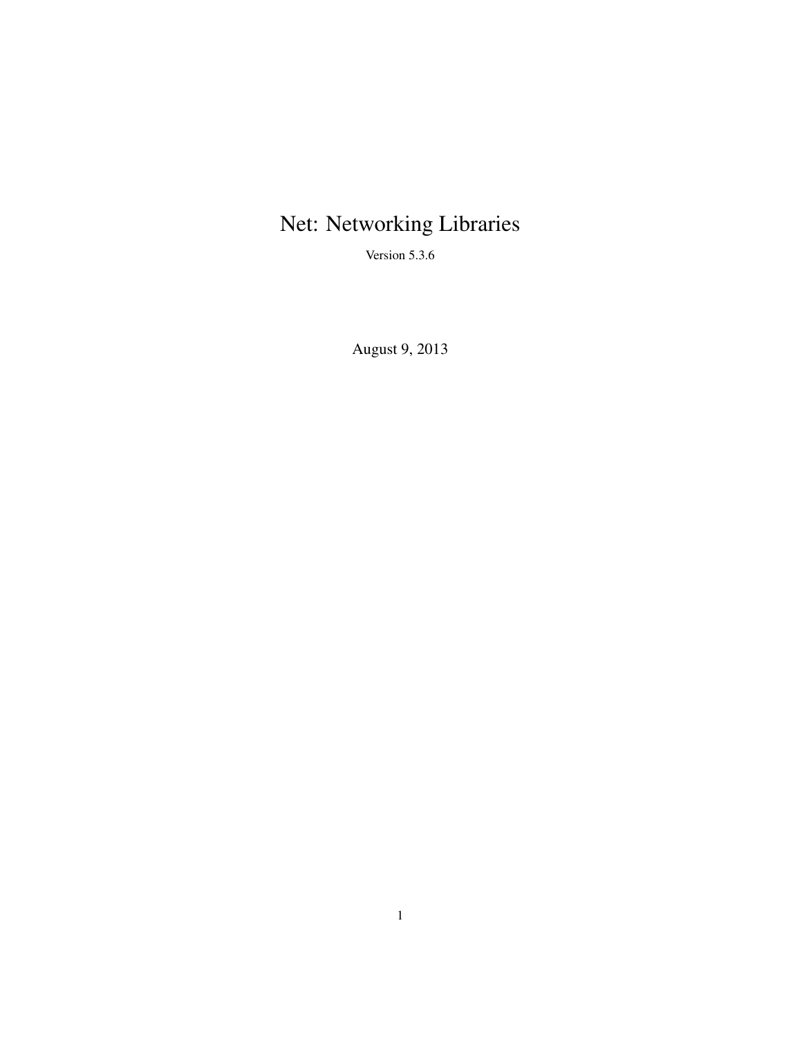# Net: Networking Libraries

Version 5.3.6

August 9, 2013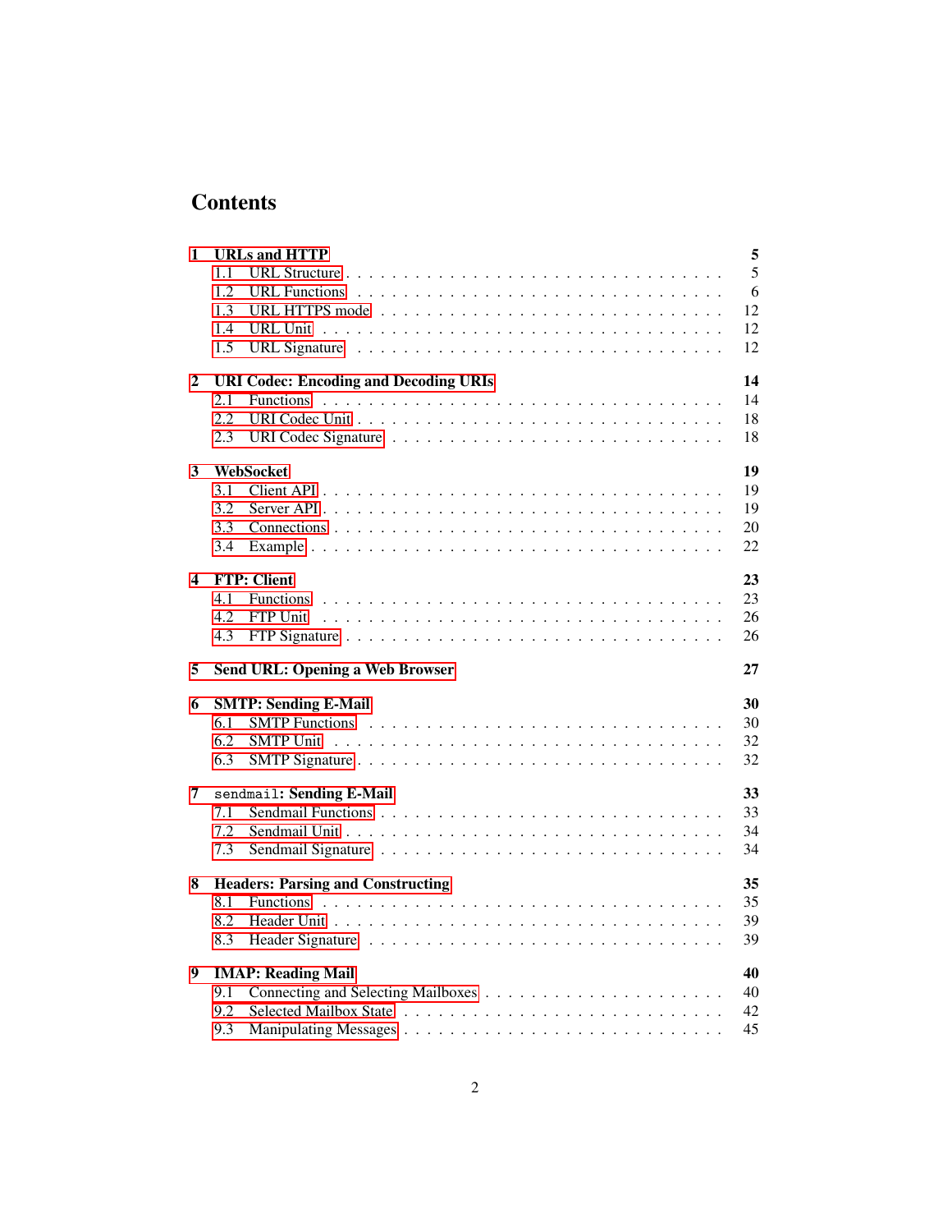# Contents

- **1 URLs and HTTP** — **5**
  - 1.1 URL Structure — 5
  - 1.2 URL Functions — 6
  - 1.3 URL HTTPS mode — 12
  - 1.4 URL Unit — 12
  - 1.5 URL Signature — 12
- **2 URI Codec: Encoding and Decoding URIs** — **14**
  - 2.1 Functions — 14
  - 2.2 URI Codec Unit — 18
  - 2.3 URI Codec Signature — 18
- **3 WebSocket** — **19**
  - 3.1 Client API — 19
  - 3.2 Server API — 19
  - 3.3 Connections — 20
  - 3.4 Example — 22
- **4 FTP: Client** — **23**
  - 4.1 Functions — 23
  - 4.2 FTP Unit — 26
  - 4.3 FTP Signature — 26
- **5 Send URL: Opening a Web Browser** — **27**
- **6 SMTP: Sending E-Mail** — **30**
  - 6.1 SMTP Functions — 30
  - 6.2 SMTP Unit — 32
  - 6.3 SMTP Signature — 32
- **7 `sendmail`: Sending E-Mail** — **33**
  - 7.1 Sendmail Functions — 33
  - 7.2 Sendmail Unit — 34
  - 7.3 Sendmail Signature — 34
- **8 Headers: Parsing and Constructing** — **35**
  - 8.1 Functions — 35
  - 8.2 Header Unit — 39
  - 8.3 Header Signature — 39
- **9 IMAP: Reading Mail** — **40**
  - 9.1 Connecting and Selecting Mailboxes — 40
  - 9.2 Selected Mailbox State — 42
  - 9.3 Manipulating Messages — 45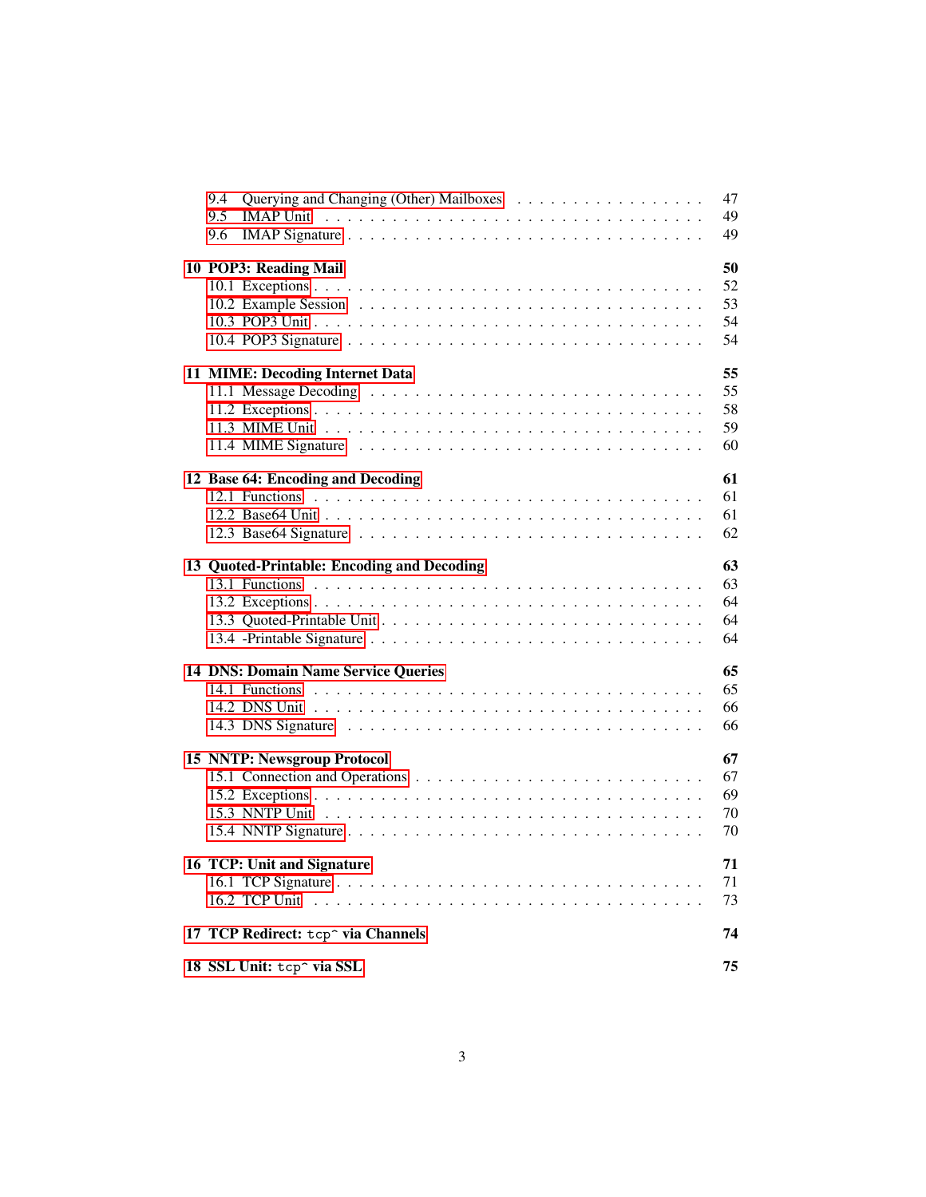- 9.4 Querying and Changing (Other) Mailboxes . . . . . 47
- 9.5 IMAP Unit . . . . . 49
- 9.6 IMAP Signature . . . . . 49

**10 POP3: Reading Mail** **50**

- 10.1 Exceptions . . . . . 52
- 10.2 Example Session . . . . . 53
- 10.3 POP3 Unit . . . . . 54
- 10.4 POP3 Signature . . . . . 54

**11 MIME: Decoding Internet Data** **55**

- 11.1 Message Decoding . . . . . 55
- 11.2 Exceptions . . . . . 58
- 11.3 MIME Unit . . . . . 59
- 11.4 MIME Signature . . . . . 60

**12 Base 64: Encoding and Decoding** **61**

- 12.1 Functions . . . . . 61
- 12.2 Base64 Unit . . . . . 61
- 12.3 Base64 Signature . . . . . 62

**13 Quoted-Printable: Encoding and Decoding** **63**

- 13.1 Functions . . . . . 63
- 13.2 Exceptions . . . . . 64
- 13.3 Quoted-Printable Unit . . . . . 64
- 13.4 -Printable Signature . . . . . 64

**14 DNS: Domain Name Service Queries** **65**

- 14.1 Functions . . . . . 65
- 14.2 DNS Unit . . . . . 66
- 14.3 DNS Signature . . . . . 66

**15 NNTP: Newsgroup Protocol** **67**

- 15.1 Connection and Operations . . . . . 67
- 15.2 Exceptions . . . . . 69
- 15.3 NNTP Unit . . . . . 70
- 15.4 NNTP Signature . . . . . 70

**16 TCP: Unit and Signature** **71**

- 16.1 TCP Signature . . . . . 71
- 16.2 TCP Unit . . . . . 73

**17 TCP Redirect: `tcp^` via Channels** **74**

**18 SSL Unit: `tcp^` via SSL** **75**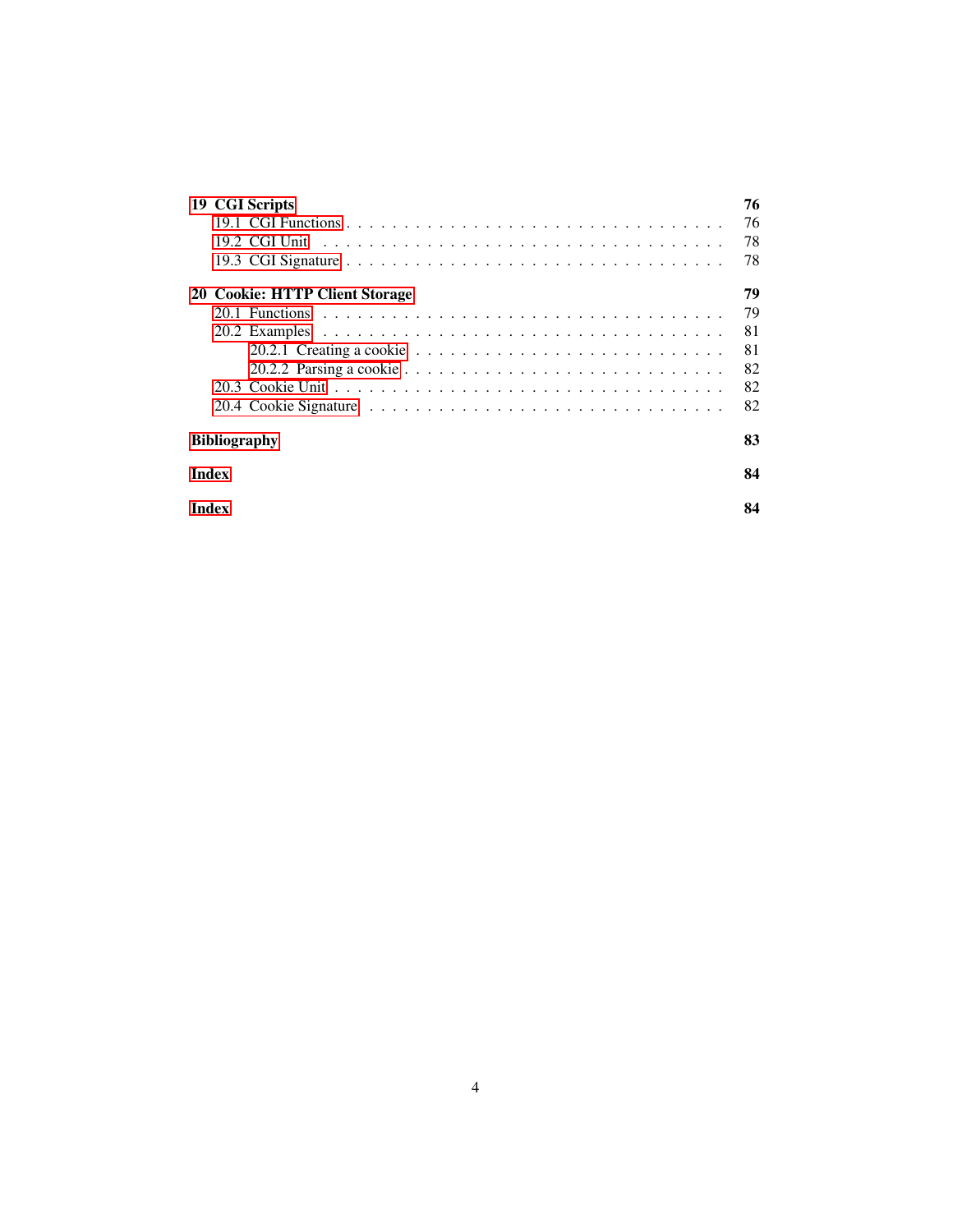**19 CGI Scripts** **76**

- 19.1 CGI Functions . . . . . . . . . . 76
- 19.2 CGI Unit . . . . . . . . . . 78
- 19.3 CGI Signature . . . . . . . . . . 78

**20 Cookie: HTTP Client Storage** **79**

- 20.1 Functions . . . . . . . . . . 79
- 20.2 Examples . . . . . . . . . . 81
  - 20.2.1 Creating a cookie . . . . . . . . . . 81
  - 20.2.2 Parsing a cookie . . . . . . . . . . 82
- 20.3 Cookie Unit . . . . . . . . . . 82
- 20.4 Cookie Signature . . . . . . . . . . 82

**Bibliography** **83**

**Index** **84**

**Index** **84**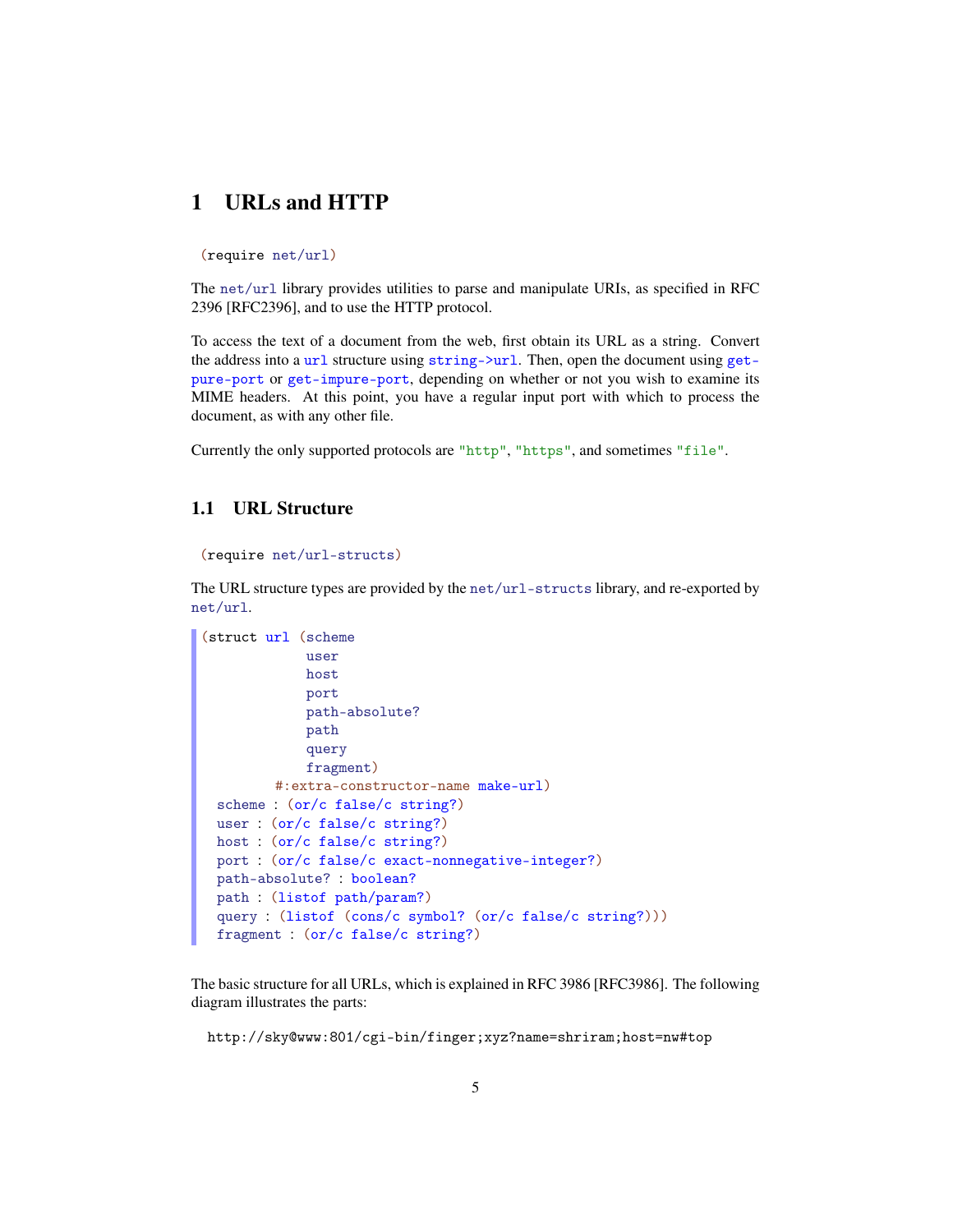# 1 URLs and HTTP

```
(require net/url)
```

The `net/url` library provides utilities to parse and manipulate URIs, as specified in RFC 2396 [RFC2396], and to use the HTTP protocol.

To access the text of a document from the web, first obtain its URL as a string. Convert the address into a `url` structure using `string->url`. Then, open the document using `get-pure-port` or `get-impure-port`, depending on whether or not you wish to examine its MIME headers. At this point, you have a regular input port with which to process the document, as with any other file.

Currently the only supported protocols are `"http"`, `"https"`, and sometimes `"file"`.

## 1.1 URL Structure

```
(require net/url-structs)
```

The URL structure types are provided by the `net/url-structs` library, and re-exported by `net/url`.

```
(struct url (scheme
             user
             host
             port
             path-absolute?
             path
             query
             fragment)
        #:extra-constructor-name make-url)
  scheme : (or/c false/c string?)
  user : (or/c false/c string?)
  host : (or/c false/c string?)
  port : (or/c false/c exact-nonnegative-integer?)
  path-absolute? : boolean?
  path : (listof path/param?)
  query : (listof (cons/c symbol? (or/c false/c string?)))
  fragment : (or/c false/c string?)
```

The basic structure for all URLs, which is explained in RFC 3986 [RFC3986]. The following diagram illustrates the parts:

```
http://sky@www:801/cgi-bin/finger;xyz?name=shriram;host=nw#top
```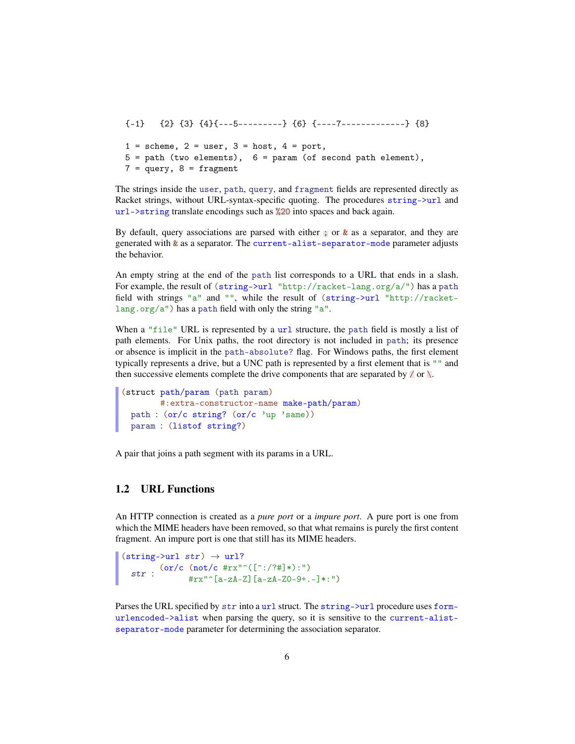```
{-1}   {2} {3} {4}{---5---------} {6} {----7-------------} {8}

1 = scheme, 2 = user, 3 = host, 4 = port,
5 = path (two elements),  6 = param (of second path element),
7 = query, 8 = fragment
```

The strings inside the `user`, `path`, `query`, and `fragment` fields are represented directly as Racket strings, without URL-syntax-specific quoting. The procedures `string->url` and `url->string` translate encodings such as `%20` into spaces and back again.

By default, query associations are parsed with either `;` or `&` as a separator, and they are generated with `&` as a separator. The `current-alist-separator-mode` parameter adjusts the behavior.

An empty string at the end of the `path` list corresponds to a URL that ends in a slash. For example, the result of `(string->url "http://racket-lang.org/a/")` has a `path` field with strings `"a"` and `""`, while the result of `(string->url "http://racket-lang.org/a")` has a `path` field with only the string `"a"`.

When a `"file"` URL is represented by a `url` structure, the `path` field is mostly a list of path elements. For Unix paths, the root directory is not included in `path`; its presence or absence is implicit in the `path-absolute?` flag. For Windows paths, the first element typically represents a drive, but a UNC path is represented by a first element that is `""` and then successive elements complete the drive components that are separated by `/` or `\`.

```
(struct path/param (path param)
        #:extra-constructor-name make-path/param)
  path : (or/c string? (or/c 'up 'same))
  param : (listof string?)
```

A pair that joins a path segment with its params in a URL.

## 1.2 URL Functions

An HTTP connection is created as a *pure port* or a *impure port*. A pure port is one from which the MIME headers have been removed, so that what remains is purely the first content fragment. An impure port is one that still has its MIME headers.

```
(string->url str) → url?
  str : (or/c (not/c #rx"^([^:/?#]*):")
              #rx"^[a-zA-Z][a-zA-Z0-9+.-]*:")
```

Parses the URL specified by *str* into a `url` struct. The `string->url` procedure uses `form-urlencoded->alist` when parsing the query, so it is sensitive to the `current-alist-separator-mode` parameter for determining the association separator.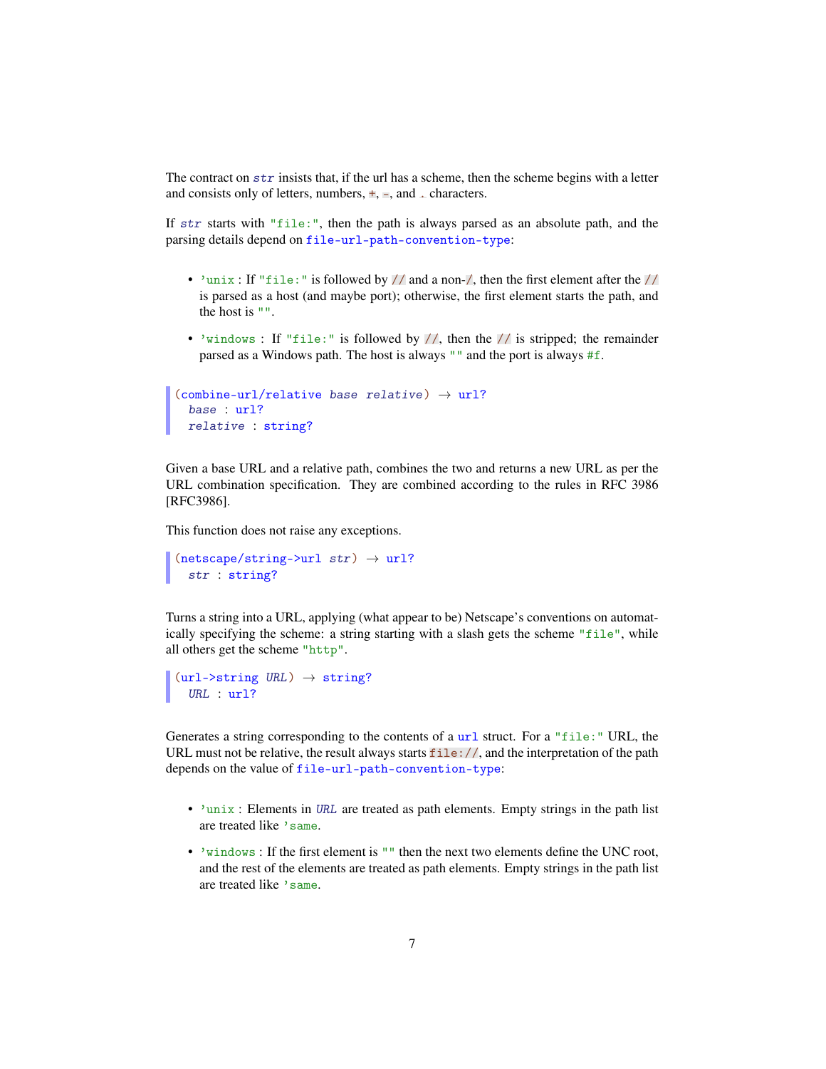The contract on `str` insists that, if the url has a scheme, then the scheme begins with a letter and consists only of letters, numbers, `+`, `-`, and `.` characters.

If `str` starts with `"file:"`, then the path is always parsed as an absolute path, and the parsing details depend on `file-url-path-convention-type`:

- `'unix` : If `"file:"` is followed by `//` and a non-`/`, then the first element after the `//` is parsed as a host (and maybe port); otherwise, the first element starts the path, and the host is `""`.
- `'windows` : If `"file:"` is followed by `//`, then the `//` is stripped; the remainder parsed as a Windows path. The host is always `""` and the port is always `#f`.

```
(combine-url/relative base relative) → url?
  base : url?
  relative : string?
```

Given a base URL and a relative path, combines the two and returns a new URL as per the URL combination specification. They are combined according to the rules in RFC 3986 [RFC3986].

This function does not raise any exceptions.

```
(netscape/string->url str) → url?
  str : string?
```

Turns a string into a URL, applying (what appear to be) Netscape's conventions on automatically specifying the scheme: a string starting with a slash gets the scheme `"file"`, while all others get the scheme `"http"`.

```
(url->string URL) → string?
  URL : url?
```

Generates a string corresponding to the contents of a `url` struct. For a `"file:"` URL, the URL must not be relative, the result always starts `file://`, and the interpretation of the path depends on the value of `file-url-path-convention-type`:

- `'unix` : Elements in `URL` are treated as path elements. Empty strings in the path list are treated like `'same`.
- `'windows` : If the first element is `""` then the next two elements define the UNC root, and the rest of the elements are treated as path elements. Empty strings in the path list are treated like `'same`.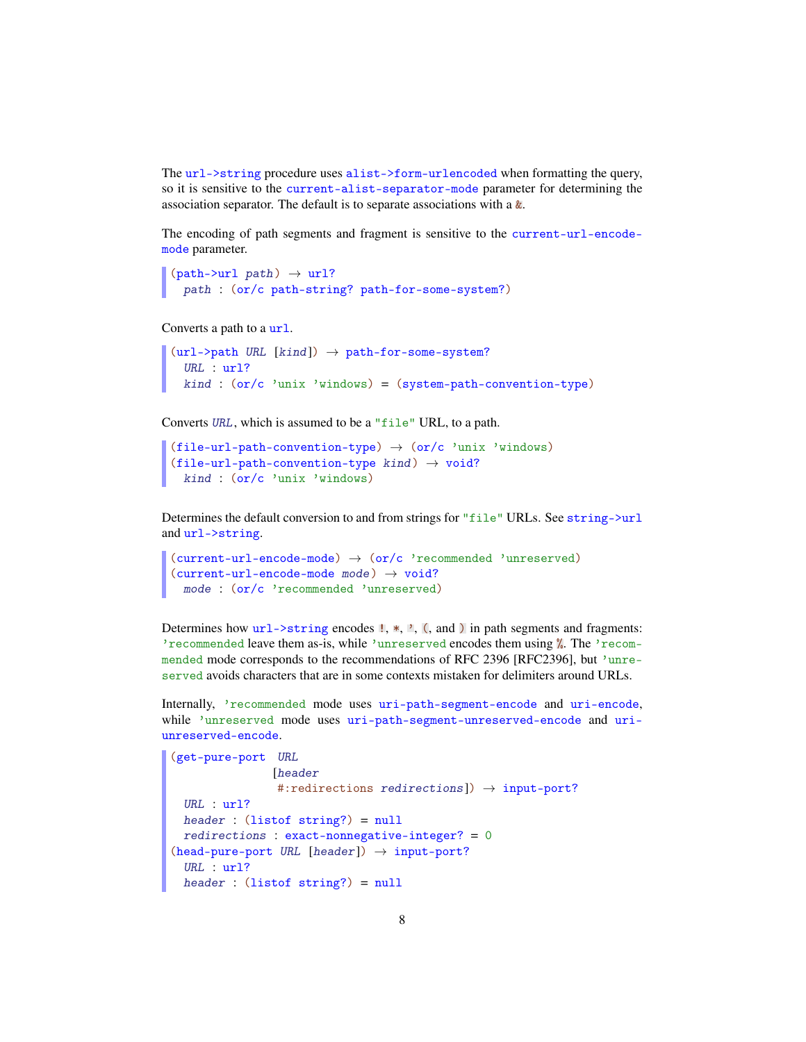The `url->string` procedure uses `alist->form-urlencoded` when formatting the query, so it is sensitive to the `current-alist-separator-mode` parameter for determining the association separator. The default is to separate associations with a `&`.

The encoding of path segments and fragment is sensitive to the `current-url-encode-mode` parameter.

```
(path->url path) → url?
  path : (or/c path-string? path-for-some-system?)
```

Converts a path to a `url`.

```
(url->path URL [kind]) → path-for-some-system?
  URL : url?
  kind : (or/c 'unix 'windows) = (system-path-convention-type)
```

Converts *URL*, which is assumed to be a `"file"` URL, to a path.

```
(file-url-path-convention-type) → (or/c 'unix 'windows)
(file-url-path-convention-type kind) → void?
  kind : (or/c 'unix 'windows)
```

Determines the default conversion to and from strings for `"file"` URLs. See `string->url` and `url->string`.

```
(current-url-encode-mode) → (or/c 'recommended 'unreserved)
(current-url-encode-mode mode) → void?
  mode : (or/c 'recommended 'unreserved)
```

Determines how `url->string` encodes `!`, `*`, `'`, `(`, and `)` in path segments and fragments: `'recommended` leave them as-is, while `'unreserved` encodes them using `%`. The `'recommended` mode corresponds to the recommendations of RFC 2396 [RFC2396], but `'unreserved` avoids characters that are in some contexts mistaken for delimiters around URLs.

Internally, `'recommended` mode uses `uri-path-segment-encode` and `uri-encode`, while `'unreserved` mode uses `uri-path-segment-unreserved-encode` and `uri-unreserved-encode`.

```
(get-pure-port URL
               [header
                #:redirections redirections]) → input-port?
  URL : url?
  header : (listof string?) = null
  redirections : exact-nonnegative-integer? = 0
(head-pure-port URL [header]) → input-port?
  URL : url?
  header : (listof string?) = null
```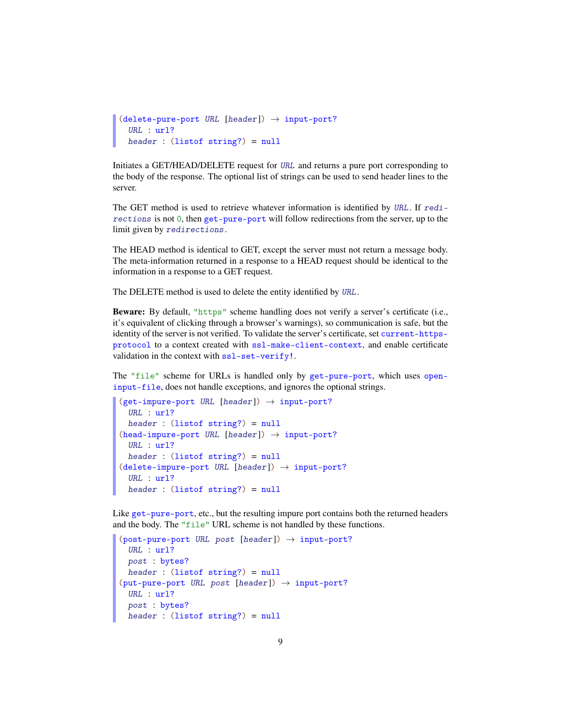```
(delete-pure-port URL [header]) → input-port?
  URL : url?
  header : (listof string?) = null
```

Initiates a GET/HEAD/DELETE request for `URL` and returns a pure port corresponding to the body of the response. The optional list of strings can be used to send header lines to the server.

The GET method is used to retrieve whatever information is identified by `URL`. If `redirections` is not `0`, then `get-pure-port` will follow redirections from the server, up to the limit given by `redirections`.

The HEAD method is identical to GET, except the server must not return a message body. The meta-information returned in a response to a HEAD request should be identical to the information in a response to a GET request.

The DELETE method is used to delete the entity identified by `URL`.

**Beware:** By default, `"https"` scheme handling does not verify a server's certificate (i.e., it's equivalent of clicking through a browser's warnings), so communication is safe, but the identity of the server is not verified. To validate the server's certificate, set `current-https-protocol` to a context created with `ssl-make-client-context`, and enable certificate validation in the context with `ssl-set-verify!`.

The `"file"` scheme for URLs is handled only by `get-pure-port`, which uses `open-input-file`, does not handle exceptions, and ignores the optional strings.

```
(get-impure-port URL [header]) → input-port?
  URL : url?
  header : (listof string?) = null
(head-impure-port URL [header]) → input-port?
  URL : url?
  header : (listof string?) = null
(delete-impure-port URL [header]) → input-port?
  URL : url?
  header : (listof string?) = null
```

Like `get-pure-port`, etc., but the resulting impure port contains both the returned headers and the body. The `"file"` URL scheme is not handled by these functions.

```
(post-pure-port URL post [header]) → input-port?
  URL : url?
  post : bytes?
  header : (listof string?) = null
(put-pure-port URL post [header]) → input-port?
  URL : url?
  post : bytes?
  header : (listof string?) = null
```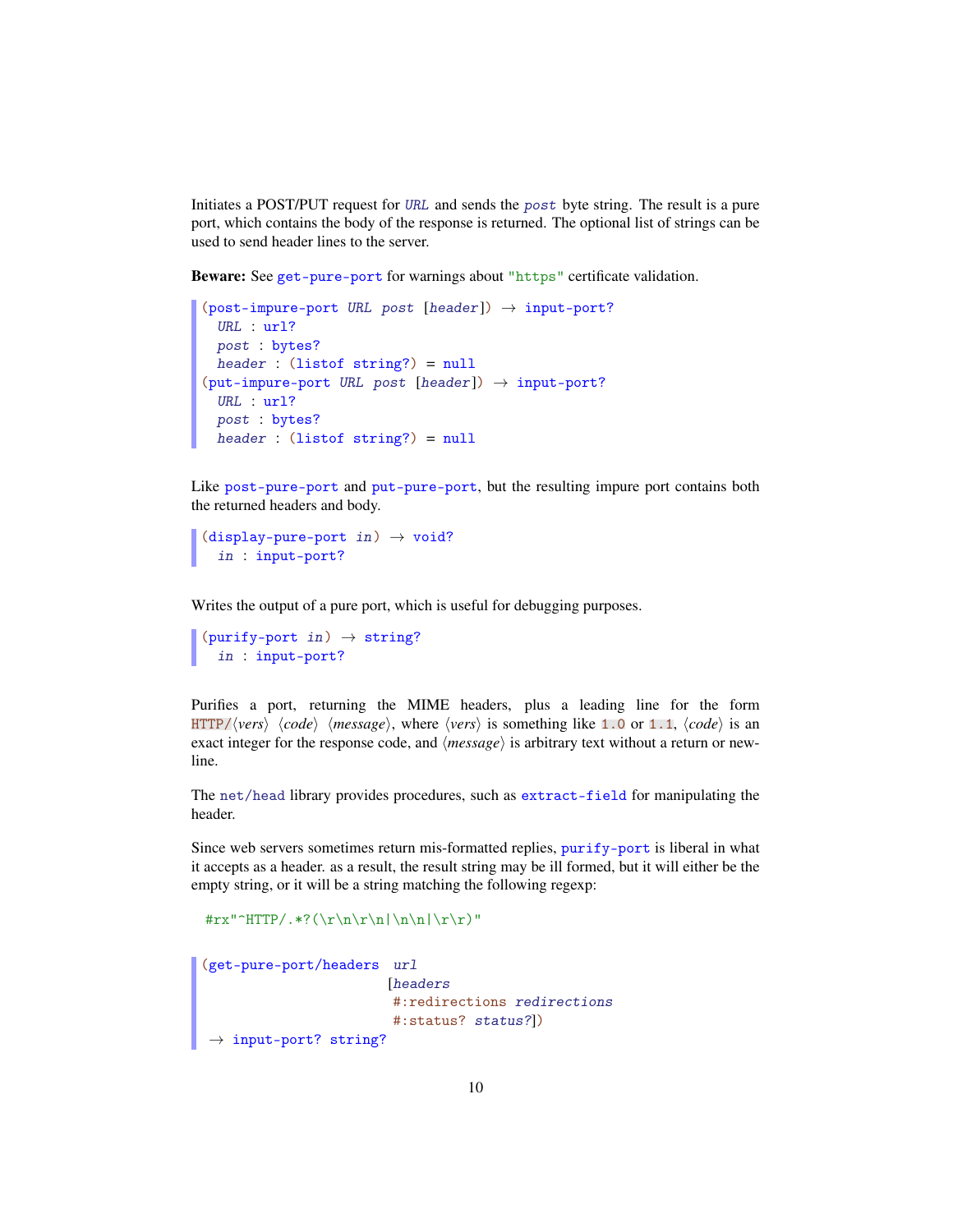Initiates a POST/PUT request for *URL* and sends the *post* byte string. The result is a pure port, which contains the body of the response is returned. The optional list of strings can be used to send header lines to the server.

**Beware:** See `get-pure-port` for warnings about `"https"` certificate validation.

```
(post-impure-port URL post [header]) → input-port?
  URL : url?
  post : bytes?
  header : (listof string?) = null
(put-impure-port URL post [header]) → input-port?
  URL : url?
  post : bytes?
  header : (listof string?) = null
```

Like `post-pure-port` and `put-pure-port`, but the resulting impure port contains both the returned headers and body.

```
(display-pure-port in) → void?
  in : input-port?
```

Writes the output of a pure port, which is useful for debugging purposes.

```
(purify-port in) → string?
  in : input-port?
```

Purifies a port, returning the MIME headers, plus a leading line for the form `HTTP/`⟨*vers*⟩ ⟨*code*⟩ ⟨*message*⟩, where ⟨*vers*⟩ is something like `1.0` or `1.1`, ⟨*code*⟩ is an exact integer for the response code, and ⟨*message*⟩ is arbitrary text without a return or newline.

The `net/head` library provides procedures, such as `extract-field` for manipulating the header.

Since web servers sometimes return mis-formatted replies, `purify-port` is liberal in what it accepts as a header. as a result, the result string may be ill formed, but it will either be the empty string, or it will be a string matching the following regexp:

```
#rx"^HTTP/.*?(\r\n\r\n|\n\n|\r\r)"
```

```
(get-pure-port/headers  url
                       [headers
                        #:redirections redirections
                        #:status? status?])
 → input-port? string?
```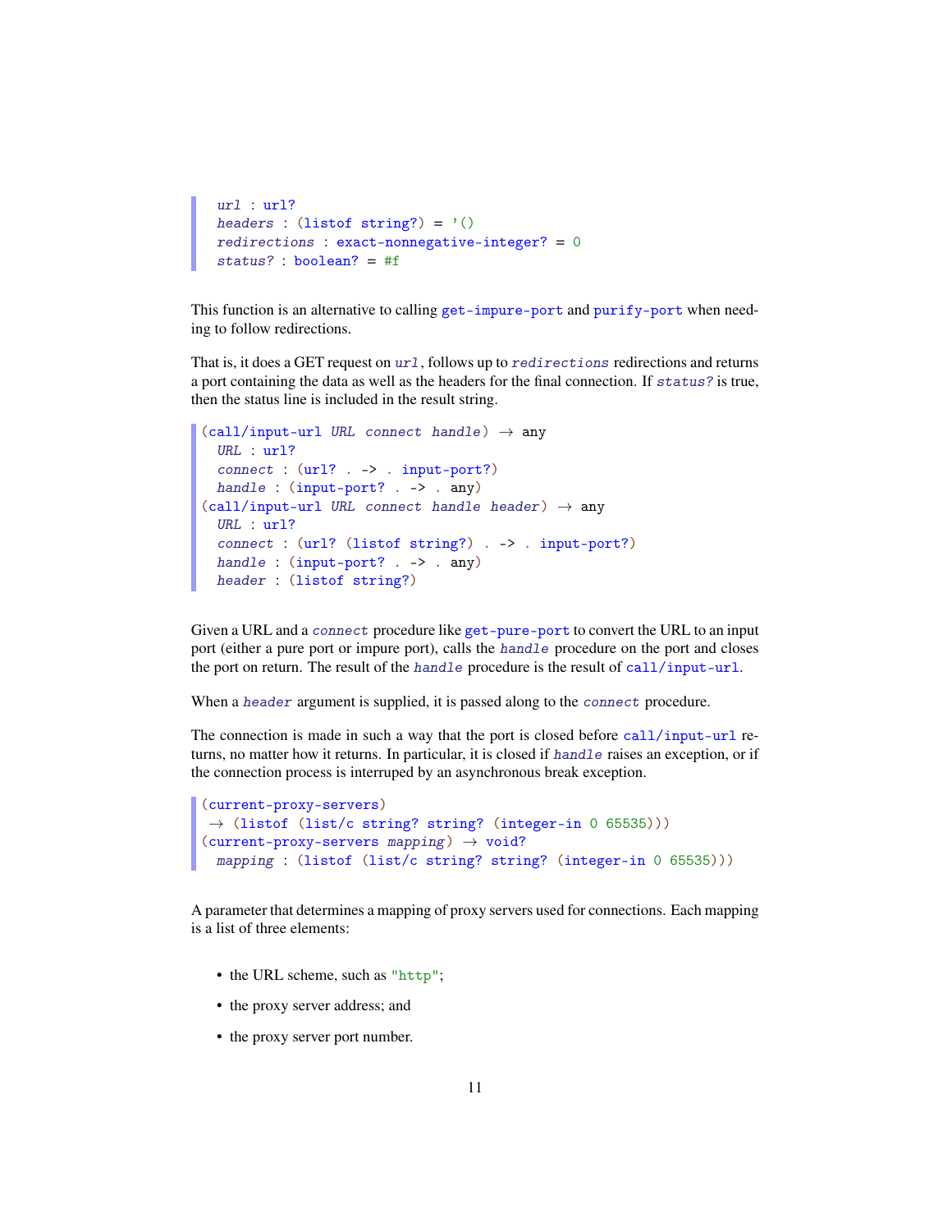```
  url : url?
  headers : (listof string?) = '()
  redirections : exact-nonnegative-integer? = 0
  status? : boolean? = #f
```

This function is an alternative to calling `get-impure-port` and `purify-port` when needing to follow redirections.

That is, it does a GET request on *url*, follows up to *redirections* redirections and returns a port containing the data as well as the headers for the final connection. If *status?* is true, then the status line is included in the result string.

```
(call/input-url URL connect handle) → any
  URL : url?
  connect : (url? . -> . input-port?)
  handle : (input-port? . -> . any)
(call/input-url URL connect handle header) → any
  URL : url?
  connect : (url? (listof string?) . -> . input-port?)
  handle : (input-port? . -> . any)
  header : (listof string?)
```

Given a URL and a *connect* procedure like `get-pure-port` to convert the URL to an input port (either a pure port or impure port), calls the *handle* procedure on the port and closes the port on return. The result of the *handle* procedure is the result of `call/input-url`.

When a *header* argument is supplied, it is passed along to the *connect* procedure.

The connection is made in such a way that the port is closed before `call/input-url` returns, no matter how it returns. In particular, it is closed if *handle* raises an exception, or if the connection process is interrupted by an asynchronous break exception.

```
(current-proxy-servers)
 → (listof (list/c string? string? (integer-in 0 65535)))
(current-proxy-servers mapping) → void?
  mapping : (listof (list/c string? string? (integer-in 0 65535)))
```

A parameter that determines a mapping of proxy servers used for connections. Each mapping is a list of three elements:

- the URL scheme, such as "http";
- the proxy server address; and
- the proxy server port number.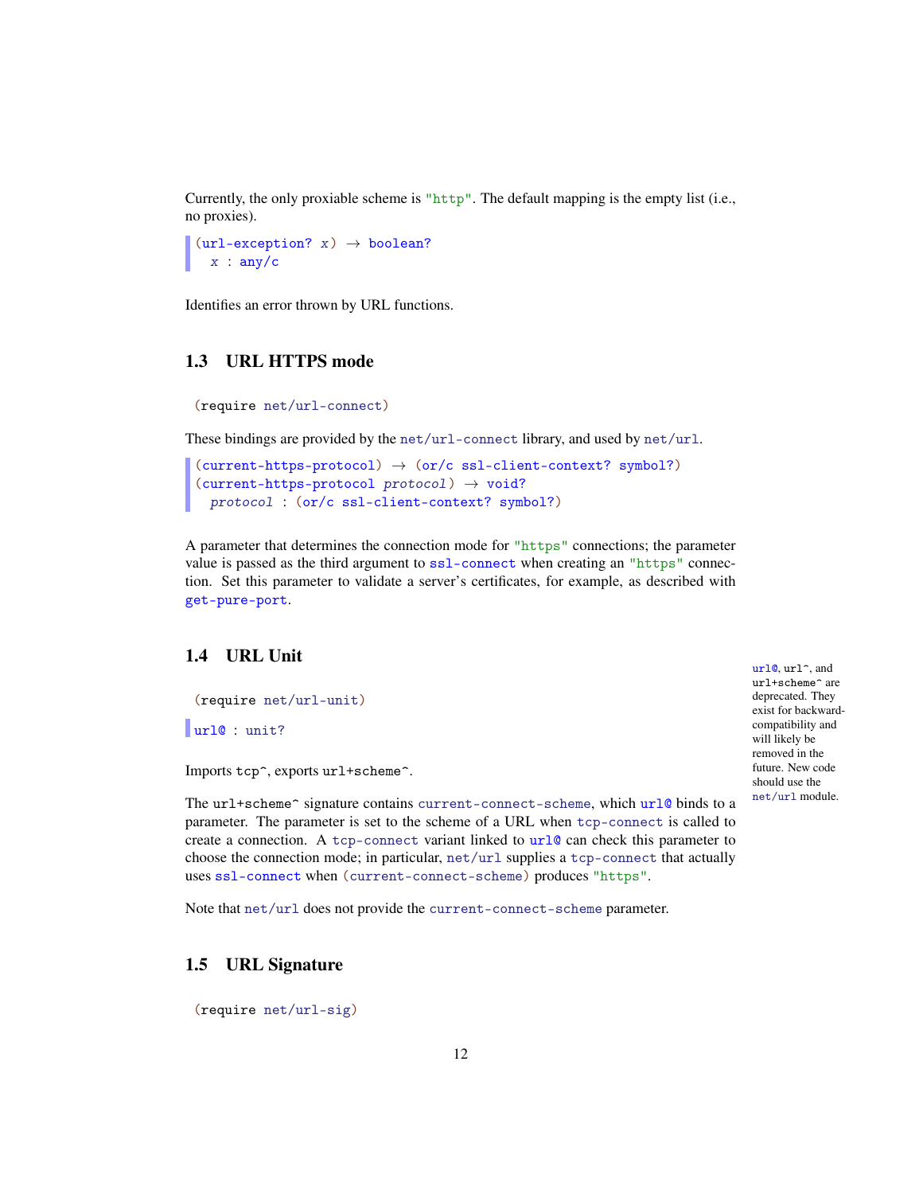Currently, the only proxiable scheme is "http". The default mapping is the empty list (i.e., no proxies).

```
(url-exception? x) → boolean?
  x : any/c
```

Identifies an error thrown by URL functions.

## 1.3 URL HTTPS mode

```
(require net/url-connect)
```

These bindings are provided by the `net/url-connect` library, and used by `net/url`.

```
(current-https-protocol) → (or/c ssl-client-context? symbol?)
(current-https-protocol protocol) → void?
  protocol : (or/c ssl-client-context? symbol?)
```

A parameter that determines the connection mode for "https" connections; the parameter value is passed as the third argument to `ssl-connect` when creating an "https" connection. Set this parameter to validate a server's certificates, for example, as described with `get-pure-port`.

## 1.4 URL Unit

`url@`, `url^`, and `url+scheme^` are deprecated. They exist for backward-compatibility and will likely be removed in the future. New code should use the `net/url` module.

```
(require net/url-unit)
```

```
url@ : unit?
```

Imports `tcp^`, exports `url+scheme^`.

The `url+scheme^` signature contains `current-connect-scheme`, which `url@` binds to a parameter. The parameter is set to the scheme of a URL when `tcp-connect` is called to create a connection. A `tcp-connect` variant linked to `url@` can check this parameter to choose the connection mode; in particular, `net/url` supplies a `tcp-connect` that actually uses `ssl-connect` when `(current-connect-scheme)` produces "https".

Note that `net/url` does not provide the `current-connect-scheme` parameter.

## 1.5 URL Signature

```
(require net/url-sig)
```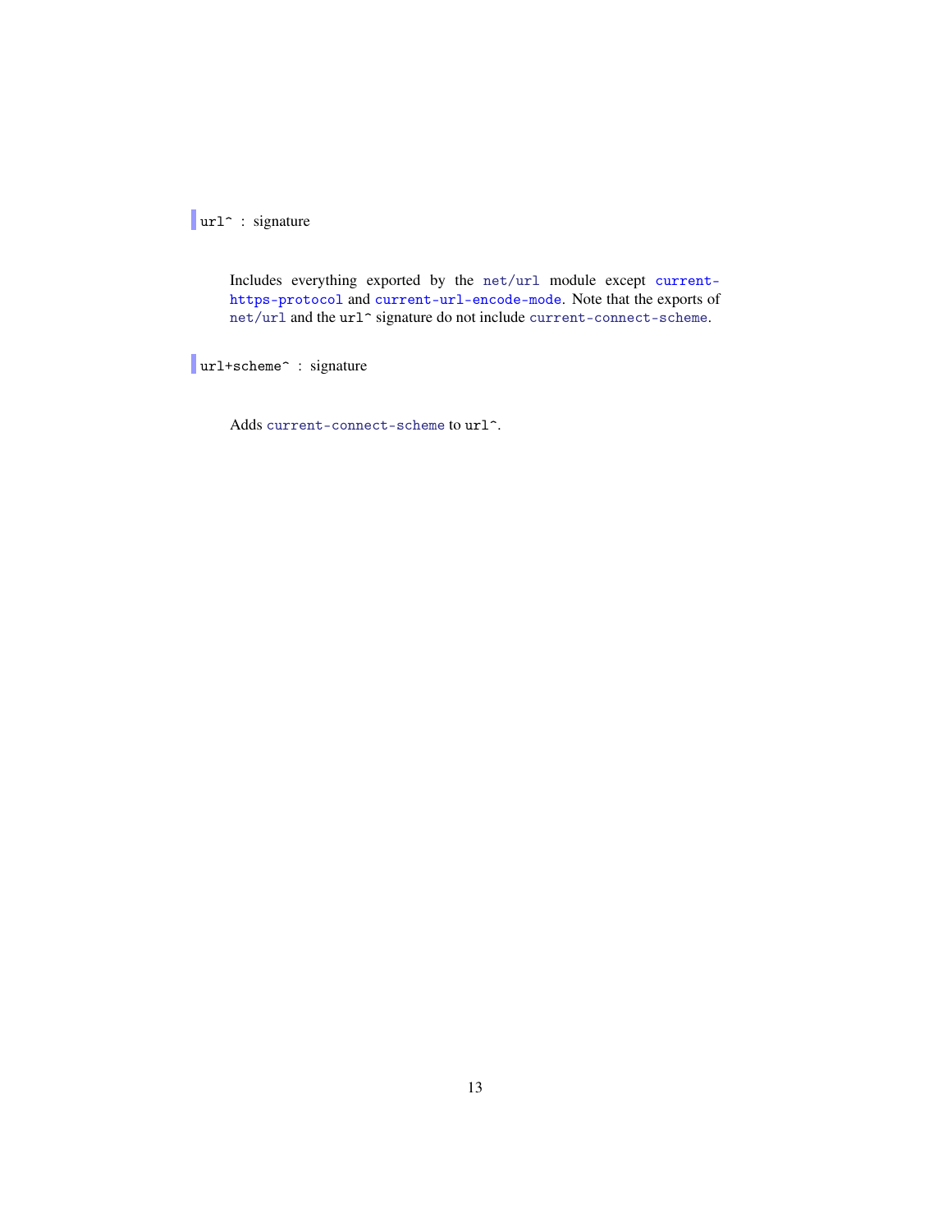`url^` : signature

Includes everything exported by the `net/url` module except `current-https-protocol` and `current-url-encode-mode`. Note that the exports of `net/url` and the `url^` signature do not include `current-connect-scheme`.

`url+scheme^` : signature

Adds `current-connect-scheme` to `url^`.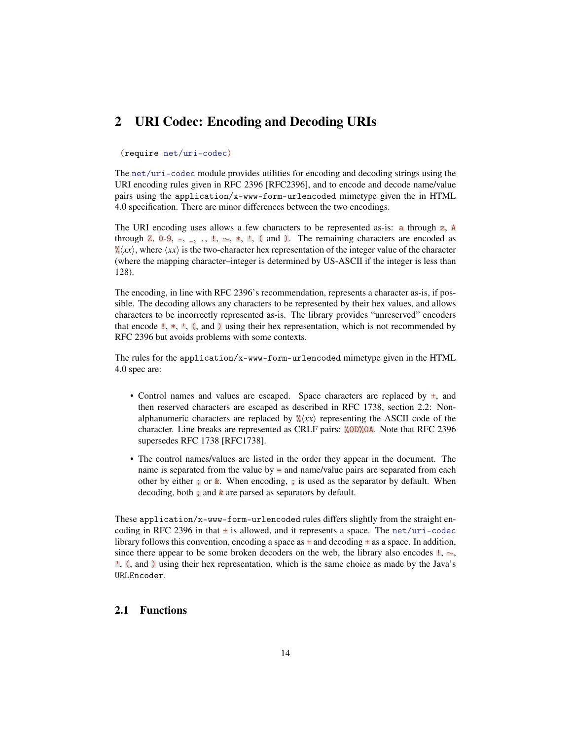# 2 URI Codec: Encoding and Decoding URIs

```
(require net/uri-codec)
```

The `net/uri-codec` module provides utilities for encoding and decoding strings using the URI encoding rules given in RFC 2396 [RFC2396], and to encode and decode name/value pairs using the `application/x-www-form-urlencoded` mimetype given the in HTML 4.0 specification. There are minor differences between the two encodings.

The URI encoding uses allows a few characters to be represented as-is: `a` through `z`, `A` through `Z`, `0`-`9`, `-`, `_`, `.`, `!`, `~`, `*`, `'`, `(` and `)`. The remaining characters are encoded as `%`⟨*xx*⟩, where ⟨*xx*⟩ is the two-character hex representation of the integer value of the character (where the mapping character–integer is determined by US-ASCII if the integer is less than 128).

The encoding, in line with RFC 2396's recommendation, represents a character as-is, if possible. The decoding allows any characters to be represented by their hex values, and allows characters to be incorrectly represented as-is. The library provides "unreserved" encoders that encode `!`, `*`, `'`, `(`, and `)` using their hex representation, which is not recommended by RFC 2396 but avoids problems with some contexts.

The rules for the `application/x-www-form-urlencoded` mimetype given in the HTML 4.0 spec are:

- Control names and values are escaped. Space characters are replaced by `+`, and then reserved characters are escaped as described in RFC 1738, section 2.2: Non-alphanumeric characters are replaced by `%`⟨*xx*⟩ representing the ASCII code of the character. Line breaks are represented as CRLF pairs: `%0D%0A`. Note that RFC 2396 supersedes RFC 1738 [RFC1738].
- The control names/values are listed in the order they appear in the document. The name is separated from the value by `=` and name/value pairs are separated from each other by either `;` or `&`. When encoding, `;` is used as the separator by default. When decoding, both `;` and `&` are parsed as separators by default.

These `application/x-www-form-urlencoded` rules differs slightly from the straight encoding in RFC 2396 in that `+` is allowed, and it represents a space. The `net/uri-codec` library follows this convention, encoding a space as `+` and decoding `+` as a space. In addition, since there appear to be some broken decoders on the web, the library also encodes `!`, `~`, `'`, `(`, and `)` using their hex representation, which is the same choice as made by the Java's `URLEncoder`.

## 2.1 Functions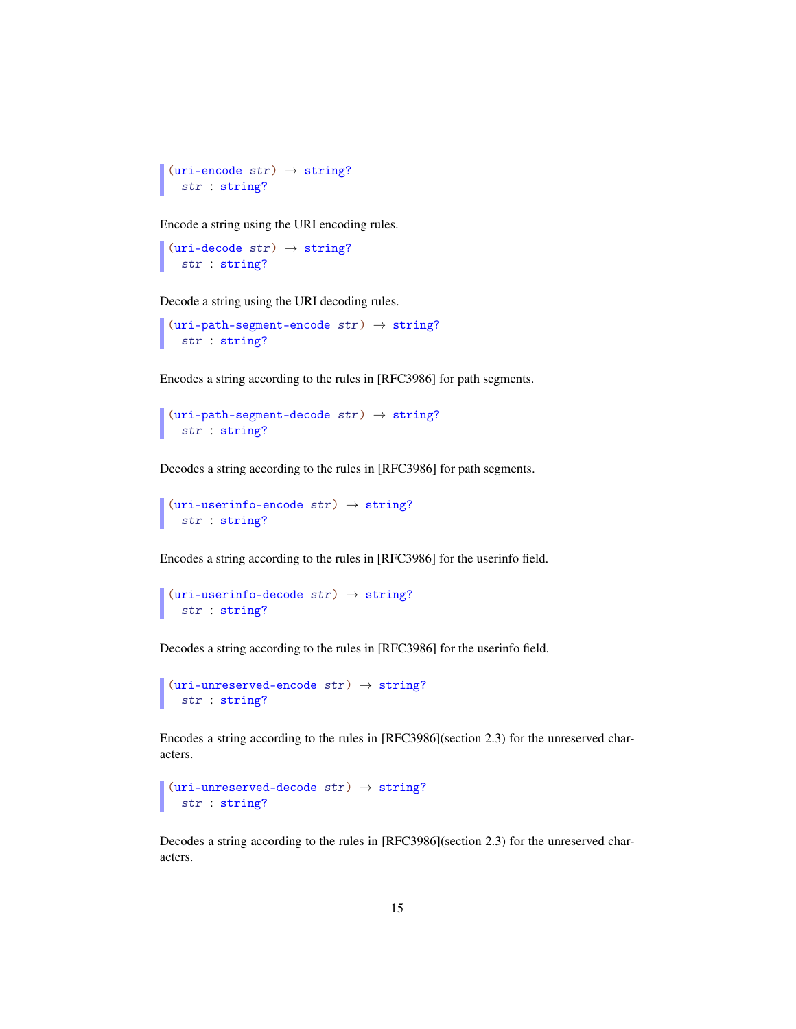```
(uri-encode str) → string?
  str : string?
```

Encode a string using the URI encoding rules.

```
(uri-decode str) → string?
  str : string?
```

Decode a string using the URI decoding rules.

```
(uri-path-segment-encode str) → string?
  str : string?
```

Encodes a string according to the rules in [RFC3986] for path segments.

```
(uri-path-segment-decode str) → string?
  str : string?
```

Decodes a string according to the rules in [RFC3986] for path segments.

```
(uri-userinfo-encode str) → string?
  str : string?
```

Encodes a string according to the rules in [RFC3986] for the userinfo field.

```
(uri-userinfo-decode str) → string?
  str : string?
```

Decodes a string according to the rules in [RFC3986] for the userinfo field.

```
(uri-unreserved-encode str) → string?
  str : string?
```

Encodes a string according to the rules in [RFC3986](section 2.3) for the unreserved characters.

```
(uri-unreserved-decode str) → string?
  str : string?
```

Decodes a string according to the rules in [RFC3986](section 2.3) for the unreserved characters.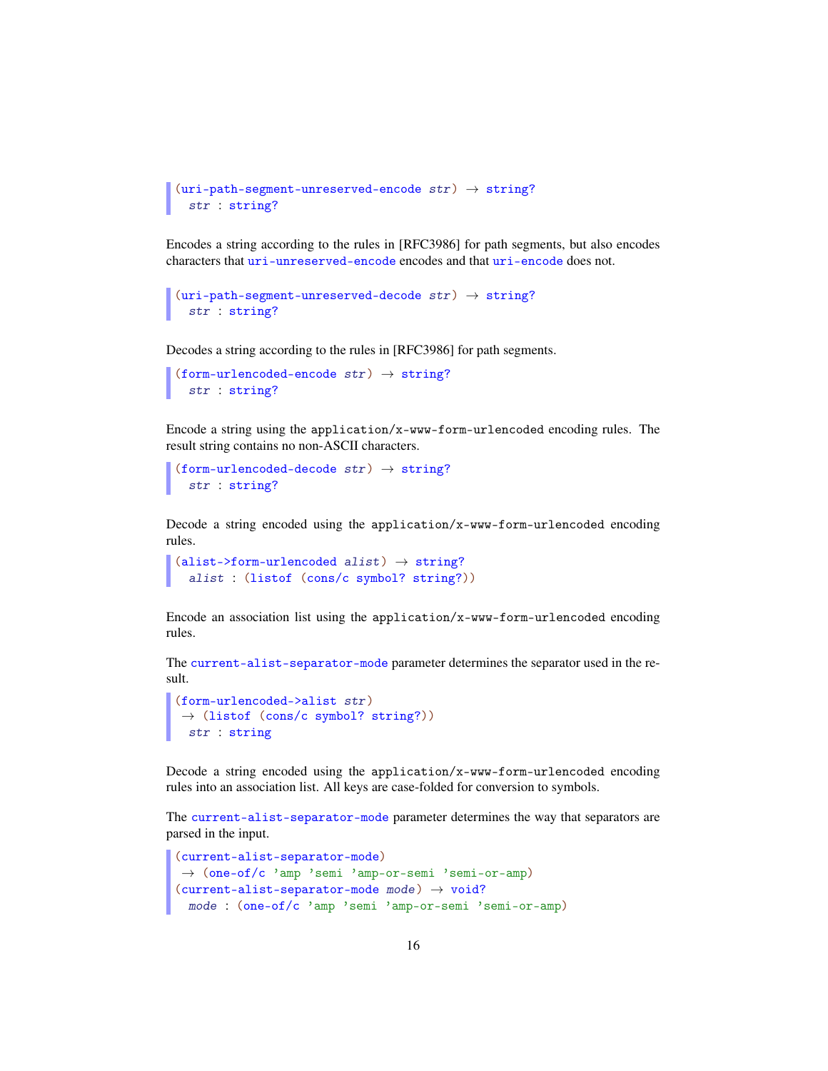```
(uri-path-segment-unreserved-encode str) → string?
  str : string?
```

Encodes a string according to the rules in [RFC3986] for path segments, but also encodes characters that `uri-unreserved-encode` encodes and that `uri-encode` does not.

```
(uri-path-segment-unreserved-decode str) → string?
  str : string?
```

Decodes a string according to the rules in [RFC3986] for path segments.

```
(form-urlencoded-encode str) → string?
  str : string?
```

Encode a string using the `application/x-www-form-urlencoded` encoding rules. The result string contains no non-ASCII characters.

```
(form-urlencoded-decode str) → string?
  str : string?
```

Decode a string encoded using the `application/x-www-form-urlencoded` encoding rules.

```
(alist->form-urlencoded alist) → string?
  alist : (listof (cons/c symbol? string?))
```

Encode an association list using the `application/x-www-form-urlencoded` encoding rules.

The `current-alist-separator-mode` parameter determines the separator used in the result.

```
(form-urlencoded->alist str)
 → (listof (cons/c symbol? string?))
  str : string
```

Decode a string encoded using the `application/x-www-form-urlencoded` encoding rules into an association list. All keys are case-folded for conversion to symbols.

The `current-alist-separator-mode` parameter determines the way that separators are parsed in the input.

```
(current-alist-separator-mode)
 → (one-of/c 'amp 'semi 'amp-or-semi 'semi-or-amp)
(current-alist-separator-mode mode) → void?
  mode : (one-of/c 'amp 'semi 'amp-or-semi 'semi-or-amp)
```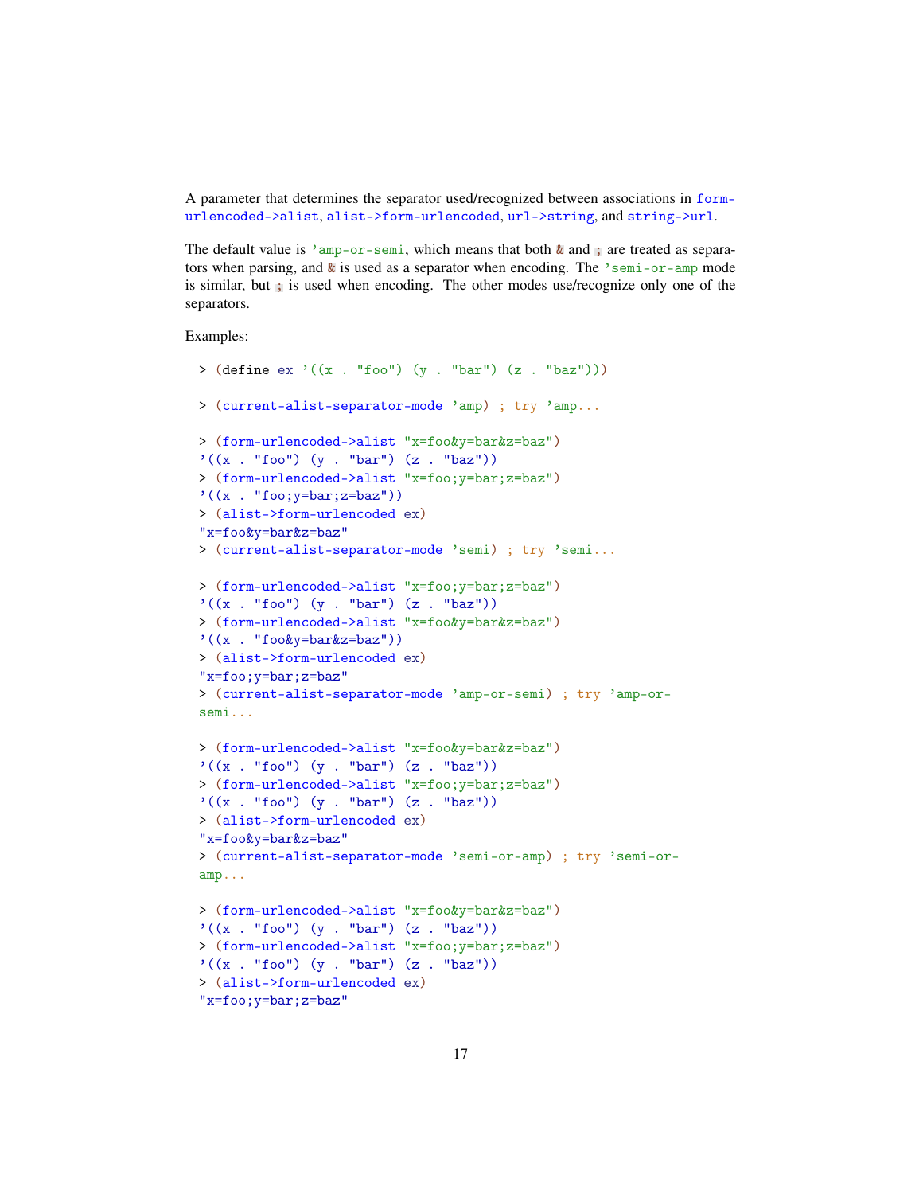A parameter that determines the separator used/recognized between associations in `form-urlencoded->alist`, `alist->form-urlencoded`, `url->string`, and `string->url`.

The default value is `'amp-or-semi`, which means that both `&` and `;` are treated as separators when parsing, and `&` is used as a separator when encoding. The `'semi-or-amp` mode is similar, but `;` is used when encoding. The other modes use/recognize only one of the separators.

Examples:

```
> (define ex '((x . "foo") (y . "bar") (z . "baz")))

> (current-alist-separator-mode 'amp) ; try 'amp...

> (form-urlencoded->alist "x=foo&y=bar&z=baz")
'((x . "foo") (y . "bar") (z . "baz"))
> (form-urlencoded->alist "x=foo;y=bar;z=baz")
'((x . "foo;y=bar;z=baz"))
> (alist->form-urlencoded ex)
"x=foo&y=bar&z=baz"
> (current-alist-separator-mode 'semi) ; try 'semi...

> (form-urlencoded->alist "x=foo;y=bar;z=baz")
'((x . "foo") (y . "bar") (z . "baz"))
> (form-urlencoded->alist "x=foo&y=bar&z=baz")
'((x . "foo&y=bar&z=baz"))
> (alist->form-urlencoded ex)
"x=foo;y=bar;z=baz"
> (current-alist-separator-mode 'amp-or-semi) ; try 'amp-or-semi...

> (form-urlencoded->alist "x=foo&y=bar&z=baz")
'((x . "foo") (y . "bar") (z . "baz"))
> (form-urlencoded->alist "x=foo;y=bar;z=baz")
'((x . "foo") (y . "bar") (z . "baz"))
> (alist->form-urlencoded ex)
"x=foo&y=bar&z=baz"
> (current-alist-separator-mode 'semi-or-amp) ; try 'semi-or-amp...

> (form-urlencoded->alist "x=foo&y=bar&z=baz")
'((x . "foo") (y . "bar") (z . "baz"))
> (form-urlencoded->alist "x=foo;y=bar;z=baz")
'((x . "foo") (y . "bar") (z . "baz"))
> (alist->form-urlencoded ex)
"x=foo;y=bar;z=baz"
```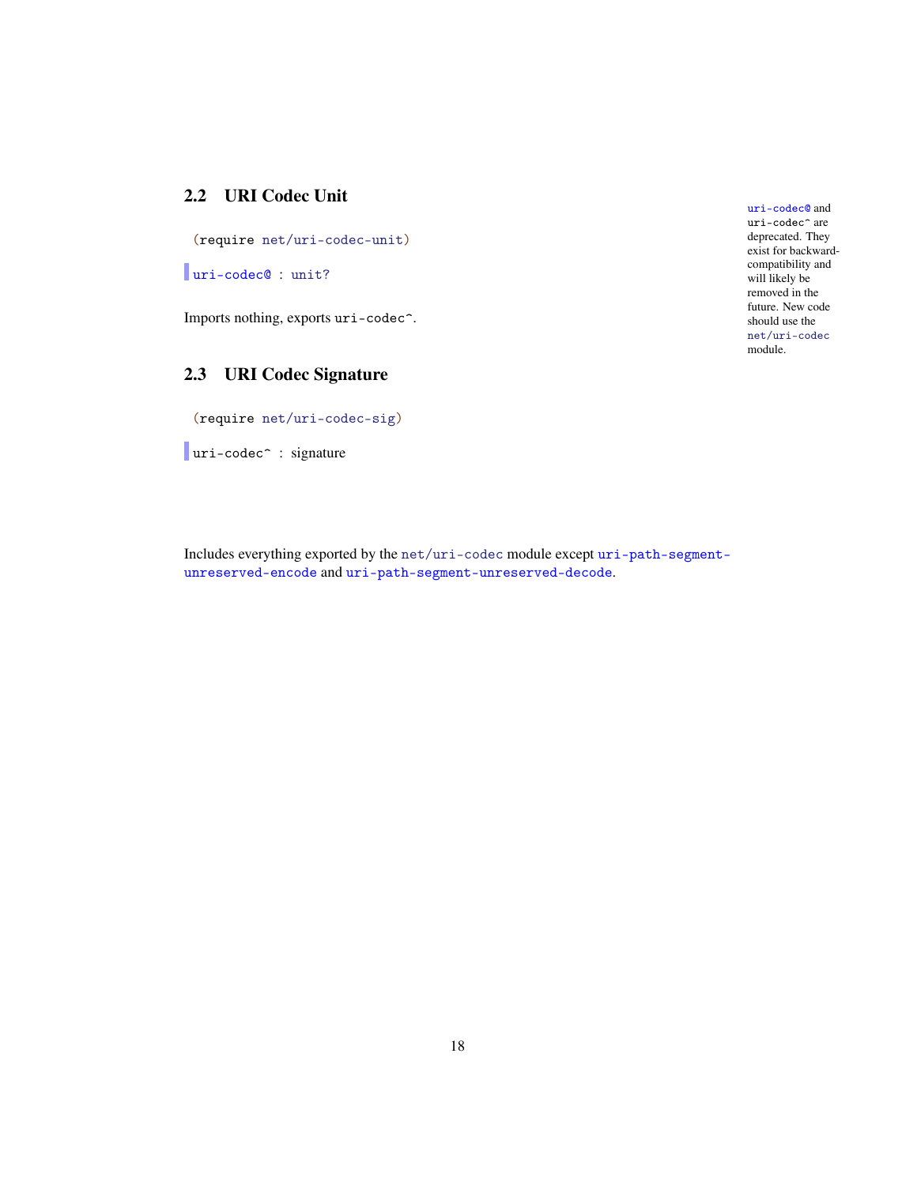## 2.2 URI Codec Unit

```
(require net/uri-codec-unit)
```

```
uri-codec@ : unit?
```

Imports nothing, exports `uri-codec^`.

`uri-codec@` and `uri-codec^` are deprecated. They exist for backward-compatibility and will likely be removed in the future. New code should use the `net/uri-codec` module.

## 2.3 URI Codec Signature

```
(require net/uri-codec-sig)
```

```
uri-codec^ : signature
```

Includes everything exported by the `net/uri-codec` module except `uri-path-segment-unreserved-encode` and `uri-path-segment-unreserved-decode`.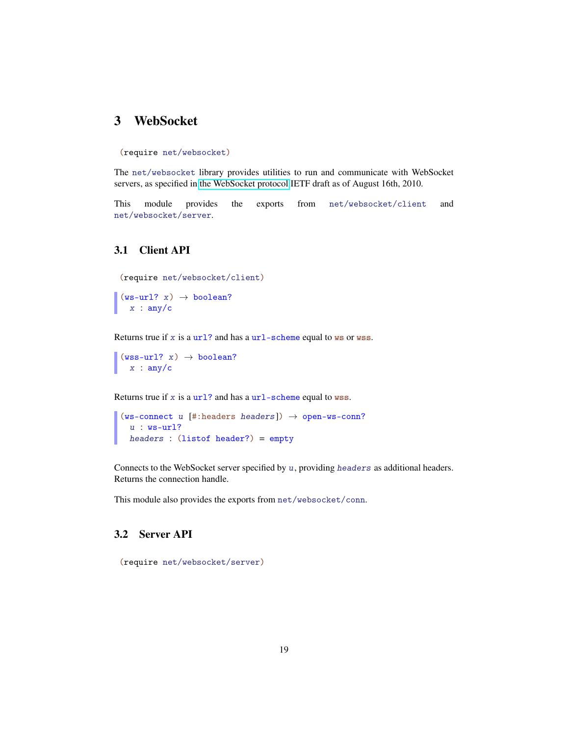# 3 WebSocket

```
(require net/websocket)
```

The `net/websocket` library provides utilities to run and communicate with WebSocket servers, as specified in the WebSocket protocol IETF draft as of August 16th, 2010.

This module provides the exports from `net/websocket/client` and `net/websocket/server`.

## 3.1 Client API

```
(require net/websocket/client)
```

```
(ws-url? x) → boolean?
  x : any/c
```

Returns true if *x* is a `url?` and has a `url-scheme` equal to `ws` or `wss`.

```
(wss-url? x) → boolean?
  x : any/c
```

Returns true if *x* is a `url?` and has a `url-scheme` equal to `wss`.

```
(ws-connect u [#:headers headers]) → open-ws-conn?
  u : ws-url?
  headers : (listof header?) = empty
```

Connects to the WebSocket server specified by *u*, providing *headers* as additional headers. Returns the connection handle.

This module also provides the exports from `net/websocket/conn`.

## 3.2 Server API

```
(require net/websocket/server)
```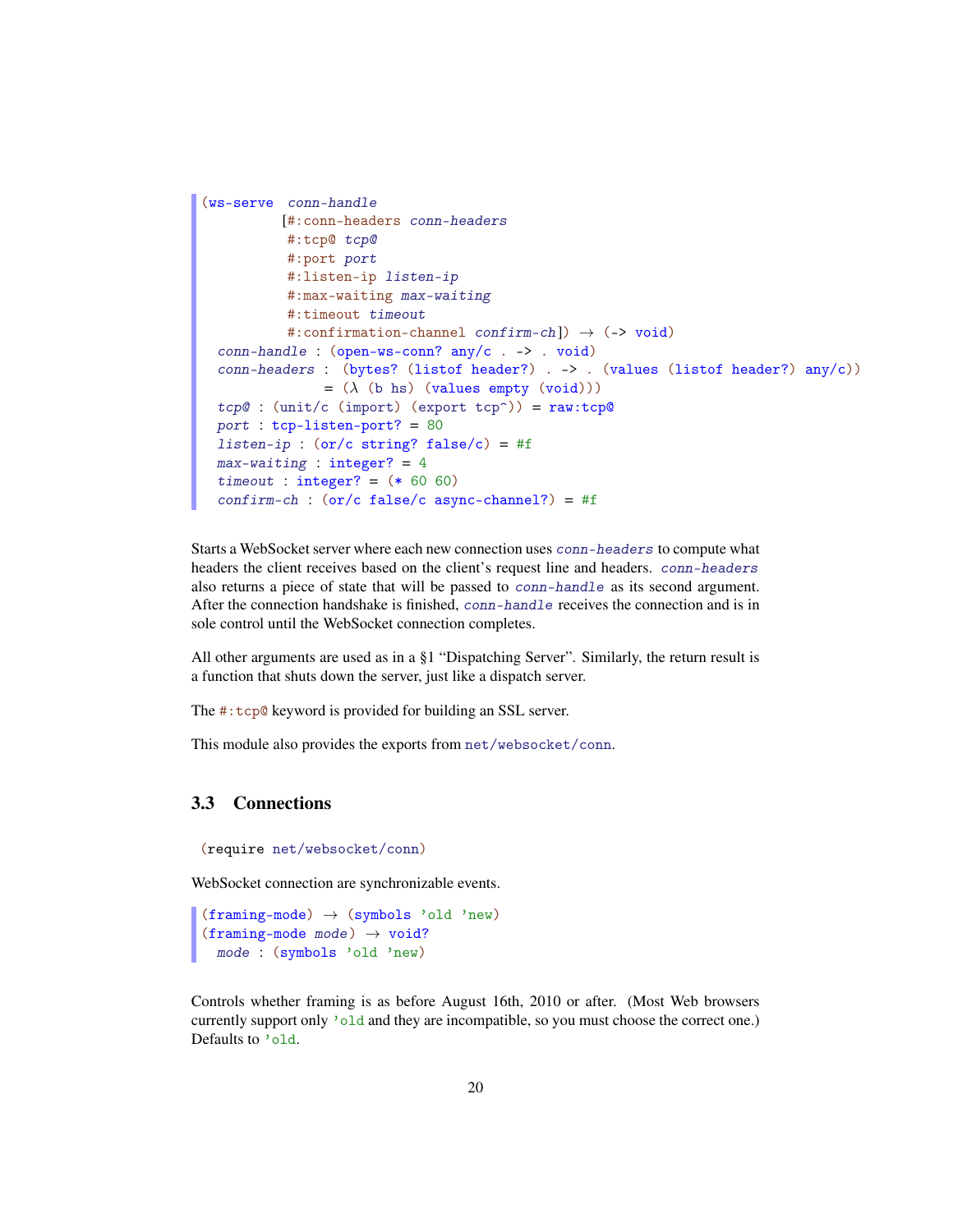```
(ws-serve  conn-handle
          [#:conn-headers conn-headers
           #:tcp@ tcp@
           #:port port
           #:listen-ip listen-ip
           #:max-waiting max-waiting
           #:timeout timeout
           #:confirmation-channel confirm-ch]) → (-> void)
  conn-handle : (open-ws-conn? any/c . -> . void)
  conn-headers :  (bytes? (listof header?) . -> . (values (listof header?) any/c))
               = (λ (b hs) (values empty (void)))
  tcp@ : (unit/c (import) (export tcp^)) = raw:tcp@
  port : tcp-listen-port? = 80
  listen-ip : (or/c string? false/c) = #f
  max-waiting : integer? = 4
  timeout : integer? = (* 60 60)
  confirm-ch : (or/c false/c async-channel?) = #f
```

Starts a WebSocket server where each new connection uses *conn-headers* to compute what headers the client receives based on the client's request line and headers. *conn-headers* also returns a piece of state that will be passed to *conn-handle* as its second argument. After the connection handshake is finished, *conn-handle* receives the connection and is in sole control until the WebSocket connection completes.

All other arguments are used as in a §1 "Dispatching Server". Similarly, the return result is a function that shuts down the server, just like a dispatch server.

The `#:tcp@` keyword is provided for building an SSL server.

This module also provides the exports from `net/websocket/conn`.

## 3.3 Connections

```
(require net/websocket/conn)
```

WebSocket connection are synchronizable events.

```
(framing-mode) → (symbols 'old 'new)
(framing-mode mode) → void?
  mode : (symbols 'old 'new)
```

Controls whether framing is as before August 16th, 2010 or after. (Most Web browsers currently support only `'old` and they are incompatible, so you must choose the correct one.) Defaults to `'old`.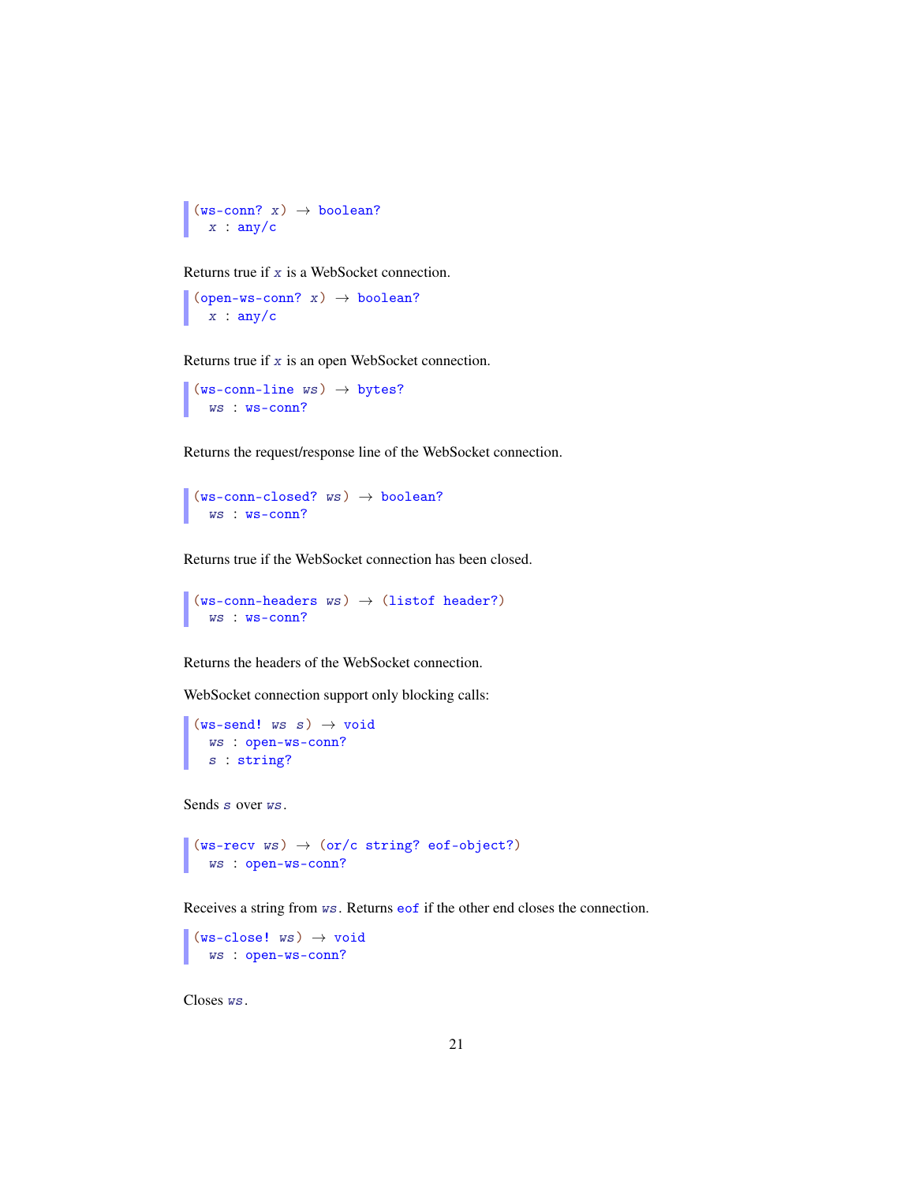```
(ws-conn? x) → boolean?
  x : any/c
```

Returns true if `x` is a WebSocket connection.

```
(open-ws-conn? x) → boolean?
  x : any/c
```

Returns true if `x` is an open WebSocket connection.

```
(ws-conn-line ws) → bytes?
  ws : ws-conn?
```

Returns the request/response line of the WebSocket connection.

```
(ws-conn-closed? ws) → boolean?
  ws : ws-conn?
```

Returns true if the WebSocket connection has been closed.

```
(ws-conn-headers ws) → (listof header?)
  ws : ws-conn?
```

Returns the headers of the WebSocket connection.

WebSocket connection support only blocking calls:

```
(ws-send! ws s) → void
  ws : open-ws-conn?
  s : string?
```

Sends `s` over `ws`.

```
(ws-recv ws) → (or/c string? eof-object?)
  ws : open-ws-conn?
```

Receives a string from `ws`. Returns `eof` if the other end closes the connection.

```
(ws-close! ws) → void
  ws : open-ws-conn?
```

Closes `ws`.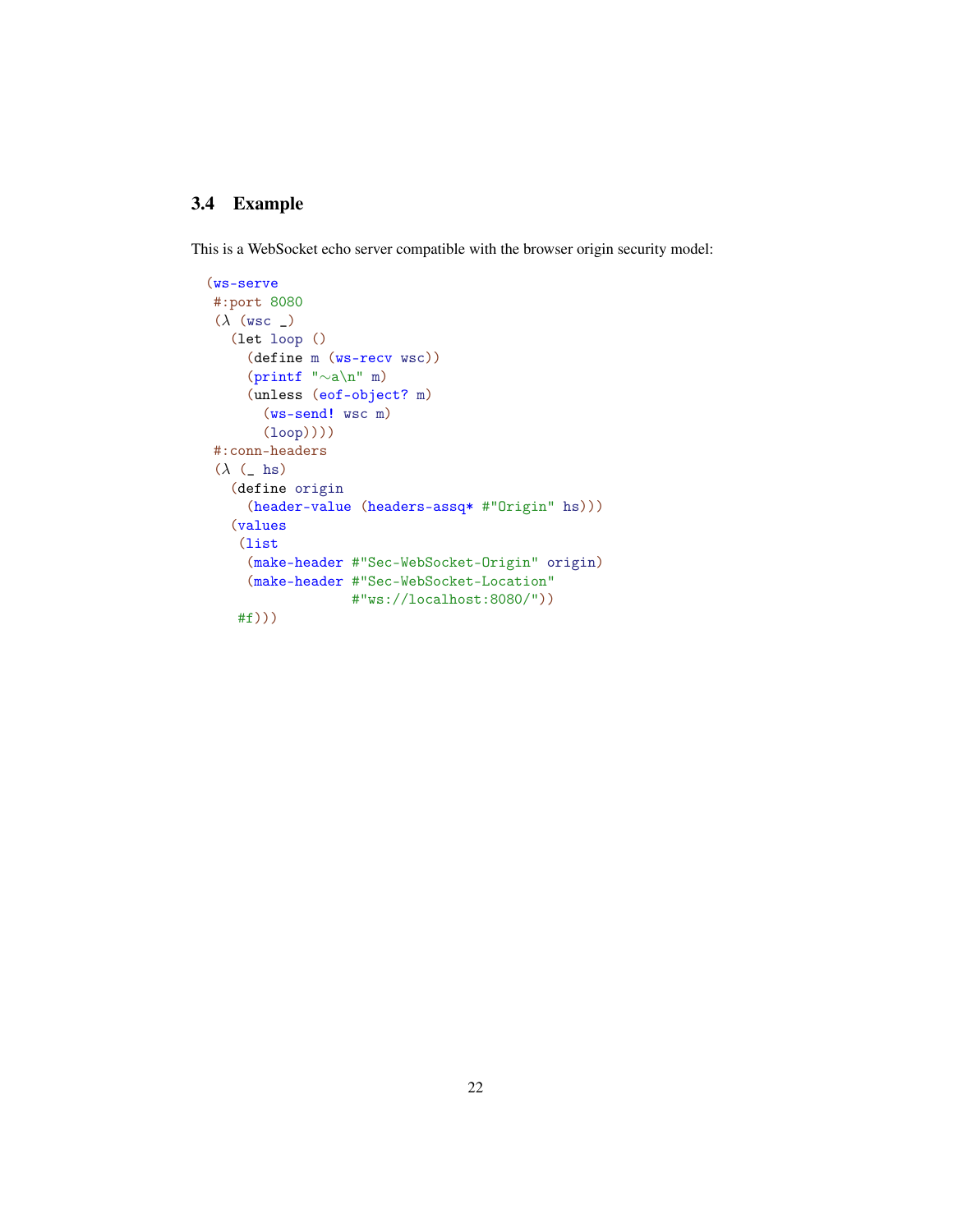### 3.4 Example

This is a WebSocket echo server compatible with the browser origin security model:

```
(ws-serve
 #:port 8080
 (λ (wsc _)
   (let loop ()
     (define m (ws-recv wsc))
     (printf "~a\n" m)
     (unless (eof-object? m)
       (ws-send! wsc m)
       (loop))))
 #:conn-headers
 (λ (_ hs)
   (define origin
     (header-value (headers-assq* #"Origin" hs)))
   (values
    (list
     (make-header #"Sec-WebSocket-Origin" origin)
     (make-header #"Sec-WebSocket-Location"
                  #"ws://localhost:8080/"))
    #f)))
```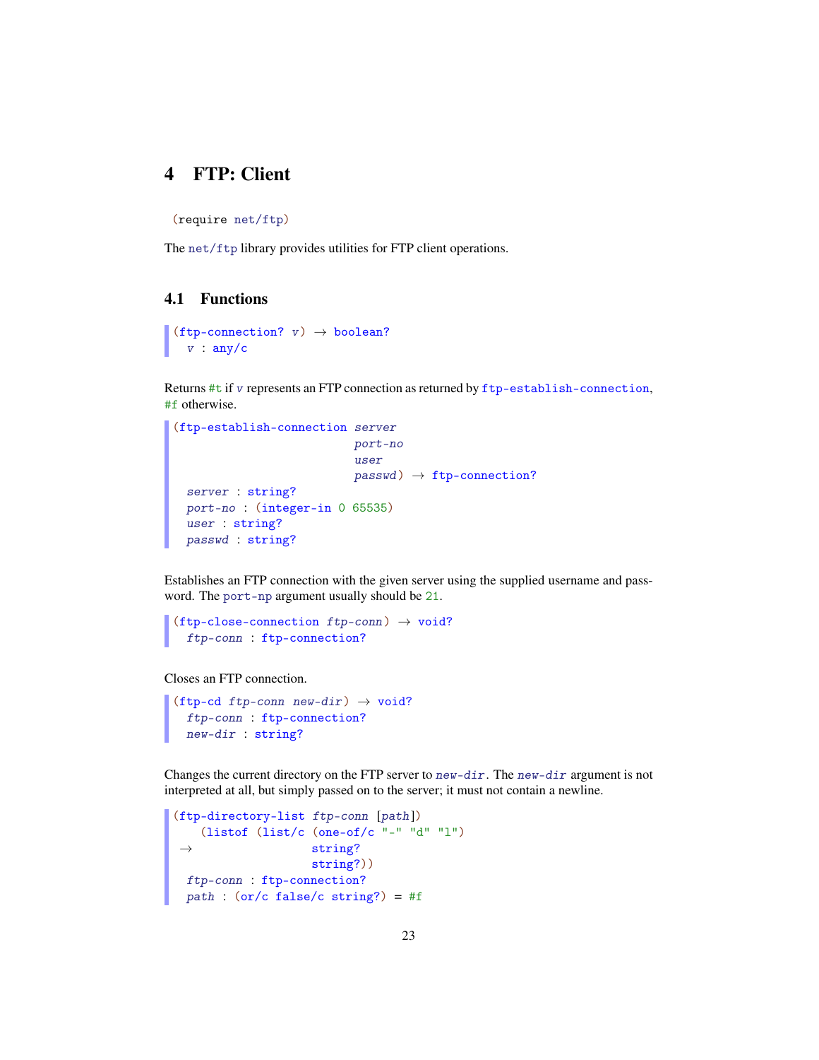# 4 FTP: Client

```
(require net/ftp)
```

The `net/ftp` library provides utilities for FTP client operations.

## 4.1 Functions

```
(ftp-connection? v) → boolean?
  v : any/c
```

Returns `#t` if *v* represents an FTP connection as returned by `ftp-establish-connection`, `#f` otherwise.

```
(ftp-establish-connection server
                          port-no
                          user
                          passwd) → ftp-connection?
  server : string?
  port-no : (integer-in 0 65535)
  user : string?
  passwd : string?
```

Establishes an FTP connection with the given server using the supplied username and password. The `port-np` argument usually should be `21`.

```
(ftp-close-connection ftp-conn) → void?
  ftp-conn : ftp-connection?
```

Closes an FTP connection.

```
(ftp-cd ftp-conn new-dir) → void?
  ftp-conn : ftp-connection?
  new-dir : string?
```

Changes the current directory on the FTP server to *new-dir*. The *new-dir* argument is not interpreted at all, but simply passed on to the server; it must not contain a newline.

```
(ftp-directory-list ftp-conn [path])
    (listof (list/c (one-of/c "-" "d" "l")
 →                  string?
                    string?))
  ftp-conn : ftp-connection?
  path : (or/c false/c string?) = #f
```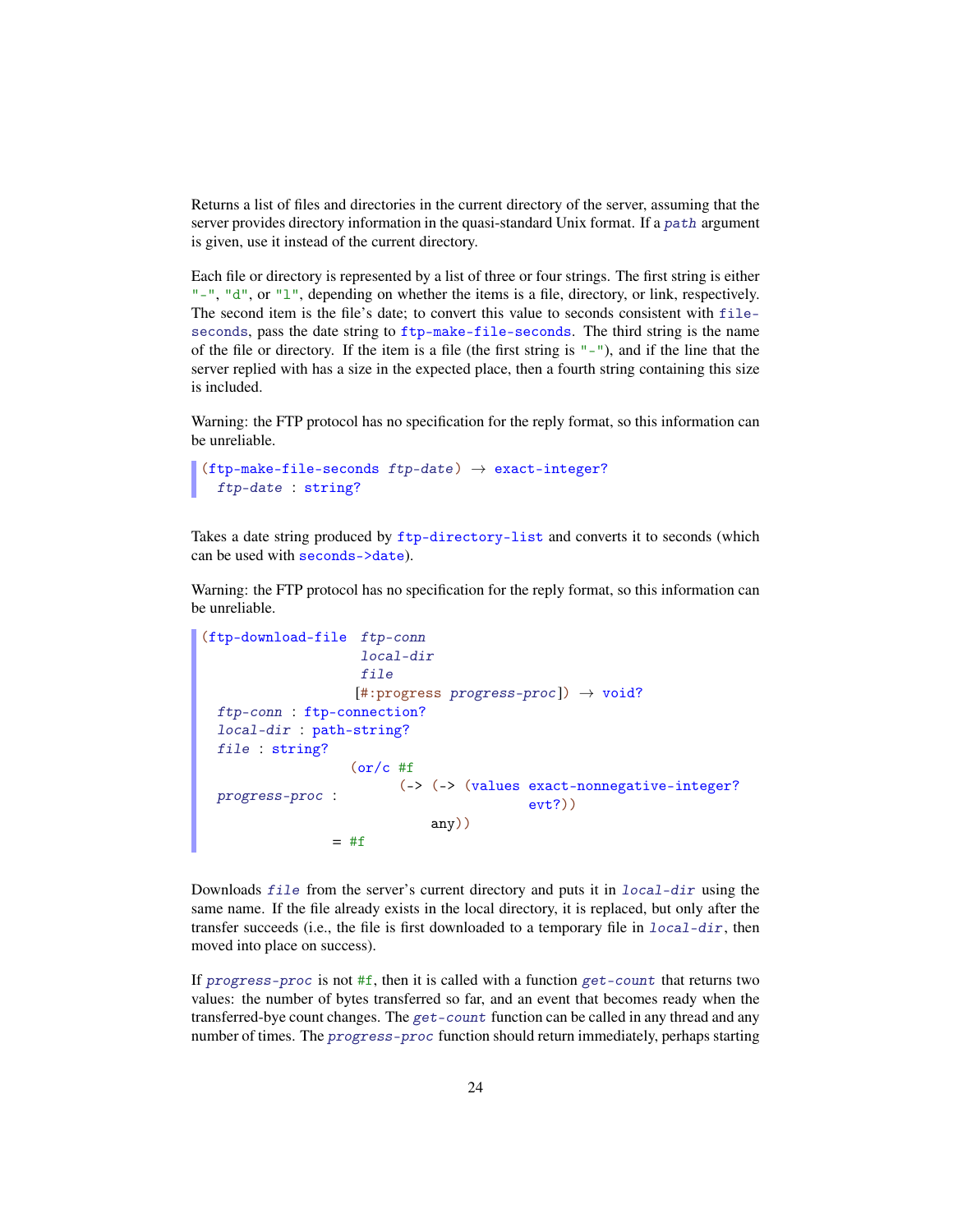Returns a list of files and directories in the current directory of the server, assuming that the server provides directory information in the quasi-standard Unix format. If a *path* argument is given, use it instead of the current directory.

Each file or directory is represented by a list of three or four strings. The first string is either "-", "d", or "l", depending on whether the items is a file, directory, or link, respectively. The second item is the file's date; to convert this value to seconds consistent with file-seconds, pass the date string to ftp-make-file-seconds. The third string is the name of the file or directory. If the item is a file (the first string is "-"), and if the line that the server replied with has a size in the expected place, then a fourth string containing this size is included.

Warning: the FTP protocol has no specification for the reply format, so this information can be unreliable.

```
(ftp-make-file-seconds ftp-date) → exact-integer?
  ftp-date : string?
```

Takes a date string produced by ftp-directory-list and converts it to seconds (which can be used with seconds->date).

Warning: the FTP protocol has no specification for the reply format, so this information can be unreliable.

```
(ftp-download-file  ftp-conn
                    local-dir
                    file
                   [#:progress progress-proc]) → void?
  ftp-conn : ftp-connection?
  local-dir : path-string?
  file : string?
                  (or/c #f
                        (-> (-> (values exact-nonnegative-integer?
  progress-proc :                       evt?))
                            any))
                = #f
```

Downloads *file* from the server's current directory and puts it in *local-dir* using the same name. If the file already exists in the local directory, it is replaced, but only after the transfer succeeds (i.e., the file is first downloaded to a temporary file in *local-dir*, then moved into place on success).

If *progress-proc* is not #f, then it is called with a function *get-count* that returns two values: the number of bytes transferred so far, and an event that becomes ready when the transferred-bye count changes. The *get-count* function can be called in any thread and any number of times. The *progress-proc* function should return immediately, perhaps starting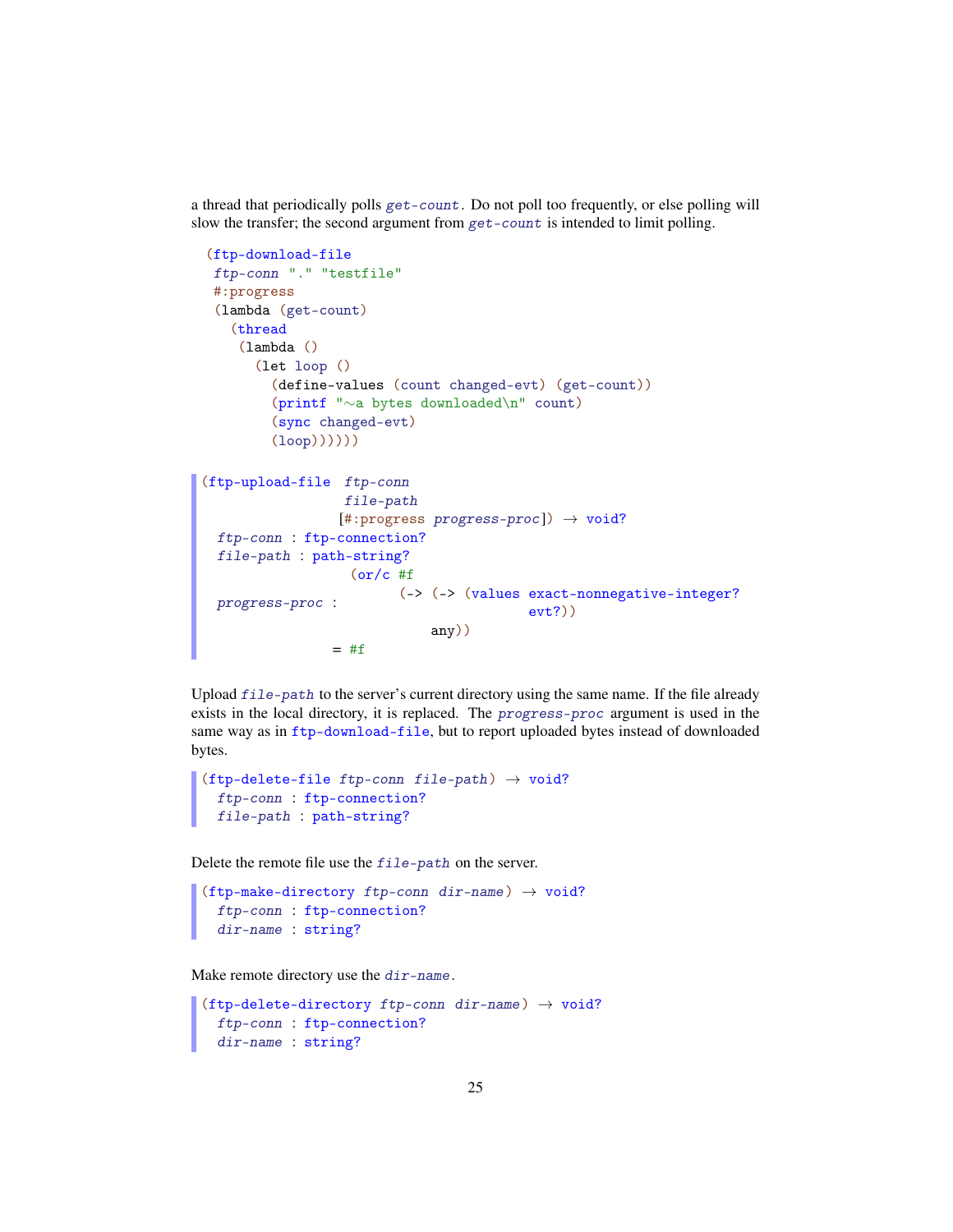a thread that periodically polls *get-count*. Do not poll too frequently, or else polling will slow the transfer; the second argument from *get-count* is intended to limit polling.

```
(ftp-download-file
 ftp-conn "." "testfile"
 #:progress
 (lambda (get-count)
   (thread
    (lambda ()
      (let loop ()
        (define-values (count changed-evt) (get-count))
        (printf "~a bytes downloaded\n" count)
        (sync changed-evt)
        (loop))))))
```

```
(ftp-upload-file  ftp-conn
                  file-path
                 [#:progress progress-proc]) → void?
  ftp-conn : ftp-connection?
  file-path : path-string?
  progress-proc : (or/c #f
                        (-> (-> (values exact-nonnegative-integer?
                                        evt?))
                            any))
                = #f
```

Upload *file-path* to the server's current directory using the same name. If the file already exists in the local directory, it is replaced. The *progress-proc* argument is used in the same way as in `ftp-download-file`, but to report uploaded bytes instead of downloaded bytes.

```
(ftp-delete-file ftp-conn file-path) → void?
  ftp-conn : ftp-connection?
  file-path : path-string?
```

Delete the remote file use the *file-path* on the server.

```
(ftp-make-directory ftp-conn dir-name) → void?
  ftp-conn : ftp-connection?
  dir-name : string?
```

Make remote directory use the *dir-name*.

```
(ftp-delete-directory ftp-conn dir-name) → void?
  ftp-conn : ftp-connection?
  dir-name : string?
```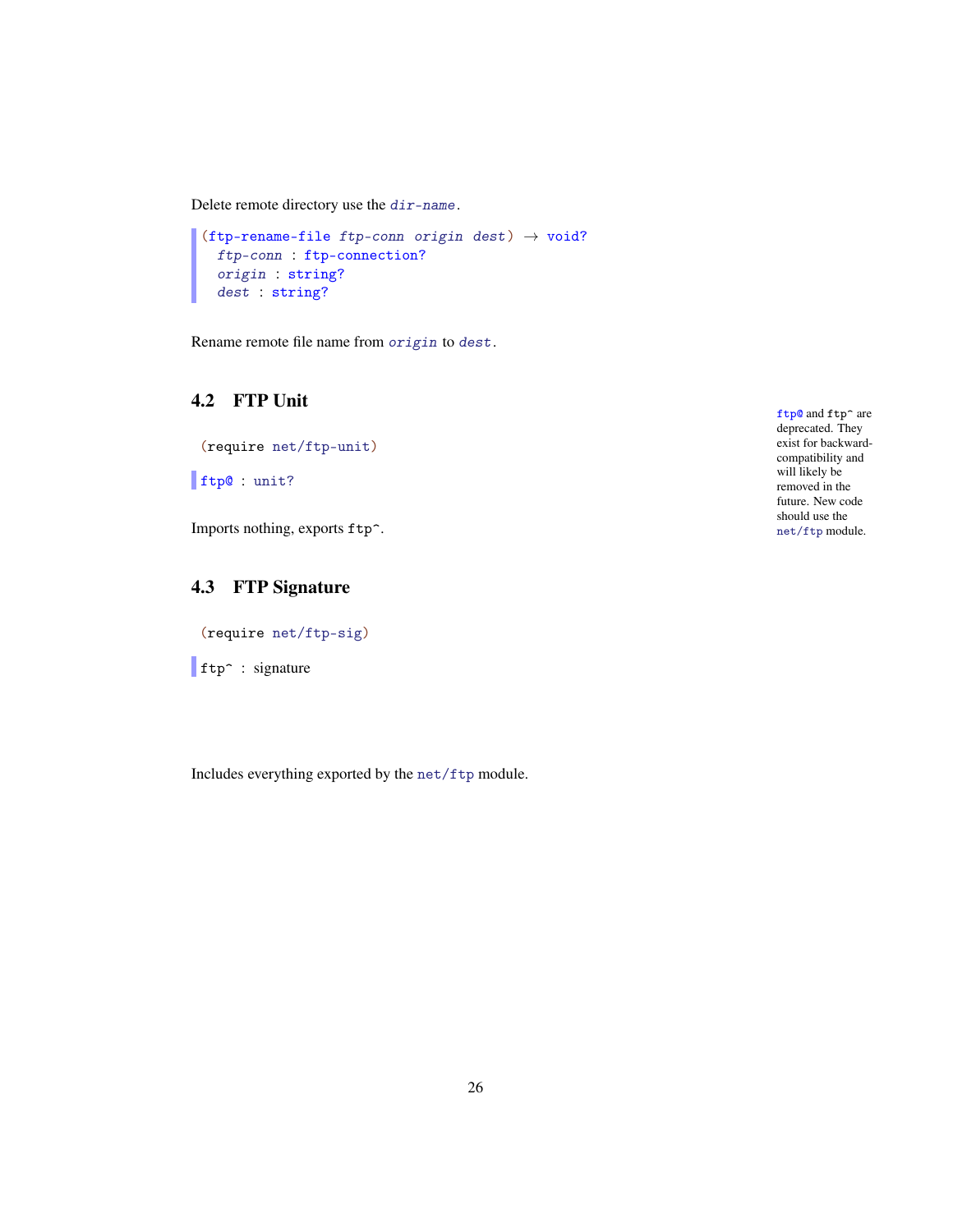Delete remote directory use the *dir-name*.

```
(ftp-rename-file ftp-conn origin dest) → void?
  ftp-conn : ftp-connection?
  origin : string?
  dest : string?
```

Rename remote file name from *origin* to *dest*.

## 4.2 FTP Unit

ftp@ and ftp^ are deprecated. They exist for backward-compatibility and will likely be removed in the future. New code should use the net/ftp module.

```
(require net/ftp-unit)
```

```
ftp@ : unit?
```

Imports nothing, exports ftp^.

## 4.3 FTP Signature

```
(require net/ftp-sig)
```

```
ftp^ : signature
```

Includes everything exported by the net/ftp module.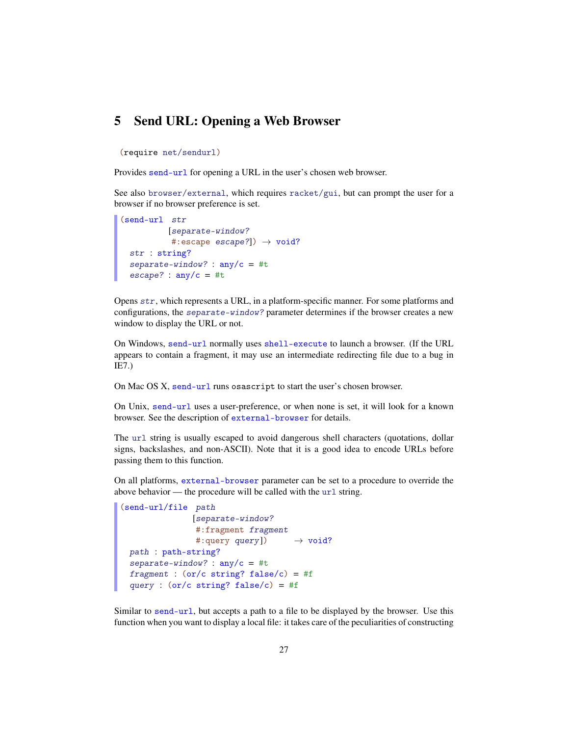## 5 Send URL: Opening a Web Browser

```
(require net/sendurl)
```

Provides `send-url` for opening a URL in the user's chosen web browser.

See also `browser/external`, which requires `racket/gui`, but can prompt the user for a browser if no browser preference is set.

```
(send-url str
          [separate-window?
           #:escape escape?]) → void?
  str : string?
  separate-window? : any/c = #t
  escape? : any/c = #t
```

Opens *str*, which represents a URL, in a platform-specific manner. For some platforms and configurations, the *separate-window?* parameter determines if the browser creates a new window to display the URL or not.

On Windows, `send-url` normally uses `shell-execute` to launch a browser. (If the URL appears to contain a fragment, it may use an intermediate redirecting file due to a bug in IE7.)

On Mac OS X, `send-url` runs `osascript` to start the user's chosen browser.

On Unix, `send-url` uses a user-preference, or when none is set, it will look for a known browser. See the description of `external-browser` for details.

The `url` string is usually escaped to avoid dangerous shell characters (quotations, dollar signs, backslashes, and non-ASCII). Note that it is a good idea to encode URLs before passing them to this function.

On all platforms, `external-browser` parameter can be set to a procedure to override the above behavior — the procedure will be called with the `url` string.

```
(send-url/file path
               [separate-window?
                #:fragment fragment
                #:query query])      → void?
  path : path-string?
  separate-window? : any/c = #t
  fragment : (or/c string? false/c) = #f
  query : (or/c string? false/c) = #f
```

Similar to `send-url`, but accepts a path to a file to be displayed by the browser. Use this function when you want to display a local file: it takes care of the peculiarities of constructing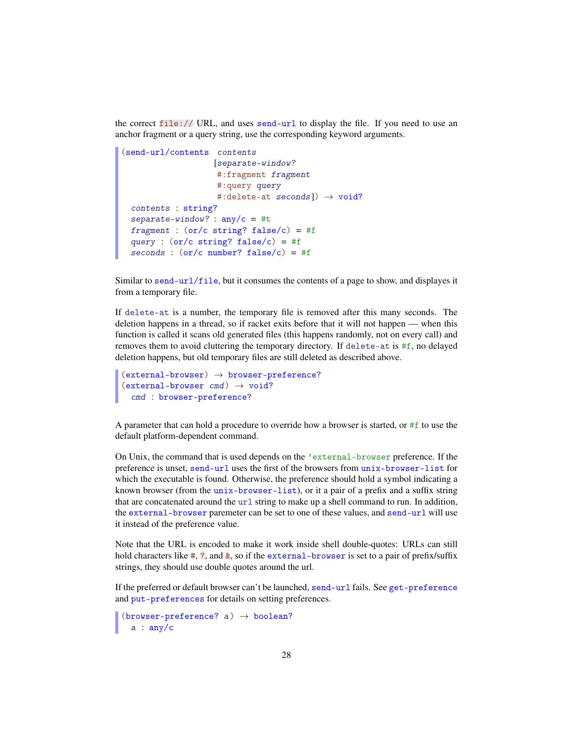the correct `file://` URL, and uses `send-url` to display the file. If you need to use an anchor fragment or a query string, use the corresponding keyword arguments.

```
(send-url/contents  contents
                   [separate-window?
                    #:fragment fragment
                    #:query query
                    #:delete-at seconds]) → void?
  contents : string?
  separate-window? : any/c = #t
  fragment : (or/c string? false/c) = #f
  query : (or/c string? false/c) = #f
  seconds : (or/c number? false/c) = #f
```

Similar to `send-url/file`, but it consumes the contents of a page to show, and displays it from a temporary file.

If `delete-at` is a number, the temporary file is removed after this many seconds. The deletion happens in a thread, so if racket exits before that it will not happen — when this function is called it scans old generated files (this happens randomly, not on every call) and removes them to avoid cluttering the temporary directory. If `delete-at` is `#f`, no delayed deletion happens, but old temporary files are still deleted as described above.

```
(external-browser) → browser-preference?
(external-browser cmd) → void?
  cmd : browser-preference?
```

A parameter that can hold a procedure to override how a browser is started, or `#f` to use the default platform-dependent command.

On Unix, the command that is used depends on the `'external-browser` preference. If the preference is unset, `send-url` uses the first of the browsers from `unix-browser-list` for which the executable is found. Otherwise, the preference should hold a symbol indicating a known browser (from the `unix-browser-list`), or it a pair of a prefix and a suffix string that are concatenated around the `url` string to make up a shell command to run. In addition, the `external-browser` paremeter can be set to one of these values, and `send-url` will use it instead of the preference value.

Note that the URL is encoded to make it work inside shell double-quotes: URLs can still hold characters like `#`, `?`, and `&`, so if the `external-browser` is set to a pair of prefix/suffix strings, they should use double quotes around the url.

If the preferred or default browser can't be launched, `send-url` fails. See `get-preference` and `put-preferences` for details on setting preferences.

```
(browser-preference? a) → boolean?
  a : any/c
```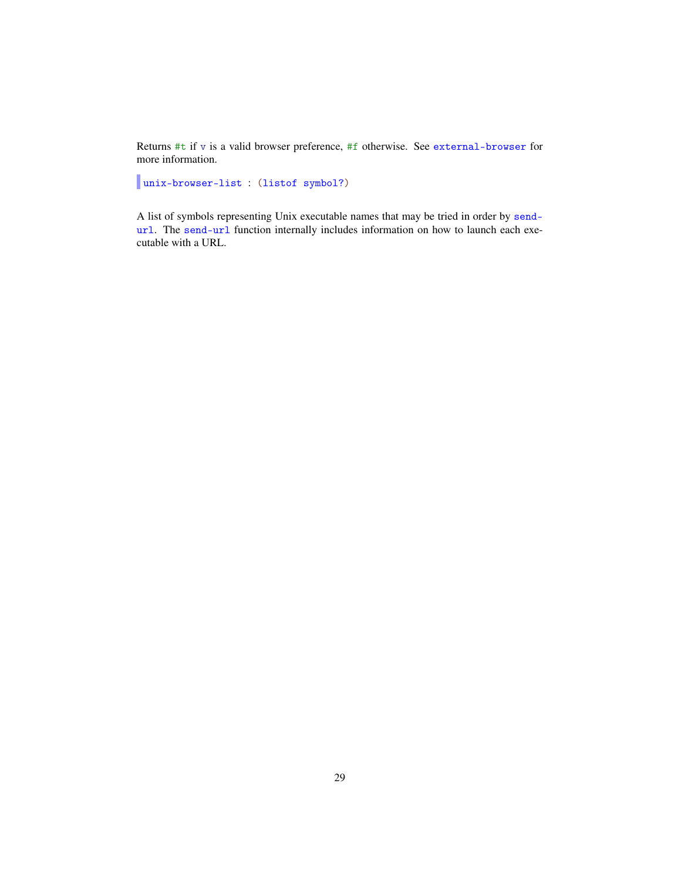Returns `#t` if `v` is a valid browser preference, `#f` otherwise. See `external-browser` for more information.

```
unix-browser-list : (listof symbol?)
```

A list of symbols representing Unix executable names that may be tried in order by `send-url`. The `send-url` function internally includes information on how to launch each executable with a URL.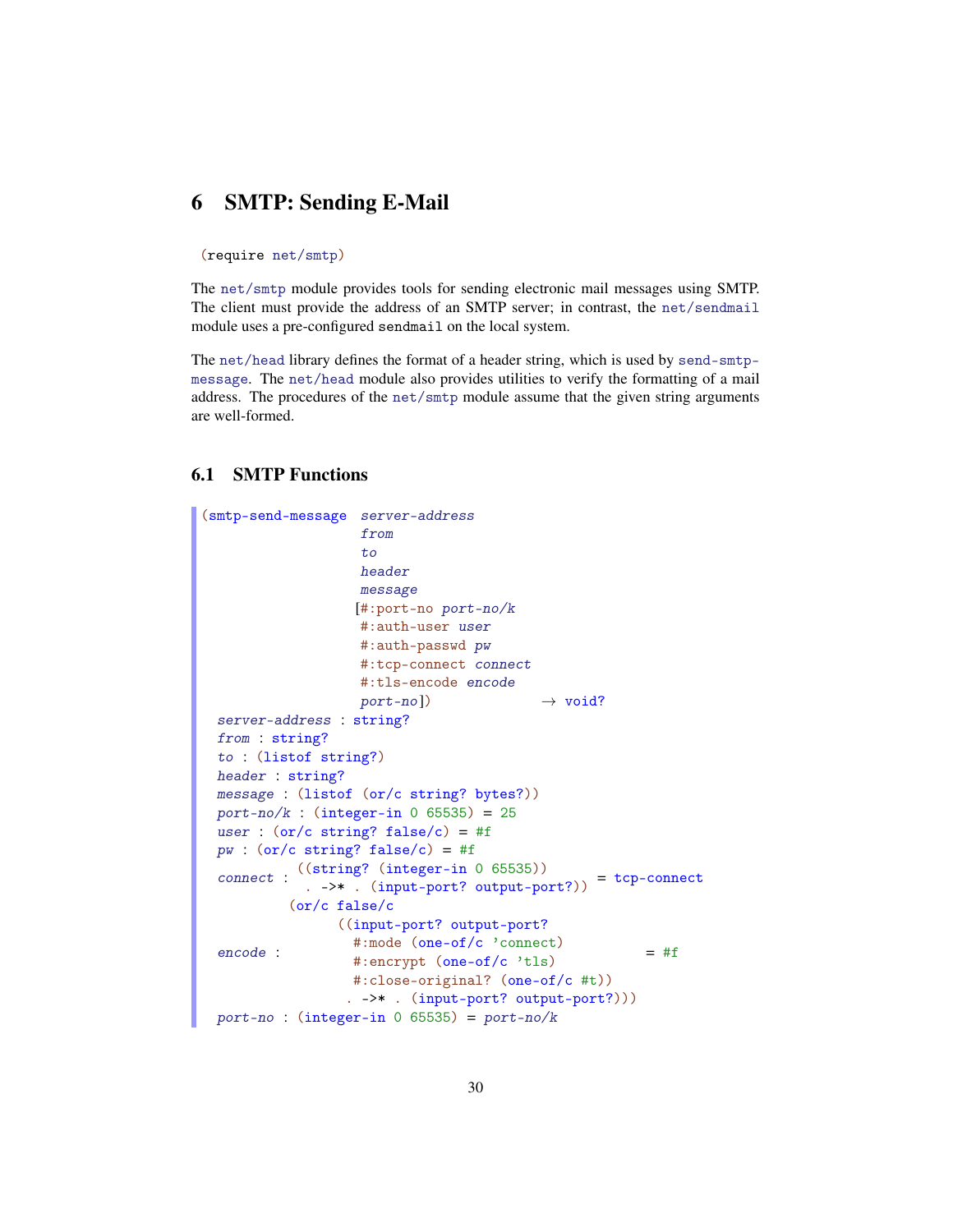# 6 SMTP: Sending E-Mail

```
(require net/smtp)
```

The `net/smtp` module provides tools for sending electronic mail messages using SMTP. The client must provide the address of an SMTP server; in contrast, the `net/sendmail` module uses a pre-configured `sendmail` on the local system.

The `net/head` library defines the format of a header string, which is used by `send-smtp-message`. The `net/head` module also provides utilities to verify the formatting of a mail address. The procedures of the `net/smtp` module assume that the given string arguments are well-formed.

## 6.1 SMTP Functions

```
(smtp-send-message  server-address
                    from
                    to
                    header
                    message
                   [#:port-no port-no/k
                    #:auth-user user
                    #:auth-passwd pw
                    #:tcp-connect connect
                    #:tls-encode encode
                    port-no])             → void?
  server-address : string?
  from : string?
  to : (listof string?)
  header : string?
  message : (listof (or/c string? bytes?))
  port-no/k : (integer-in 0 65535) = 25
  user : (or/c string? false/c) = #f
  pw : (or/c string? false/c) = #f
  connect : ((string? (integer-in 0 65535))
             . ->* . (input-port? output-port?))  = tcp-connect
  encode : (or/c false/c
                 ((input-port? output-port?
                   #:mode (one-of/c 'connect)
                   #:encrypt (one-of/c 'tls)                = #f
                   #:close-original? (one-of/c #t))
                  . ->* . (input-port? output-port?)))
  port-no : (integer-in 0 65535) = port-no/k
```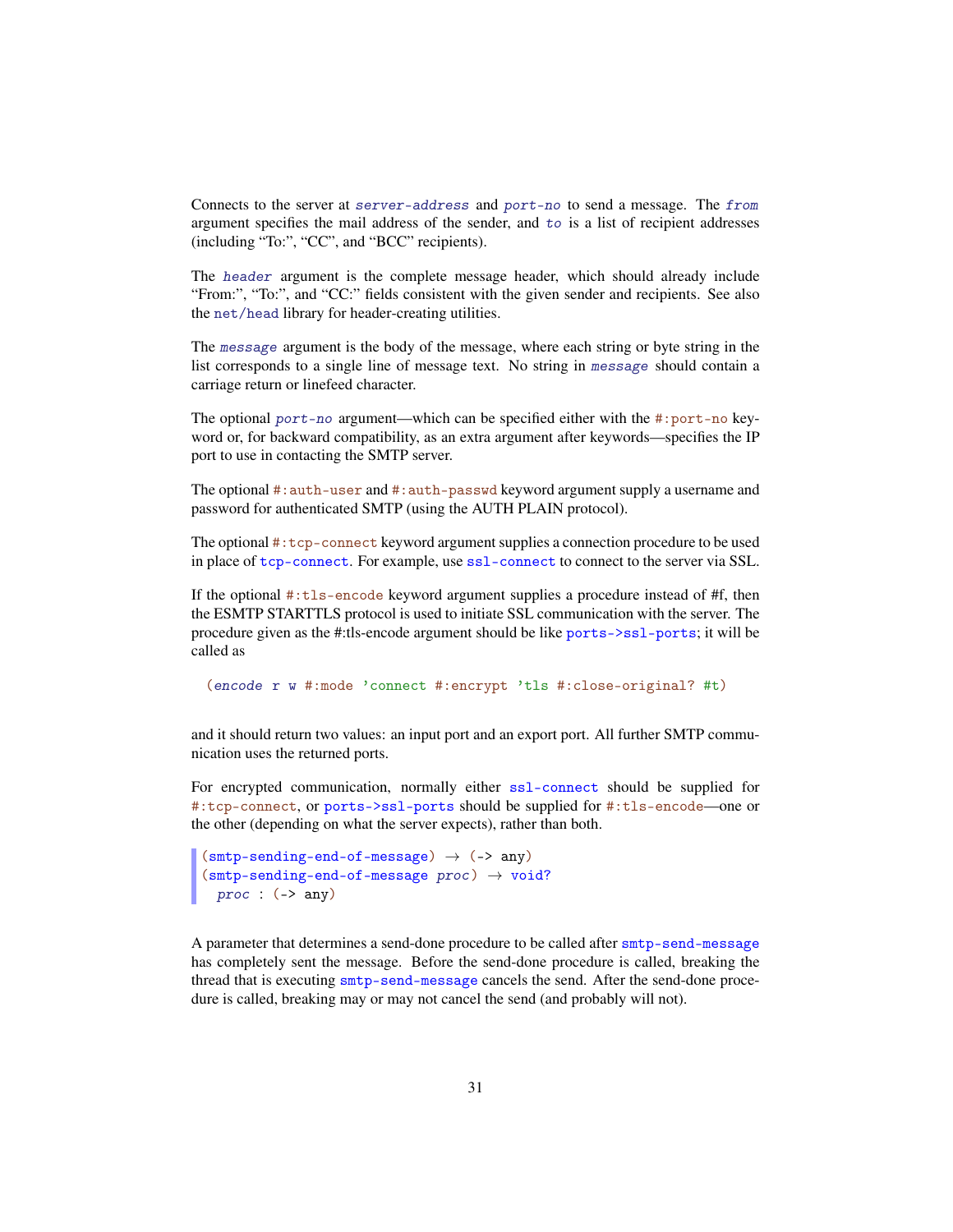Connects to the server at *server-address* and *port-no* to send a message. The *from* argument specifies the mail address of the sender, and *to* is a list of recipient addresses (including "To:", "CC", and "BCC" recipients).

The *header* argument is the complete message header, which should already include "From:", "To:", and "CC:" fields consistent with the given sender and recipients. See also the `net/head` library for header-creating utilities.

The *message* argument is the body of the message, where each string or byte string in the list corresponds to a single line of message text. No string in *message* should contain a carriage return or linefeed character.

The optional *port-no* argument—which can be specified either with the `#:port-no` keyword or, for backward compatibility, as an extra argument after keywords—specifies the IP port to use in contacting the SMTP server.

The optional `#:auth-user` and `#:auth-passwd` keyword argument supply a username and password for authenticated SMTP (using the AUTH PLAIN protocol).

The optional `#:tcp-connect` keyword argument supplies a connection procedure to be used in place of `tcp-connect`. For example, use `ssl-connect` to connect to the server via SSL.

If the optional `#:tls-encode` keyword argument supplies a procedure instead of #f, then the ESMTP STARTTLS protocol is used to initiate SSL communication with the server. The procedure given as the #:tls-encode argument should be like `ports->ssl-ports`; it will be called as

```
(encode r w #:mode 'connect #:encrypt 'tls #:close-original? #t)
```

and it should return two values: an input port and an export port. All further SMTP communication uses the returned ports.

For encrypted communication, normally either `ssl-connect` should be supplied for `#:tcp-connect`, or `ports->ssl-ports` should be supplied for `#:tls-encode`—one or the other (depending on what the server expects), rather than both.

```
(smtp-sending-end-of-message) → (-> any)
(smtp-sending-end-of-message proc) → void?
  proc : (-> any)
```

A parameter that determines a send-done procedure to be called after `smtp-send-message` has completely sent the message. Before the send-done procedure is called, breaking the thread that is executing `smtp-send-message` cancels the send. After the send-done procedure is called, breaking may or may not cancel the send (and probably will not).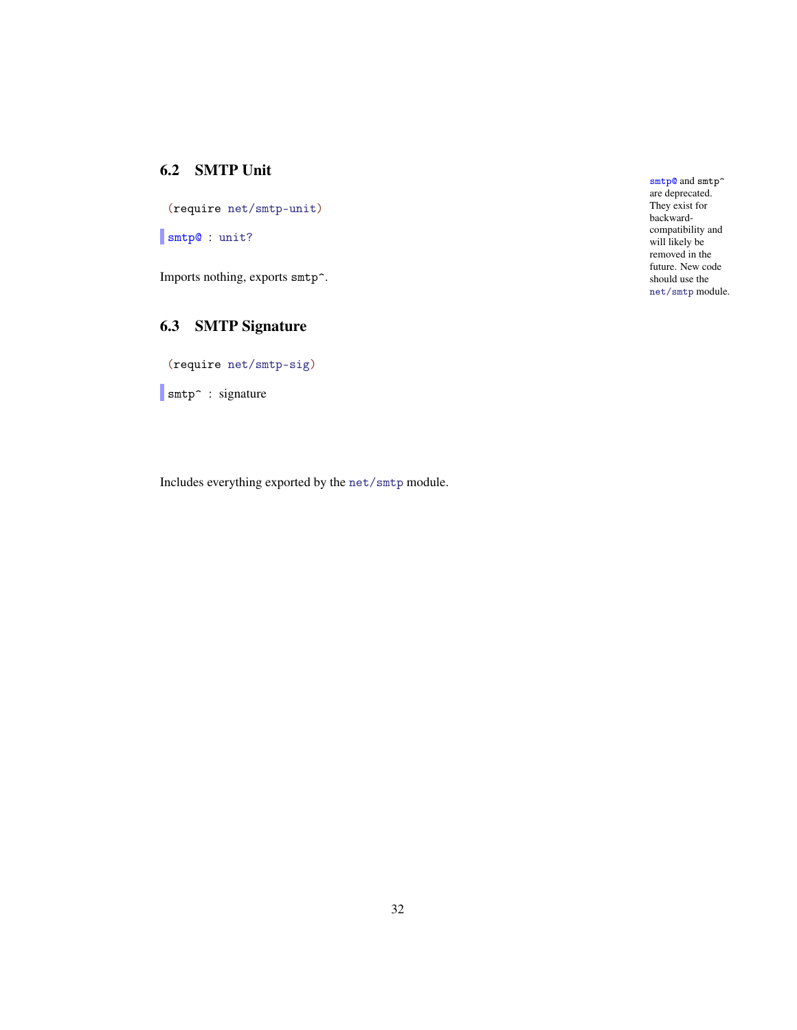## 6.2 SMTP Unit

```
(require net/smtp-unit)
```

```
smtp@ : unit?
```

Imports nothing, exports `smtp^`.

`smtp@` and `smtp^` are deprecated. They exist for backward-compatibility and will likely be removed in the future. New code should use the `net/smtp` module.

## 6.3 SMTP Signature

```
(require net/smtp-sig)
```

```
smtp^ : signature
```

Includes everything exported by the `net/smtp` module.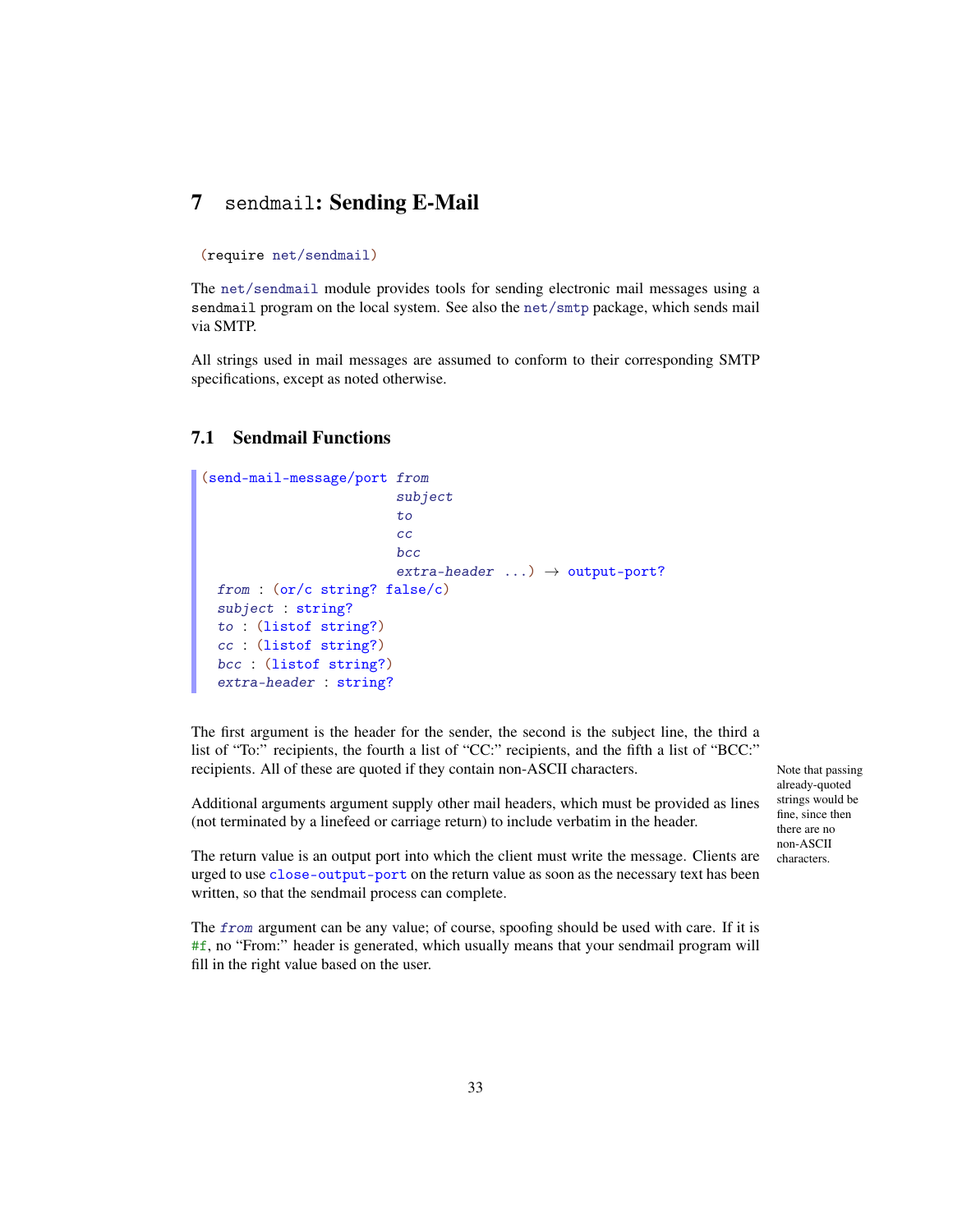# 7 sendmail: Sending E-Mail

```
(require net/sendmail)
```

The net/sendmail module provides tools for sending electronic mail messages using a sendmail program on the local system. See also the net/smtp package, which sends mail via SMTP.

All strings used in mail messages are assumed to conform to their corresponding SMTP specifications, except as noted otherwise.

## 7.1 Sendmail Functions

```
(send-mail-message/port from
                        subject
                        to
                        cc
                        bcc
                        extra-header ...) → output-port?
  from : (or/c string? false/c)
  subject : string?
  to : (listof string?)
  cc : (listof string?)
  bcc : (listof string?)
  extra-header : string?
```

The first argument is the header for the sender, the second is the subject line, the third a list of "To:" recipients, the fourth a list of "CC:" recipients, and the fifth a list of "BCC:" recipients. All of these are quoted if they contain non-ASCII characters.

Note that passing already-quoted strings would be fine, since then there are no non-ASCII characters.

Additional arguments argument supply other mail headers, which must be provided as lines (not terminated by a linefeed or carriage return) to include verbatim in the header.

The return value is an output port into which the client must write the message. Clients are urged to use close-output-port on the return value as soon as the necessary text has been written, so that the sendmail process can complete.

The *from* argument can be any value; of course, spoofing should be used with care. If it is #f, no "From:" header is generated, which usually means that your sendmail program will fill in the right value based on the user.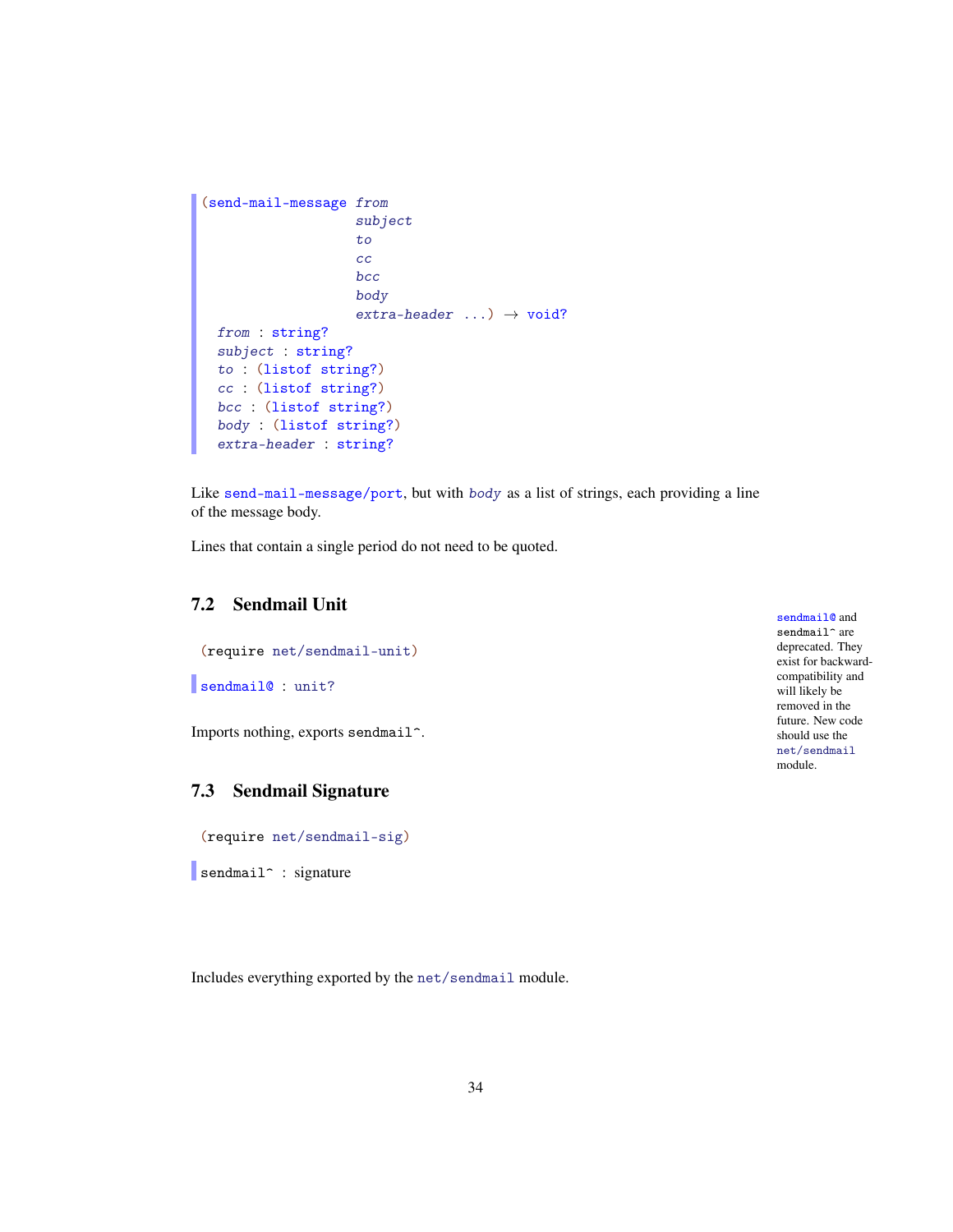```
(send-mail-message from
                   subject
                   to
                   cc
                   bcc
                   body
                   extra-header ...) → void?
  from : string?
  subject : string?
  to : (listof string?)
  cc : (listof string?)
  bcc : (listof string?)
  body : (listof string?)
  extra-header : string?
```

Like `send-mail-message/port`, but with *body* as a list of strings, each providing a line of the message body.

Lines that contain a single period do not need to be quoted.

## 7.2 Sendmail Unit

```
(require net/sendmail-unit)
```

> `sendmail@` and `sendmail^` are deprecated. They exist for backward-compatibility and will likely be removed in the future. New code should use the `net/sendmail` module.

```
sendmail@ : unit?
```

Imports nothing, exports `sendmail^`.

## 7.3 Sendmail Signature

```
(require net/sendmail-sig)
```

```
sendmail^ : signature
```

Includes everything exported by the `net/sendmail` module.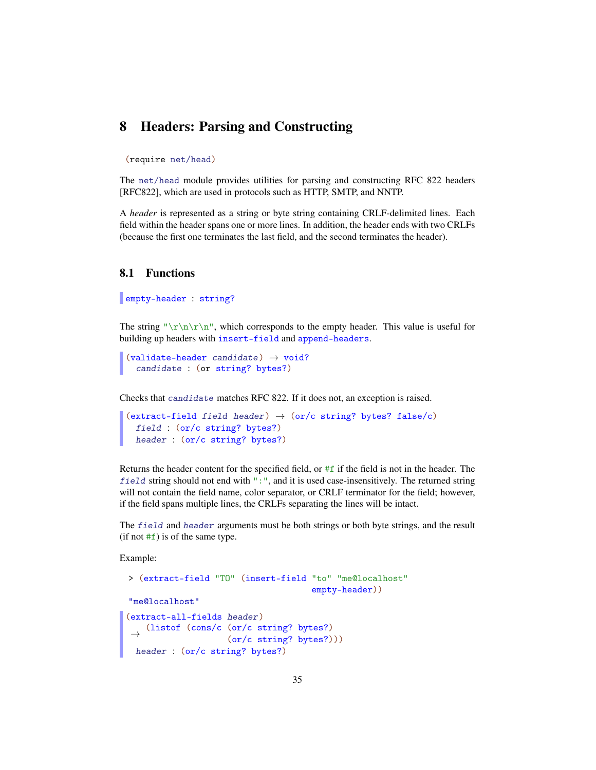# 8 Headers: Parsing and Constructing

```
(require net/head)
```

The `net/head` module provides utilities for parsing and constructing RFC 822 headers [RFC822], which are used in protocols such as HTTP, SMTP, and NNTP.

A *header* is represented as a string or byte string containing CRLF-delimited lines. Each field within the header spans one or more lines. In addition, the header ends with two CRLFs (because the first one terminates the last field, and the second terminates the header).

## 8.1 Functions

```
empty-header : string?
```

The string `"\r\n\r\n"`, which corresponds to the empty header. This value is useful for building up headers with `insert-field` and `append-headers`.

```
(validate-header candidate) → void?
  candidate : (or string? bytes?)
```

Checks that *candidate* matches RFC 822. If it does not, an exception is raised.

```
(extract-field field header) → (or/c string? bytes? false/c)
  field : (or/c string? bytes?)
  header : (or/c string? bytes?)
```

Returns the header content for the specified field, or `#f` if the field is not in the header. The *field* string should not end with `":"`, and it is used case-insensitively. The returned string will not contain the field name, color separator, or CRLF terminator for the field; however, if the field spans multiple lines, the CRLFs separating the lines will be intact.

The *field* and *header* arguments must be both strings or both byte strings, and the result (if not `#f`) is of the same type.

Example:

```
> (extract-field "TO" (insert-field "to" "me@localhost"
                                    empty-header))
"me@localhost"
```

```
(extract-all-fields header)
 → (listof (cons/c (or/c string? bytes?)
                   (or/c string? bytes?)))
  header : (or/c string? bytes?)
```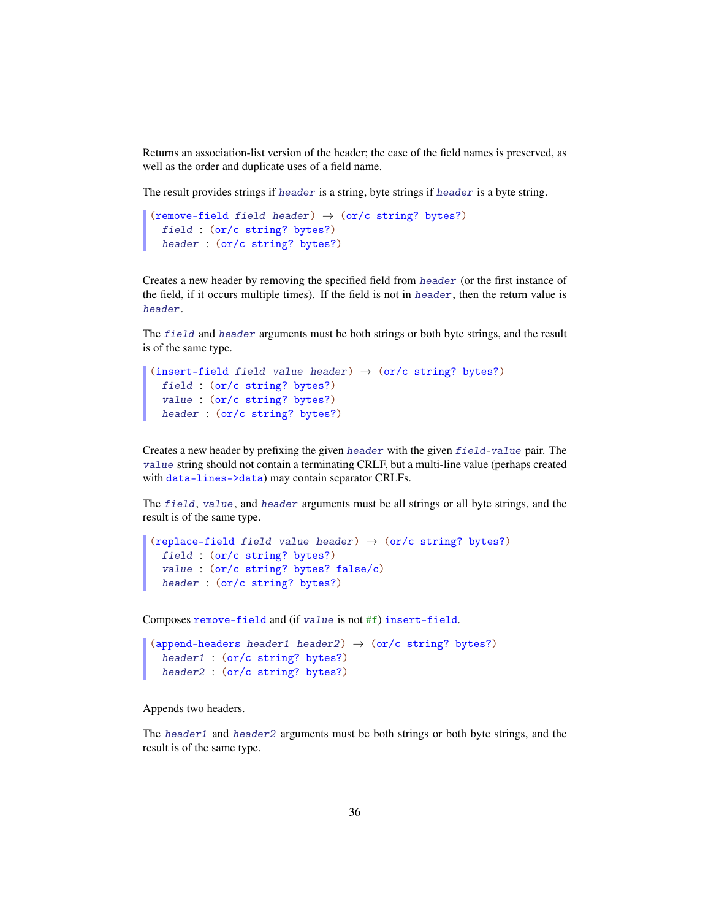Returns an association-list version of the header; the case of the field names is preserved, as well as the order and duplicate uses of a field name.

The result provides strings if *header* is a string, byte strings if *header* is a byte string.

```
(remove-field field header) → (or/c string? bytes?)
  field : (or/c string? bytes?)
  header : (or/c string? bytes?)
```

Creates a new header by removing the specified field from *header* (or the first instance of the field, if it occurs multiple times). If the field is not in *header*, then the return value is *header*.

The *field* and *header* arguments must be both strings or both byte strings, and the result is of the same type.

```
(insert-field field value header) → (or/c string? bytes?)
  field : (or/c string? bytes?)
  value : (or/c string? bytes?)
  header : (or/c string? bytes?)
```

Creates a new header by prefixing the given *header* with the given *field*-*value* pair. The *value* string should not contain a terminating CRLF, but a multi-line value (perhaps created with `data-lines->data`) may contain separator CRLFs.

The *field*, *value*, and *header* arguments must be all strings or all byte strings, and the result is of the same type.

```
(replace-field field value header) → (or/c string? bytes?)
  field : (or/c string? bytes?)
  value : (or/c string? bytes? false/c)
  header : (or/c string? bytes?)
```

Composes `remove-field` and (if *value* is not `#f`) `insert-field`.

```
(append-headers header1 header2) → (or/c string? bytes?)
  header1 : (or/c string? bytes?)
  header2 : (or/c string? bytes?)
```

Appends two headers.

The *header1* and *header2* arguments must be both strings or both byte strings, and the result is of the same type.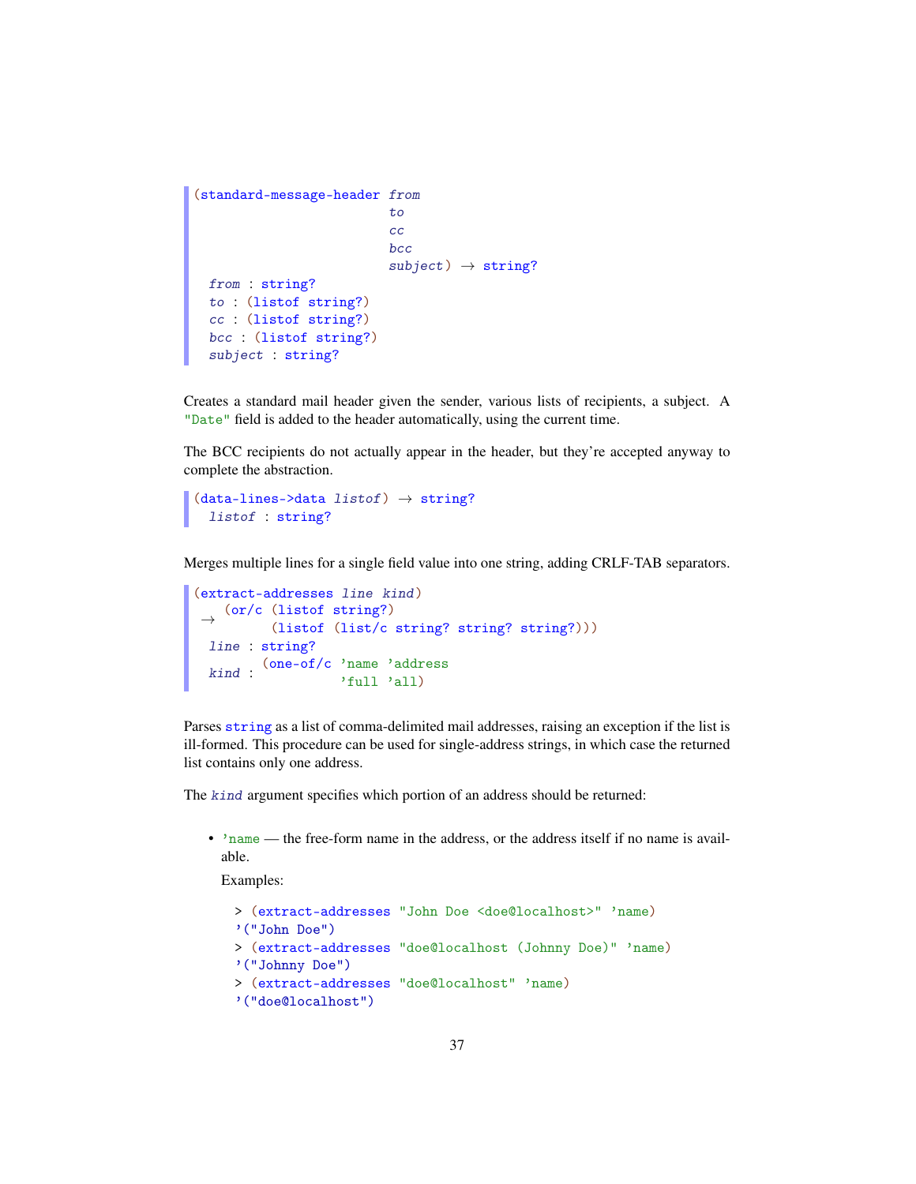```
(standard-message-header from
                         to
                         cc
                         bcc
                         subject) → string?
  from : string?
  to : (listof string?)
  cc : (listof string?)
  bcc : (listof string?)
  subject : string?
```

Creates a standard mail header given the sender, various lists of recipients, a subject. A "Date" field is added to the header automatically, using the current time.

The BCC recipients do not actually appear in the header, but they're accepted anyway to complete the abstraction.

```
(data-lines->data listof) → string?
  listof : string?
```

Merges multiple lines for a single field value into one string, adding CRLF-TAB separators.

```
(extract-addresses line kind)
 → (or/c (listof string?)
         (listof (list/c string? string? string?)))
  line : string?
  kind : (one-of/c 'name 'address
                   'full 'all)
```

Parses `string` as a list of comma-delimited mail addresses, raising an exception if the list is ill-formed. This procedure can be used for single-address strings, in which case the returned list contains only one address.

The *kind* argument specifies which portion of an address should be returned:

- 'name — the free-form name in the address, or the address itself if no name is available.

  Examples:

  ```
  > (extract-addresses "John Doe <doe@localhost>" 'name)
  '("John Doe")
  > (extract-addresses "doe@localhost (Johnny Doe)" 'name)
  '("Johnny Doe")
  > (extract-addresses "doe@localhost" 'name)
  '("doe@localhost")
  ```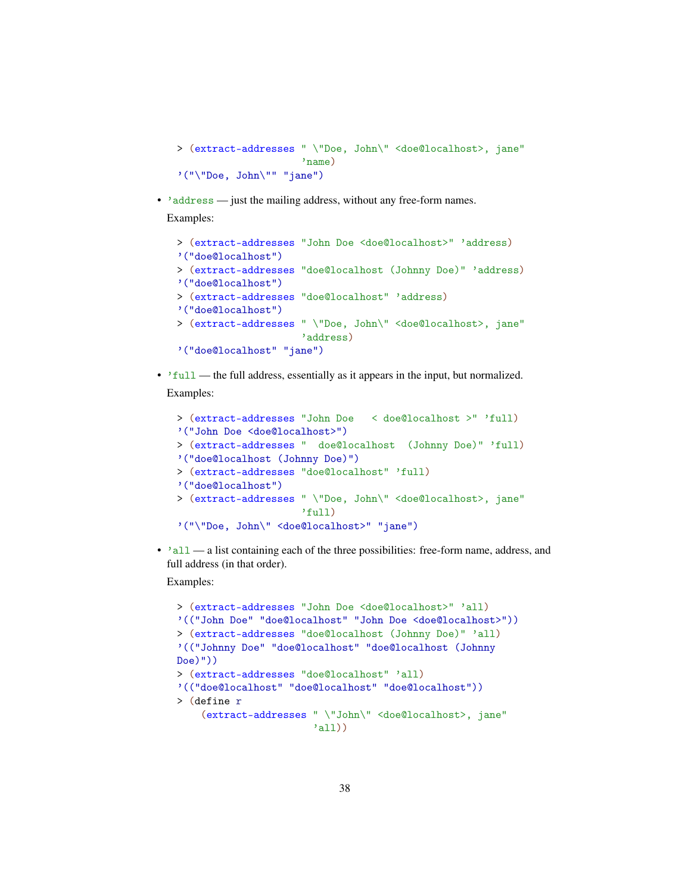```
> (extract-addresses " \"Doe, John\" <doe@localhost>, jane"
                     'name)
'("\"Doe, John\"" "jane")
```

- 'address — just the mailing address, without any free-form names.

  Examples:

```
> (extract-addresses "John Doe <doe@localhost>" 'address)
'("doe@localhost")
> (extract-addresses "doe@localhost (Johnny Doe)" 'address)
'("doe@localhost")
> (extract-addresses "doe@localhost" 'address)
'("doe@localhost")
> (extract-addresses " \"Doe, John\" <doe@localhost>, jane"
                     'address)
'("doe@localhost" "jane")
```

- 'full — the full address, essentially as it appears in the input, but normalized.

  Examples:

```
> (extract-addresses "John Doe   < doe@localhost >" 'full)
'("John Doe <doe@localhost>")
> (extract-addresses "  doe@localhost  (Johnny Doe)" 'full)
'("doe@localhost (Johnny Doe)")
> (extract-addresses "doe@localhost" 'full)
'("doe@localhost")
> (extract-addresses " \"Doe, John\" <doe@localhost>, jane"
                     'full)
'("\"Doe, John\" <doe@localhost>" "jane")
```

- 'all — a list containing each of the three possibilities: free-form name, address, and full address (in that order).

  Examples:

```
> (extract-addresses "John Doe <doe@localhost>" 'all)
'(("John Doe" "doe@localhost" "John Doe <doe@localhost>"))
> (extract-addresses "doe@localhost (Johnny Doe)" 'all)
'(("Johnny Doe" "doe@localhost" "doe@localhost (Johnny
Doe)"))
> (extract-addresses "doe@localhost" 'all)
'(("doe@localhost" "doe@localhost" "doe@localhost"))
> (define r
    (extract-addresses " \"John\" <doe@localhost>, jane"
                       'all))
```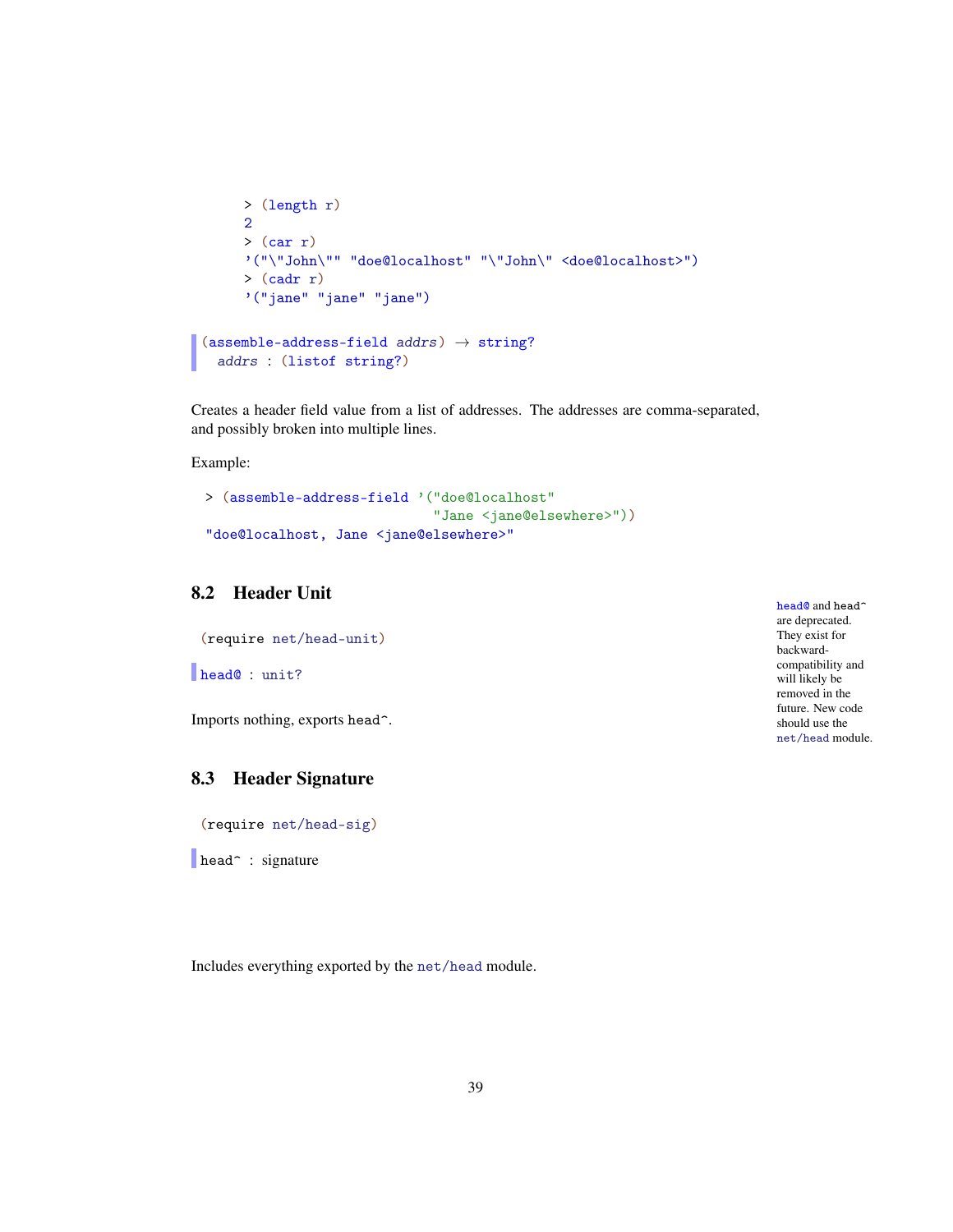```
> (length r)
2
> (car r)
'("\"John\"" "doe@localhost" "\"John\" <doe@localhost>")
> (cadr r)
'("jane" "jane" "jane")
```

```
(assemble-address-field addrs) → string?
  addrs : (listof string?)
```

Creates a header field value from a list of addresses. The addresses are comma-separated, and possibly broken into multiple lines.

Example:

```
> (assemble-address-field '("doe@localhost"
                            "Jane <jane@elsewhere>"))
"doe@localhost, Jane <jane@elsewhere>"
```

## 8.2 Header Unit

head@ and head^ are deprecated. They exist for backward-compatibility and will likely be removed in the future. New code should use the net/head module.

```
(require net/head-unit)
```

```
head@ : unit?
```

Imports nothing, exports head^.

## 8.3 Header Signature

```
(require net/head-sig)
```

```
head^ : signature
```

Includes everything exported by the net/head module.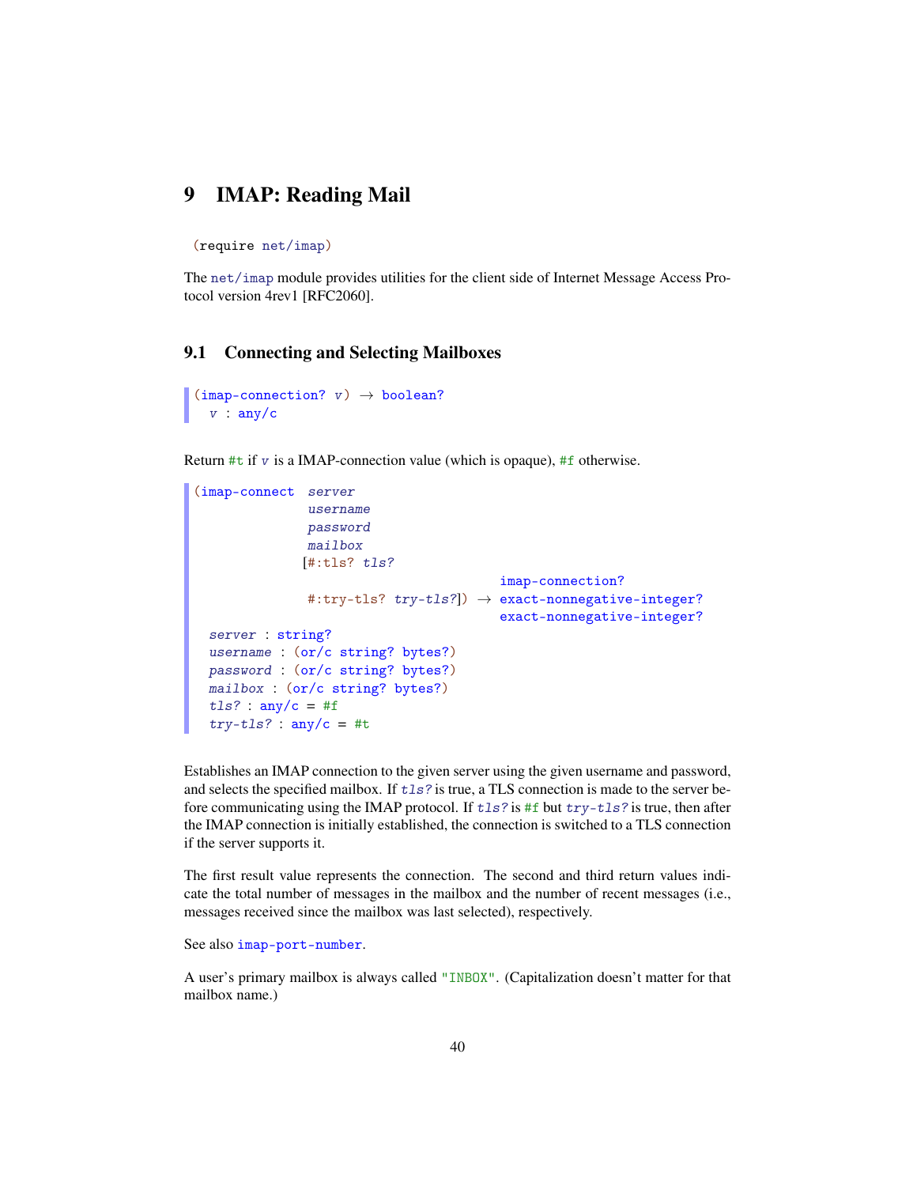# 9 IMAP: Reading Mail

```
(require net/imap)
```

The `net/imap` module provides utilities for the client side of Internet Message Access Protocol version 4rev1 [RFC2060].

## 9.1 Connecting and Selecting Mailboxes

```
(imap-connection? v) → boolean?
  v : any/c
```

Return `#t` if *v* is a IMAP-connection value (which is opaque), `#f` otherwise.

```
(imap-connect  server
               username
               password
               mailbox
              [#:tls? tls?
                                              imap-connection?
               #:try-tls? try-tls?]) →  exact-nonnegative-integer?
                                              exact-nonnegative-integer?
  server : string?
  username : (or/c string? bytes?)
  password : (or/c string? bytes?)
  mailbox : (or/c string? bytes?)
  tls? : any/c = #f
  try-tls? : any/c = #t
```

Establishes an IMAP connection to the given server using the given username and password, and selects the specified mailbox. If *tls?* is true, a TLS connection is made to the server before communicating using the IMAP protocol. If *tls?* is `#f` but *try-tls?* is true, then after the IMAP connection is initially established, the connection is switched to a TLS connection if the server supports it.

The first result value represents the connection. The second and third return values indicate the total number of messages in the mailbox and the number of recent messages (i.e., messages received since the mailbox was last selected), respectively.

See also `imap-port-number`.

A user's primary mailbox is always called `"INBOX"`. (Capitalization doesn't matter for that mailbox name.)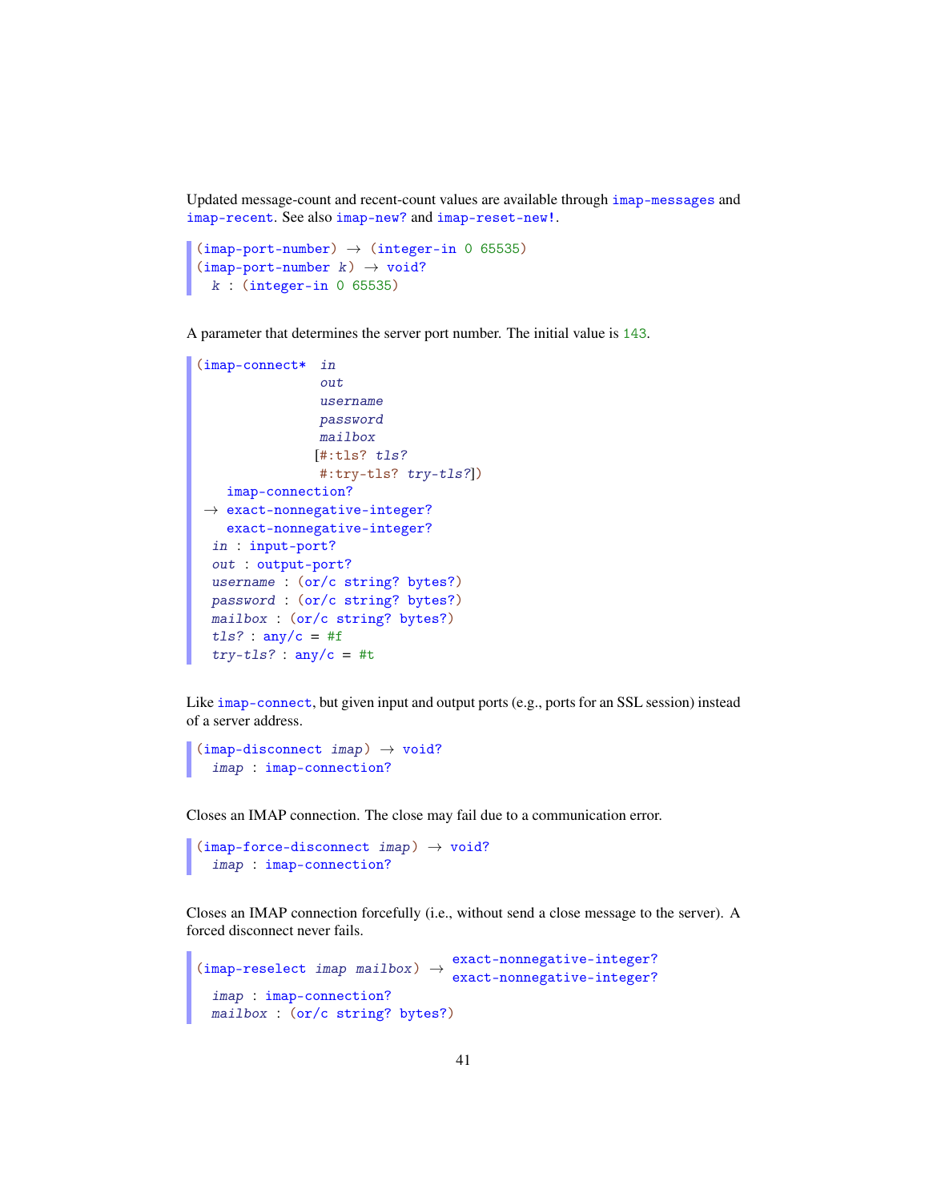Updated message-count and recent-count values are available through `imap-messages` and `imap-recent`. See also `imap-new?` and `imap-reset-new!`.

```
(imap-port-number) → (integer-in 0 65535)
(imap-port-number k) → void?
  k : (integer-in 0 65535)
```

A parameter that determines the server port number. The initial value is 143.

```
(imap-connect* in
               out
               username
               password
               mailbox
              [#:tls? tls?
               #:try-tls? try-tls?])
   imap-connection?
 → exact-nonnegative-integer?
   exact-nonnegative-integer?
  in : input-port?
  out : output-port?
  username : (or/c string? bytes?)
  password : (or/c string? bytes?)
  mailbox : (or/c string? bytes?)
  tls? : any/c = #f
  try-tls? : any/c = #t
```

Like `imap-connect`, but given input and output ports (e.g., ports for an SSL session) instead of a server address.

```
(imap-disconnect imap) → void?
  imap : imap-connection?
```

Closes an IMAP connection. The close may fail due to a communication error.

```
(imap-force-disconnect imap) → void?
  imap : imap-connection?
```

Closes an IMAP connection forcefully (i.e., without send a close message to the server). A forced disconnect never fails.

```
(imap-reselect imap mailbox) → exact-nonnegative-integer?
                               exact-nonnegative-integer?
  imap : imap-connection?
  mailbox : (or/c string? bytes?)
```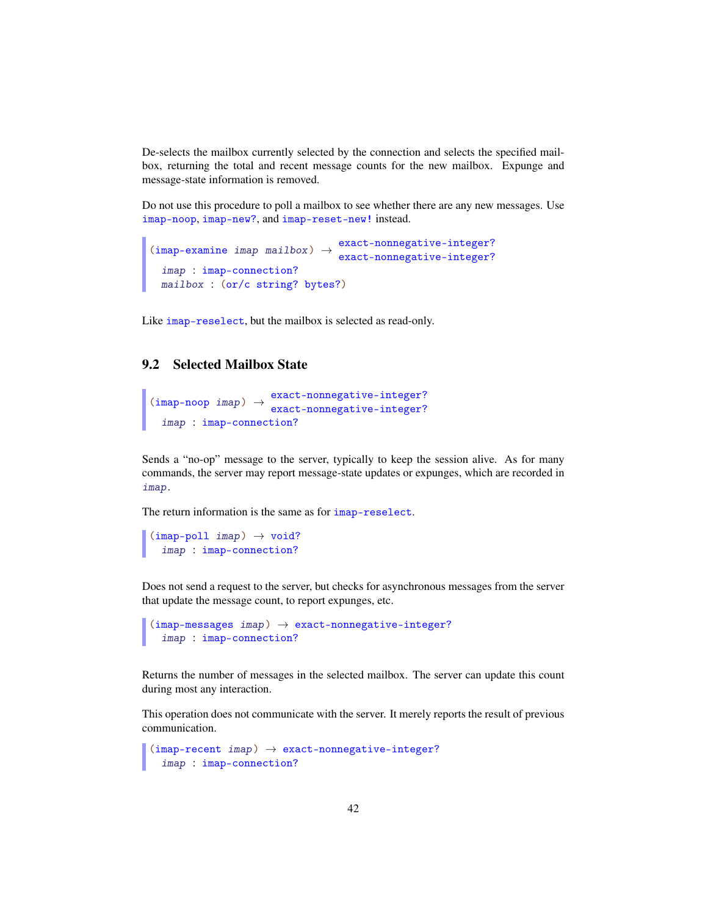De-selects the mailbox currently selected by the connection and selects the specified mailbox, returning the total and recent message counts for the new mailbox. Expunge and message-state information is removed.

Do not use this procedure to poll a mailbox to see whether there are any new messages. Use `imap-noop`, `imap-new?`, and `imap-reset-new!` instead.

```
(imap-examine imap mailbox) → exact-nonnegative-integer?
                              exact-nonnegative-integer?
  imap : imap-connection?
  mailbox : (or/c string? bytes?)
```

Like `imap-reselect`, but the mailbox is selected as read-only.

## 9.2 Selected Mailbox State

```
(imap-noop imap) → exact-nonnegative-integer?
                   exact-nonnegative-integer?
  imap : imap-connection?
```

Sends a "no-op" message to the server, typically to keep the session alive. As for many commands, the server may report message-state updates or expunges, which are recorded in *imap*.

The return information is the same as for `imap-reselect`.

```
(imap-poll imap) → void?
  imap : imap-connection?
```

Does not send a request to the server, but checks for asynchronous messages from the server that update the message count, to report expunges, etc.

```
(imap-messages imap) → exact-nonnegative-integer?
  imap : imap-connection?
```

Returns the number of messages in the selected mailbox. The server can update this count during most any interaction.

This operation does not communicate with the server. It merely reports the result of previous communication.

```
(imap-recent imap) → exact-nonnegative-integer?
  imap : imap-connection?
```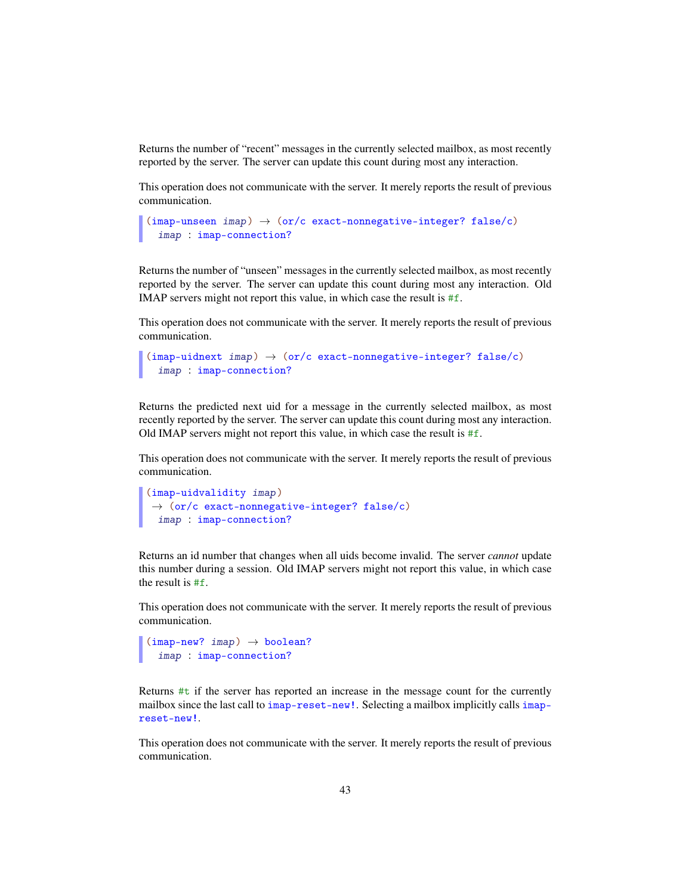Returns the number of “recent” messages in the currently selected mailbox, as most recently reported by the server. The server can update this count during most any interaction.

This operation does not communicate with the server. It merely reports the result of previous communication.

```
(imap-unseen imap) → (or/c exact-nonnegative-integer? false/c)
  imap : imap-connection?
```

Returns the number of “unseen” messages in the currently selected mailbox, as most recently reported by the server. The server can update this count during most any interaction. Old IMAP servers might not report this value, in which case the result is `#f`.

This operation does not communicate with the server. It merely reports the result of previous communication.

```
(imap-uidnext imap) → (or/c exact-nonnegative-integer? false/c)
  imap : imap-connection?
```

Returns the predicted next uid for a message in the currently selected mailbox, as most recently reported by the server. The server can update this count during most any interaction. Old IMAP servers might not report this value, in which case the result is `#f`.

This operation does not communicate with the server. It merely reports the result of previous communication.

```
(imap-uidvalidity imap)
 → (or/c exact-nonnegative-integer? false/c)
  imap : imap-connection?
```

Returns an id number that changes when all uids become invalid. The server *cannot* update this number during a session. Old IMAP servers might not report this value, in which case the result is `#f`.

This operation does not communicate with the server. It merely reports the result of previous communication.

```
(imap-new? imap) → boolean?
  imap : imap-connection?
```

Returns `#t` if the server has reported an increase in the message count for the currently mailbox since the last call to `imap-reset-new!`. Selecting a mailbox implicitly calls `imap-reset-new!`.

This operation does not communicate with the server. It merely reports the result of previous communication.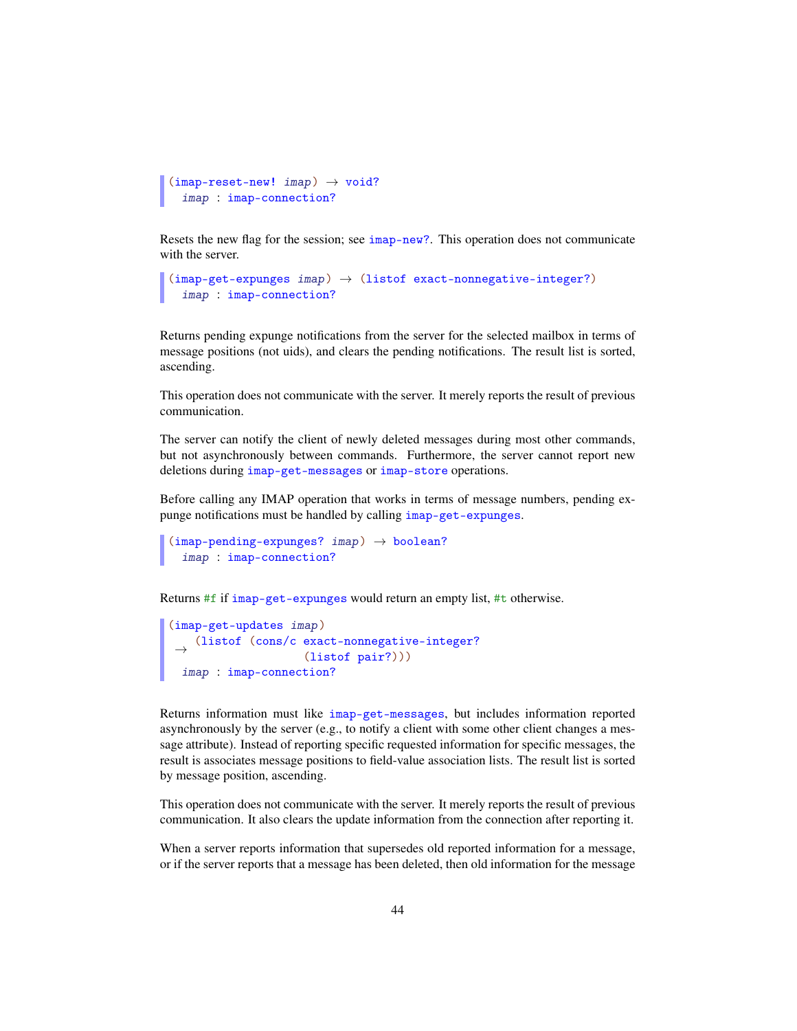```
(imap-reset-new! imap) → void?
  imap : imap-connection?
```

Resets the new flag for the session; see `imap-new?`. This operation does not communicate with the server.

```
(imap-get-expunges imap) → (listof exact-nonnegative-integer?)
  imap : imap-connection?
```

Returns pending expunge notifications from the server for the selected mailbox in terms of message positions (not uids), and clears the pending notifications. The result list is sorted, ascending.

This operation does not communicate with the server. It merely reports the result of previous communication.

The server can notify the client of newly deleted messages during most other commands, but not asynchronously between commands. Furthermore, the server cannot report new deletions during `imap-get-messages` or `imap-store` operations.

Before calling any IMAP operation that works in terms of message numbers, pending expunge notifications must be handled by calling `imap-get-expunges`.

```
(imap-pending-expunges? imap) → boolean?
  imap : imap-connection?
```

Returns `#f` if `imap-get-expunges` would return an empty list, `#t` otherwise.

```
(imap-get-updates imap)
 → (listof (cons/c exact-nonnegative-integer?
                   (listof pair?)))
  imap : imap-connection?
```

Returns information must like `imap-get-messages`, but includes information reported asynchronously by the server (e.g., to notify a client with some other client changes a message attribute). Instead of reporting specific requested information for specific messages, the result is associates message positions to field-value association lists. The result list is sorted by message position, ascending.

This operation does not communicate with the server. It merely reports the result of previous communication. It also clears the update information from the connection after reporting it.

When a server reports information that supersedes old reported information for a message, or if the server reports that a message has been deleted, then old information for the message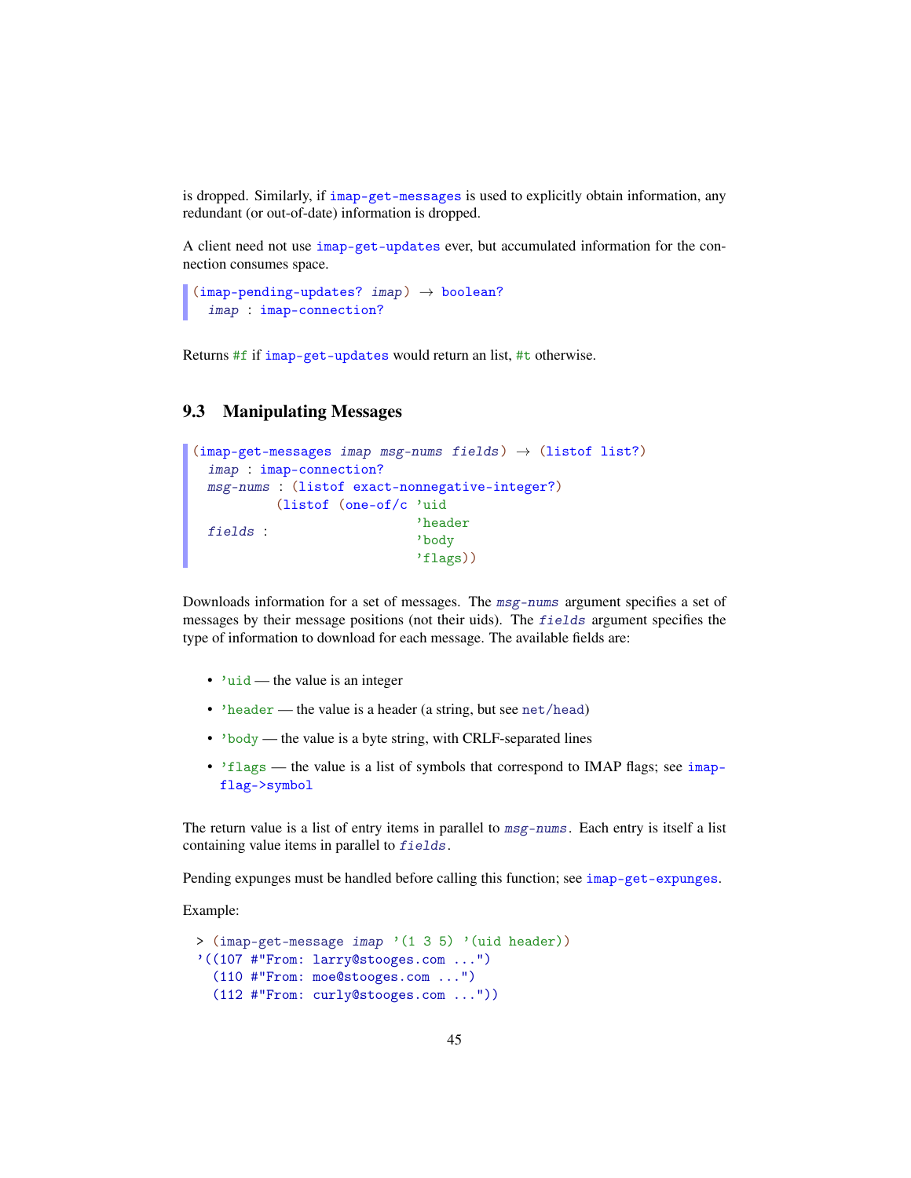is dropped. Similarly, if `imap-get-messages` is used to explicitly obtain information, any redundant (or out-of-date) information is dropped.

A client need not use `imap-get-updates` ever, but accumulated information for the connection consumes space.

```
(imap-pending-updates? imap) → boolean?
  imap : imap-connection?
```

Returns `#f` if `imap-get-updates` would return an list, `#t` otherwise.

## 9.3 Manipulating Messages

```
(imap-get-messages imap msg-nums fields) → (listof list?)
  imap : imap-connection?
  msg-nums : (listof exact-nonnegative-integer?)
  fields : (listof (one-of/c 'uid
                             'header
                             'body
                             'flags))
```

Downloads information for a set of messages. The *msg-nums* argument specifies a set of messages by their message positions (not their uids). The *fields* argument specifies the type of information to download for each message. The available fields are:

- `'uid` — the value is an integer
- `'header` — the value is a header (a string, but see `net/head`)
- `'body` — the value is a byte string, with CRLF-separated lines
- `'flags` — the value is a list of symbols that correspond to IMAP flags; see `imap-flag->symbol`

The return value is a list of entry items in parallel to *msg-nums*. Each entry is itself a list containing value items in parallel to *fields*.

Pending expunges must be handled before calling this function; see `imap-get-expunges`.

Example:

```
> (imap-get-message imap '(1 3 5) '(uid header))
'((107 #"From: larry@stooges.com ...")
  (110 #"From: moe@stooges.com ...")
  (112 #"From: curly@stooges.com ..."))
```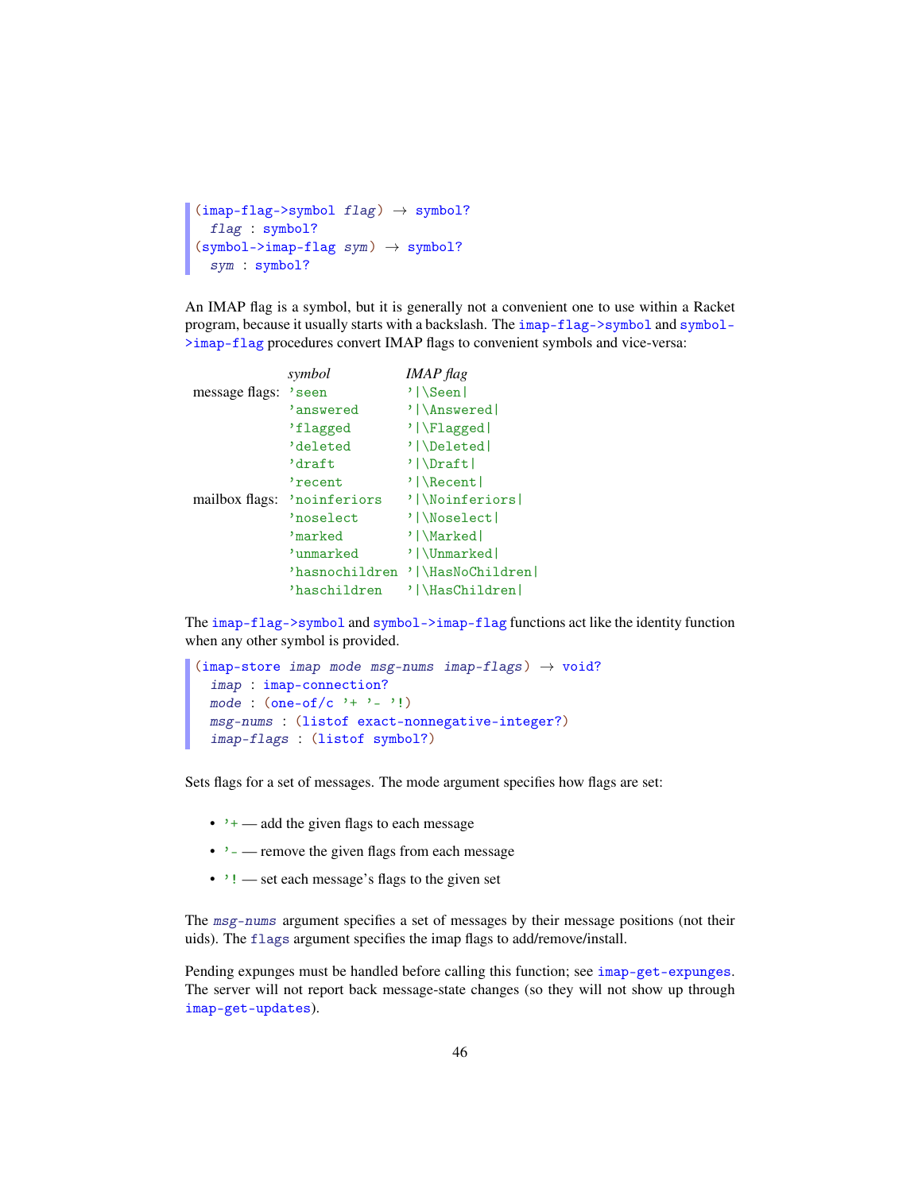```
(imap-flag->symbol flag) → symbol?
  flag : symbol?
(symbol->imap-flag sym) → symbol?
  sym : symbol?
```

An IMAP flag is a symbol, but it is generally not a convenient one to use within a Racket program, because it usually starts with a backslash. The `imap-flag->symbol` and `symbol->imap-flag` procedures convert IMAP flags to convenient symbols and vice-versa:

| | *symbol* | *IMAP flag* |
|---|---|---|
| message flags: | `'seen` | `'|\Seen|` |
| | `'answered` | `'|\Answered|` |
| | `'flagged` | `'|\Flagged|` |
| | `'deleted` | `'|\Deleted|` |
| | `'draft` | `'|\Draft|` |
| | `'recent` | `'|\Recent|` |
| mailbox flags: | `'noinferiors` | `'|\Noinferiors|` |
| | `'noselect` | `'|\Noselect|` |
| | `'marked` | `'|\Marked|` |
| | `'unmarked` | `'|\Unmarked|` |
| | `'hasnochildren` | `'|\HasNoChildren|` |
| | `'haschildren` | `'|\HasChildren|` |

The `imap-flag->symbol` and `symbol->imap-flag` functions act like the identity function when any other symbol is provided.

```
(imap-store imap mode msg-nums imap-flags) → void?
  imap : imap-connection?
  mode : (one-of/c '+ '- '!)
  msg-nums : (listof exact-nonnegative-integer?)
  imap-flags : (listof symbol?)
```

Sets flags for a set of messages. The mode argument specifies how flags are set:

- `'+` — add the given flags to each message
- `'-` — remove the given flags from each message
- `'!` — set each message's flags to the given set

The *msg-nums* argument specifies a set of messages by their message positions (not their uids). The `flags` argument specifies the imap flags to add/remove/install.

Pending expunges must be handled before calling this function; see `imap-get-expunges`. The server will not report back message-state changes (so they will not show up through `imap-get-updates`).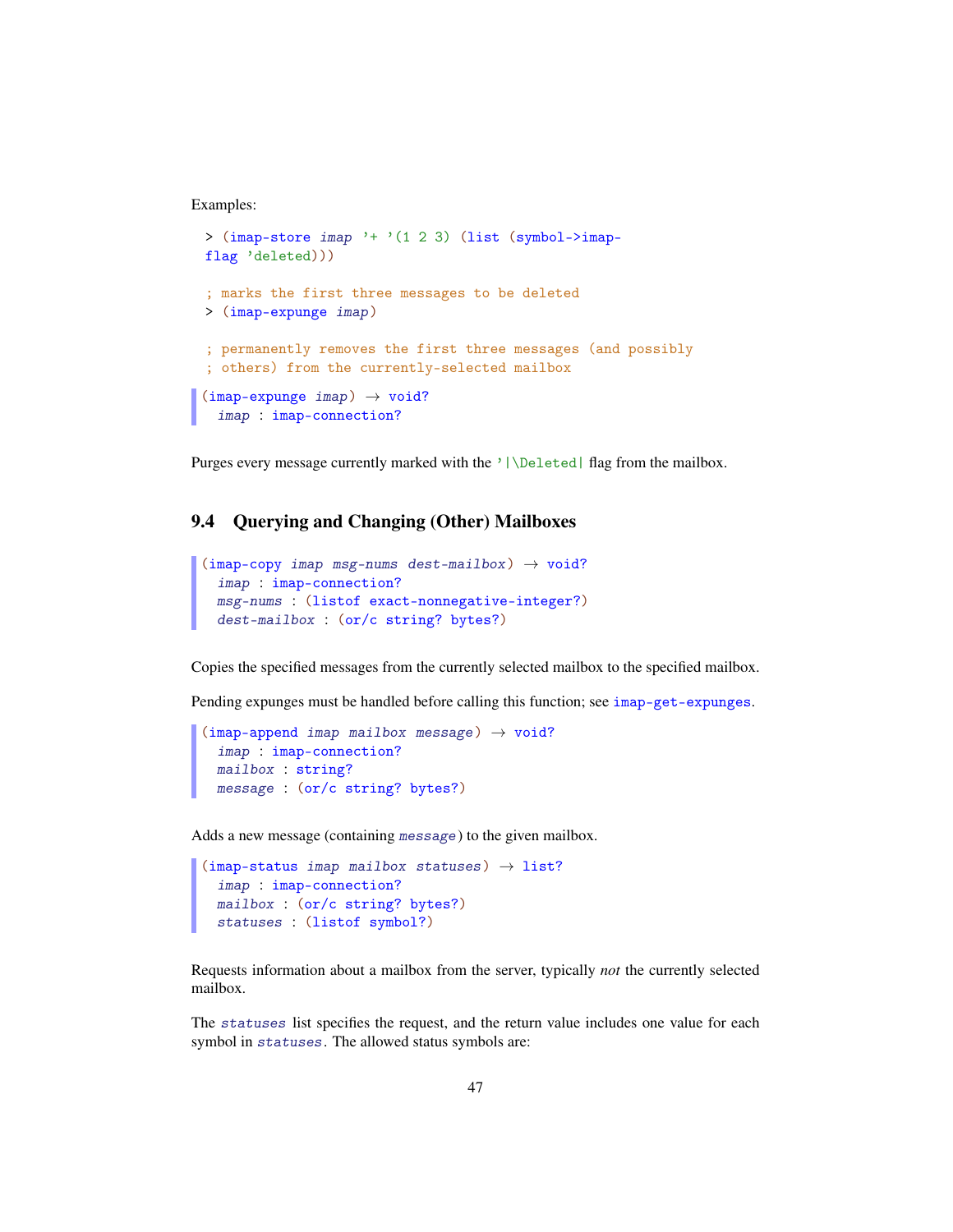Examples:

```
> (imap-store imap '+ '(1 2 3) (list (symbol->imap-flag 'deleted)))

; marks the first three messages to be deleted
> (imap-expunge imap)

; permanently removes the first three messages (and possibly
; others) from the currently-selected mailbox
```

```
(imap-expunge imap) → void?
  imap : imap-connection?
```

Purges every message currently marked with the `'|\Deleted|` flag from the mailbox.

## 9.4 Querying and Changing (Other) Mailboxes

```
(imap-copy imap msg-nums dest-mailbox) → void?
  imap : imap-connection?
  msg-nums : (listof exact-nonnegative-integer?)
  dest-mailbox : (or/c string? bytes?)
```

Copies the specified messages from the currently selected mailbox to the specified mailbox.

Pending expunges must be handled before calling this function; see `imap-get-expunges`.

```
(imap-append imap mailbox message) → void?
  imap : imap-connection?
  mailbox : string?
  message : (or/c string? bytes?)
```

Adds a new message (containing *message*) to the given mailbox.

```
(imap-status imap mailbox statuses) → list?
  imap : imap-connection?
  mailbox : (or/c string? bytes?)
  statuses : (listof symbol?)
```

Requests information about a mailbox from the server, typically *not* the currently selected mailbox.

The *statuses* list specifies the request, and the return value includes one value for each symbol in *statuses*. The allowed status symbols are: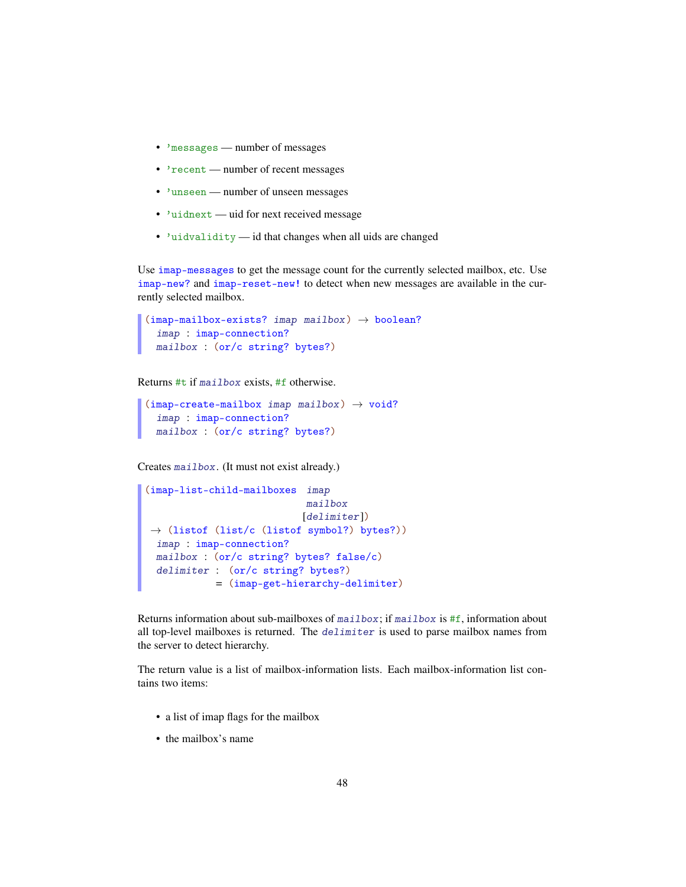- 'messages — number of messages
- 'recent — number of recent messages
- 'unseen — number of unseen messages
- 'uidnext — uid for next received message
- 'uidvalidity — id that changes when all uids are changed

Use imap-messages to get the message count for the currently selected mailbox, etc. Use imap-new? and imap-reset-new! to detect when new messages are available in the currently selected mailbox.

```
(imap-mailbox-exists? imap mailbox) → boolean?
  imap : imap-connection?
  mailbox : (or/c string? bytes?)
```

Returns #t if *mailbox* exists, #f otherwise.

```
(imap-create-mailbox imap mailbox) → void?
  imap : imap-connection?
  mailbox : (or/c string? bytes?)
```

Creates *mailbox*. (It must not exist already.)

```
(imap-list-child-mailboxes imap
                           mailbox
                          [delimiter])
 → (listof (list/c (listof symbol?) bytes?))
  imap : imap-connection?
  mailbox : (or/c string? bytes? false/c)
  delimiter : (or/c string? bytes?)
            = (imap-get-hierarchy-delimiter)
```

Returns information about sub-mailboxes of *mailbox*; if *mailbox* is #f, information about all top-level mailboxes is returned. The *delimiter* is used to parse mailbox names from the server to detect hierarchy.

The return value is a list of mailbox-information lists. Each mailbox-information list contains two items:

- a list of imap flags for the mailbox
- the mailbox's name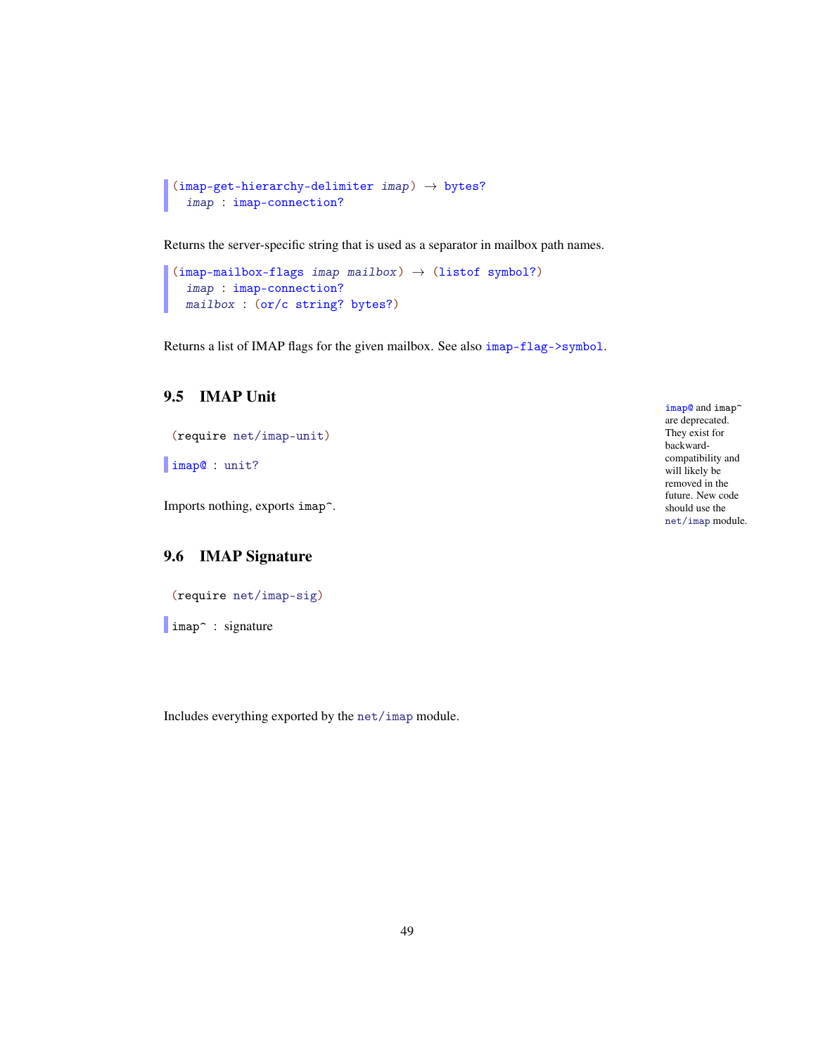```
(imap-get-hierarchy-delimiter imap) → bytes?
  imap : imap-connection?
```

Returns the server-specific string that is used as a separator in mailbox path names.

```
(imap-mailbox-flags imap mailbox) → (listof symbol?)
  imap : imap-connection?
  mailbox : (or/c string? bytes?)
```

Returns a list of IMAP flags for the given mailbox. See also `imap-flag->symbol`.

## 9.5 IMAP Unit

```
(require net/imap-unit)
```

`imap@` and `imap^` are deprecated. They exist for backward-compatibility and will likely be removed in the future. New code should use the `net/imap` module.

```
imap@ : unit?
```

Imports nothing, exports `imap^`.

## 9.6 IMAP Signature

```
(require net/imap-sig)
```

```
imap^ : signature
```

Includes everything exported by the `net/imap` module.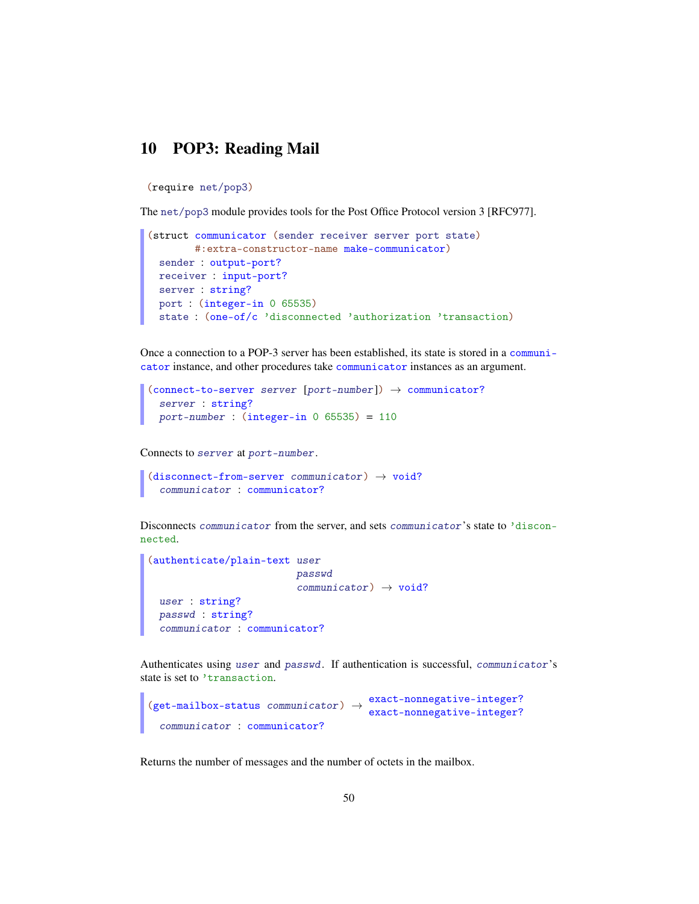## 10 POP3: Reading Mail

```
(require net/pop3)
```

The `net/pop3` module provides tools for the Post Office Protocol version 3 [RFC977].

```
(struct communicator (sender receiver server port state)
        #:extra-constructor-name make-communicator)
  sender : output-port?
  receiver : input-port?
  server : string?
  port : (integer-in 0 65535)
  state : (one-of/c 'disconnected 'authorization 'transaction)
```

Once a connection to a POP-3 server has been established, its state is stored in a `communicator` instance, and other procedures take `communicator` instances as an argument.

```
(connect-to-server server [port-number]) → communicator?
  server : string?
  port-number : (integer-in 0 65535) = 110
```

Connects to *server* at *port-number*.

```
(disconnect-from-server communicator) → void?
  communicator : communicator?
```

Disconnects *communicator* from the server, and sets *communicator*'s state to `'disconnected`.

```
(authenticate/plain-text user
                         passwd
                         communicator) → void?
  user : string?
  passwd : string?
  communicator : communicator?
```

Authenticates using *user* and *passwd*. If authentication is successful, *communicator*'s state is set to `'transaction`.

```
(get-mailbox-status communicator) → exact-nonnegative-integer?
                                    exact-nonnegative-integer?
  communicator : communicator?
```

Returns the number of messages and the number of octets in the mailbox.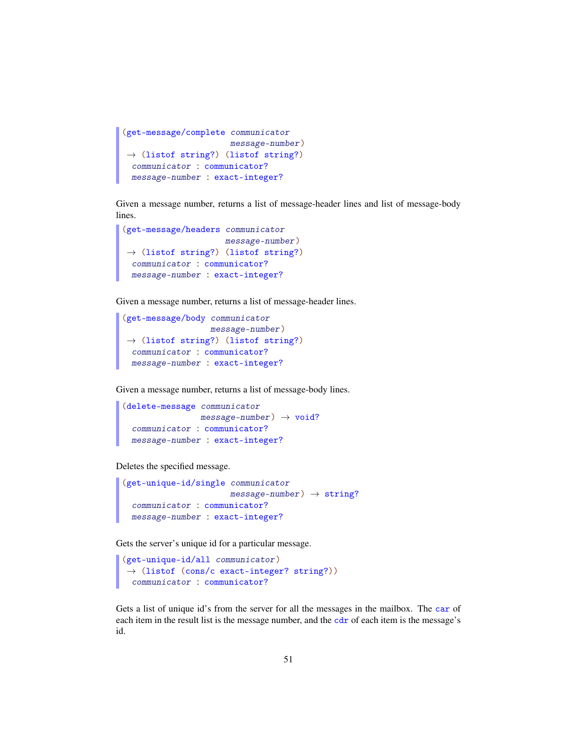```
(get-message/complete communicator
                      message-number)
 → (listof string?) (listof string?)
  communicator : communicator?
  message-number : exact-integer?
```

Given a message number, returns a list of message-header lines and list of message-body lines.

```
(get-message/headers communicator
                     message-number)
 → (listof string?) (listof string?)
  communicator : communicator?
  message-number : exact-integer?
```

Given a message number, returns a list of message-header lines.

```
(get-message/body communicator
                  message-number)
 → (listof string?) (listof string?)
  communicator : communicator?
  message-number : exact-integer?
```

Given a message number, returns a list of message-body lines.

```
(delete-message communicator
                message-number) → void?
  communicator : communicator?
  message-number : exact-integer?
```

Deletes the specified message.

```
(get-unique-id/single communicator
                      message-number) → string?
  communicator : communicator?
  message-number : exact-integer?
```

Gets the server's unique id for a particular message.

```
(get-unique-id/all communicator)
 → (listof (cons/c exact-integer? string?))
  communicator : communicator?
```

Gets a list of unique id's from the server for all the messages in the mailbox. The `car` of each item in the result list is the message number, and the `cdr` of each item is the message's id.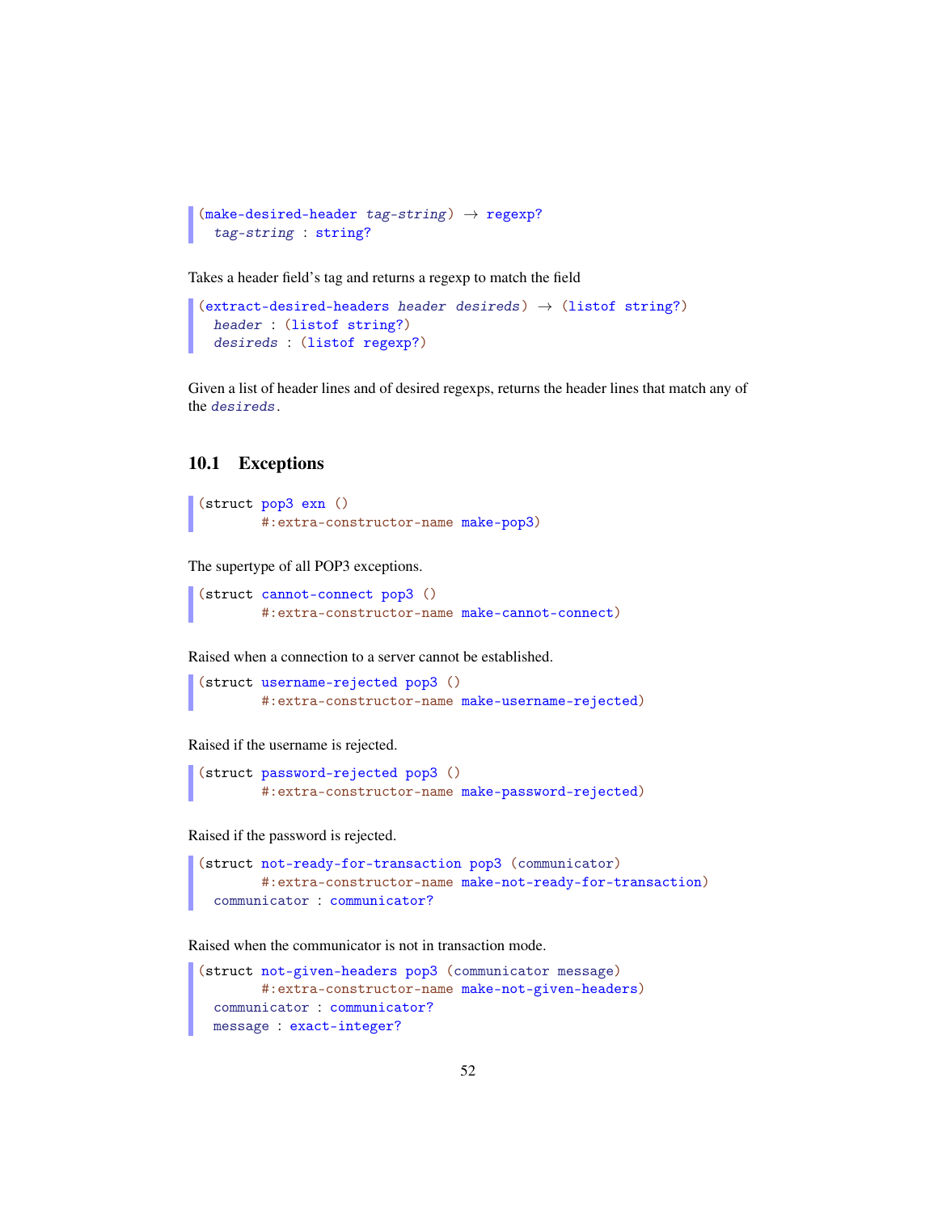```
(make-desired-header tag-string) → regexp?
  tag-string : string?
```

Takes a header field's tag and returns a regexp to match the field

```
(extract-desired-headers header desireds) → (listof string?)
  header : (listof string?)
  desireds : (listof regexp?)
```

Given a list of header lines and of desired regexps, returns the header lines that match any of the `desireds`.

## 10.1 Exceptions

```
(struct pop3 exn ()
        #:extra-constructor-name make-pop3)
```

The supertype of all POP3 exceptions.

```
(struct cannot-connect pop3 ()
        #:extra-constructor-name make-cannot-connect)
```

Raised when a connection to a server cannot be established.

```
(struct username-rejected pop3 ()
        #:extra-constructor-name make-username-rejected)
```

Raised if the username is rejected.

```
(struct password-rejected pop3 ()
        #:extra-constructor-name make-password-rejected)
```

Raised if the password is rejected.

```
(struct not-ready-for-transaction pop3 (communicator)
        #:extra-constructor-name make-not-ready-for-transaction)
  communicator : communicator?
```

Raised when the communicator is not in transaction mode.

```
(struct not-given-headers pop3 (communicator message)
        #:extra-constructor-name make-not-given-headers)
  communicator : communicator?
  message : exact-integer?
```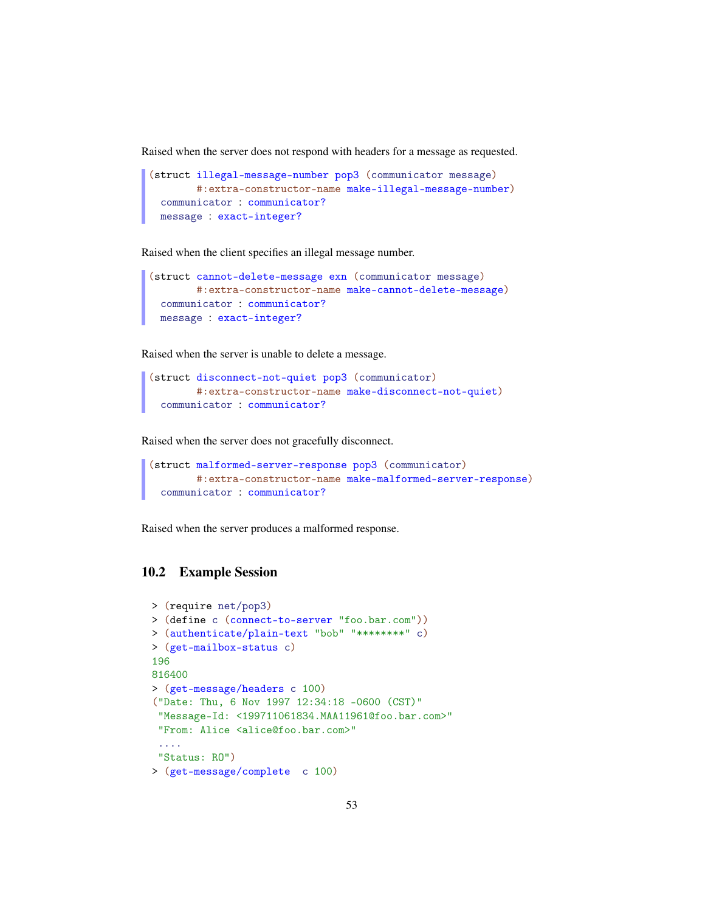Raised when the server does not respond with headers for a message as requested.

```
(struct illegal-message-number pop3 (communicator message)
        #:extra-constructor-name make-illegal-message-number)
  communicator : communicator?
  message : exact-integer?
```

Raised when the client specifies an illegal message number.

```
(struct cannot-delete-message exn (communicator message)
        #:extra-constructor-name make-cannot-delete-message)
  communicator : communicator?
  message : exact-integer?
```

Raised when the server is unable to delete a message.

```
(struct disconnect-not-quiet pop3 (communicator)
        #:extra-constructor-name make-disconnect-not-quiet)
  communicator : communicator?
```

Raised when the server does not gracefully disconnect.

```
(struct malformed-server-response pop3 (communicator)
        #:extra-constructor-name make-malformed-server-response)
  communicator : communicator?
```

Raised when the server produces a malformed response.

## 10.2 Example Session

```
> (require net/pop3)
> (define c (connect-to-server "foo.bar.com"))
> (authenticate/plain-text "bob" "********" c)
> (get-mailbox-status c)
196
816400
> (get-message/headers c 100)
("Date: Thu, 6 Nov 1997 12:34:18 -0600 (CST)"
 "Message-Id: <199711061834.MAA11961@foo.bar.com>"
 "From: Alice <alice@foo.bar.com>"
 ....
 "Status: RO")
> (get-message/complete  c 100)
```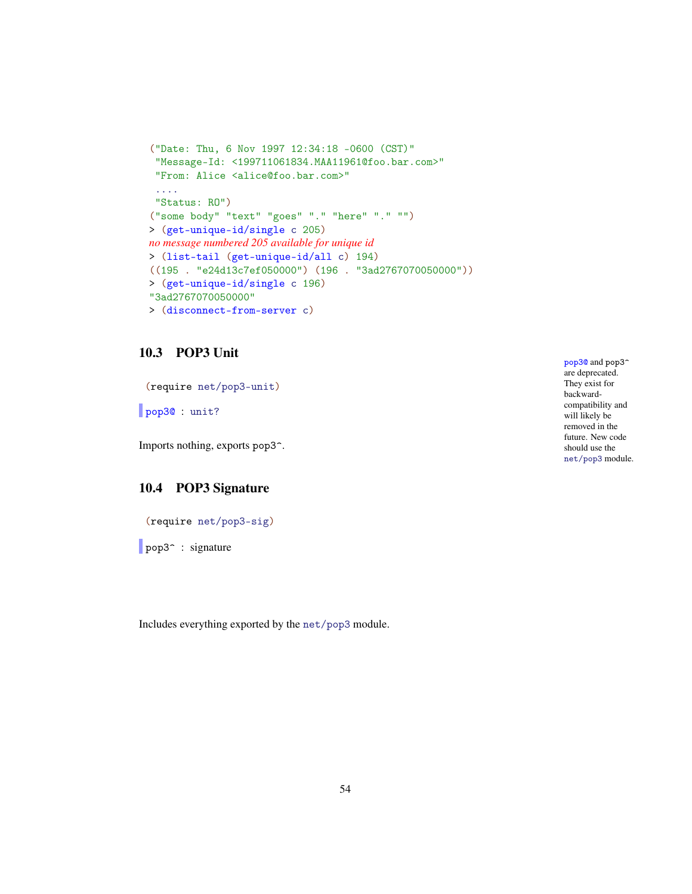```
("Date: Thu, 6 Nov 1997 12:34:18 -0600 (CST)"
 "Message-Id: <199711061834.MAA11961@foo.bar.com>"
 "From: Alice <alice@foo.bar.com>"
 ....
 "Status: RO")
("some body" "text" "goes" "." "here" "." "")
> (get-unique-id/single c 205)
no message numbered 205 available for unique id
> (list-tail (get-unique-id/all c) 194)
((195 . "e24d13c7ef050000") (196 . "3ad2767070050000"))
> (get-unique-id/single c 196)
"3ad2767070050000"
> (disconnect-from-server c)
```

## 10.3 POP3 Unit

pop3@ and pop3^ are deprecated. They exist for backward-compatibility and will likely be removed in the future. New code should use the net/pop3 module.

```
(require net/pop3-unit)
```

pop3@ : unit?

Imports nothing, exports pop3^.

## 10.4 POP3 Signature

```
(require net/pop3-sig)
```

pop3^ : signature

Includes everything exported by the net/pop3 module.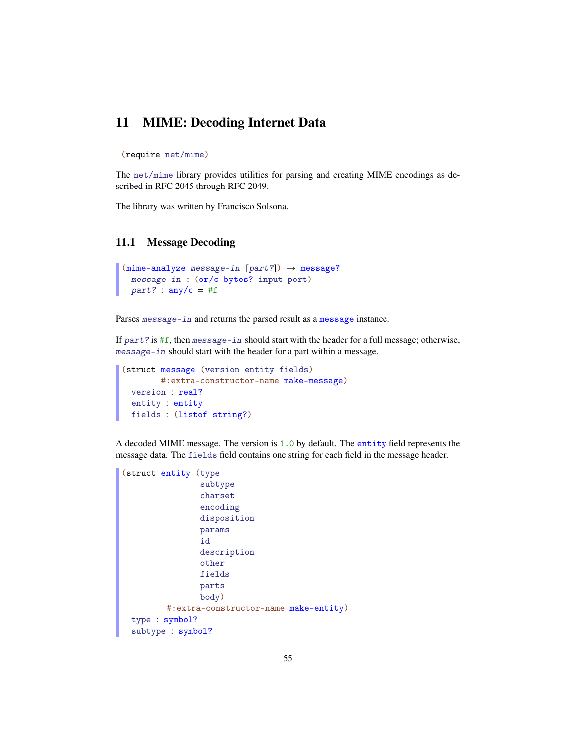# 11 MIME: Decoding Internet Data

```
(require net/mime)
```

The `net/mime` library provides utilities for parsing and creating MIME encodings as described in RFC 2045 through RFC 2049.

The library was written by Francisco Solsona.

## 11.1 Message Decoding

```
(mime-analyze message-in [part?]) → message?
  message-in : (or/c bytes? input-port)
  part? : any/c = #f
```

Parses *message-in* and returns the parsed result as a `message` instance.

If *part?* is `#f`, then *message-in* should start with the header for a full message; otherwise, *message-in* should start with the header for a part within a message.

```
(struct message (version entity fields)
        #:extra-constructor-name make-message)
  version : real?
  entity : entity
  fields : (listof string?)
```

A decoded MIME message. The version is `1.0` by default. The `entity` field represents the message data. The `fields` field contains one string for each field in the message header.

```
(struct entity (type
                subtype
                charset
                encoding
                disposition
                params
                id
                description
                other
                fields
                parts
                body)
         #:extra-constructor-name make-entity)
  type : symbol?
  subtype : symbol?
```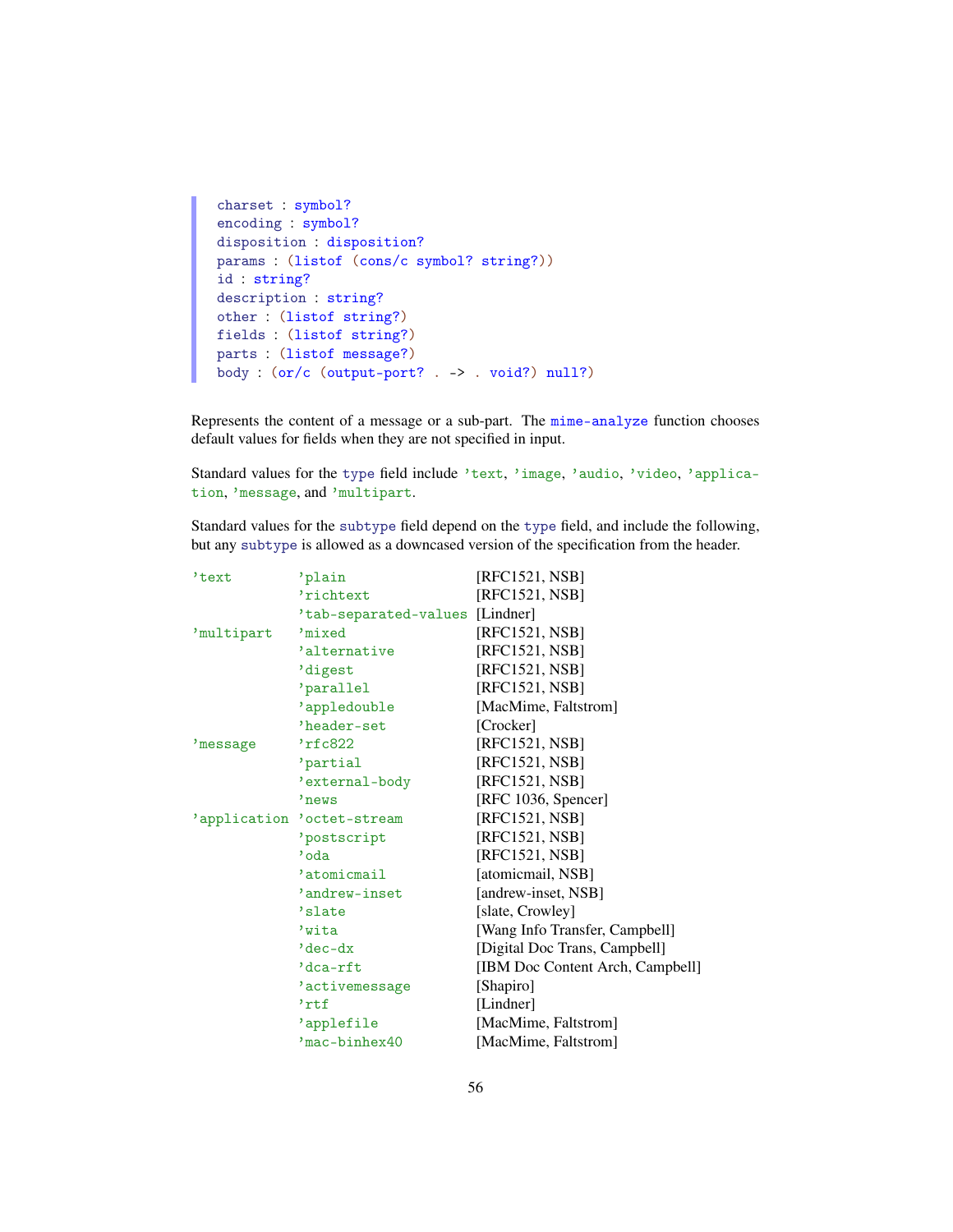```
charset : symbol?
encoding : symbol?
disposition : disposition?
params : (listof (cons/c symbol? string?))
id : string?
description : string?
other : (listof string?)
fields : (listof string?)
parts : (listof message?)
body : (or/c (output-port? . -> . void?) null?)
```

Represents the content of a message or a sub-part. The `mime-analyze` function chooses default values for fields when they are not specified in input.

Standard values for the `type` field include `'text`, `'image`, `'audio`, `'video`, `'application`, `'message`, and `'multipart`.

Standard values for the `subtype` field depend on the `type` field, and include the following, but any `subtype` is allowed as a downcased version of the specification from the header.

| | | |
|---|---|---|
| 'text | 'plain | [RFC1521, NSB] |
| | 'richtext | [RFC1521, NSB] |
| | 'tab-separated-values | [Lindner] |
| 'multipart | 'mixed | [RFC1521, NSB] |
| | 'alternative | [RFC1521, NSB] |
| | 'digest | [RFC1521, NSB] |
| | 'parallel | [RFC1521, NSB] |
| | 'appledouble | [MacMime, Faltstrom] |
| | 'header-set | [Crocker] |
| 'message | 'rfc822 | [RFC1521, NSB] |
| | 'partial | [RFC1521, NSB] |
| | 'external-body | [RFC1521, NSB] |
| | 'news | [RFC 1036, Spencer] |
| 'application | 'octet-stream | [RFC1521, NSB] |
| | 'postscript | [RFC1521, NSB] |
| | 'oda | [RFC1521, NSB] |
| | 'atomicmail | [atomicmail, NSB] |
| | 'andrew-inset | [andrew-inset, NSB] |
| | 'slate | [slate, Crowley] |
| | 'wita | [Wang Info Transfer, Campbell] |
| | 'dec-dx | [Digital Doc Trans, Campbell] |
| | 'dca-rft | [IBM Doc Content Arch, Campbell] |
| | 'activemessage | [Shapiro] |
| | 'rtf | [Lindner] |
| | 'applefile | [MacMime, Faltstrom] |
| | 'mac-binhex40 | [MacMime, Faltstrom] |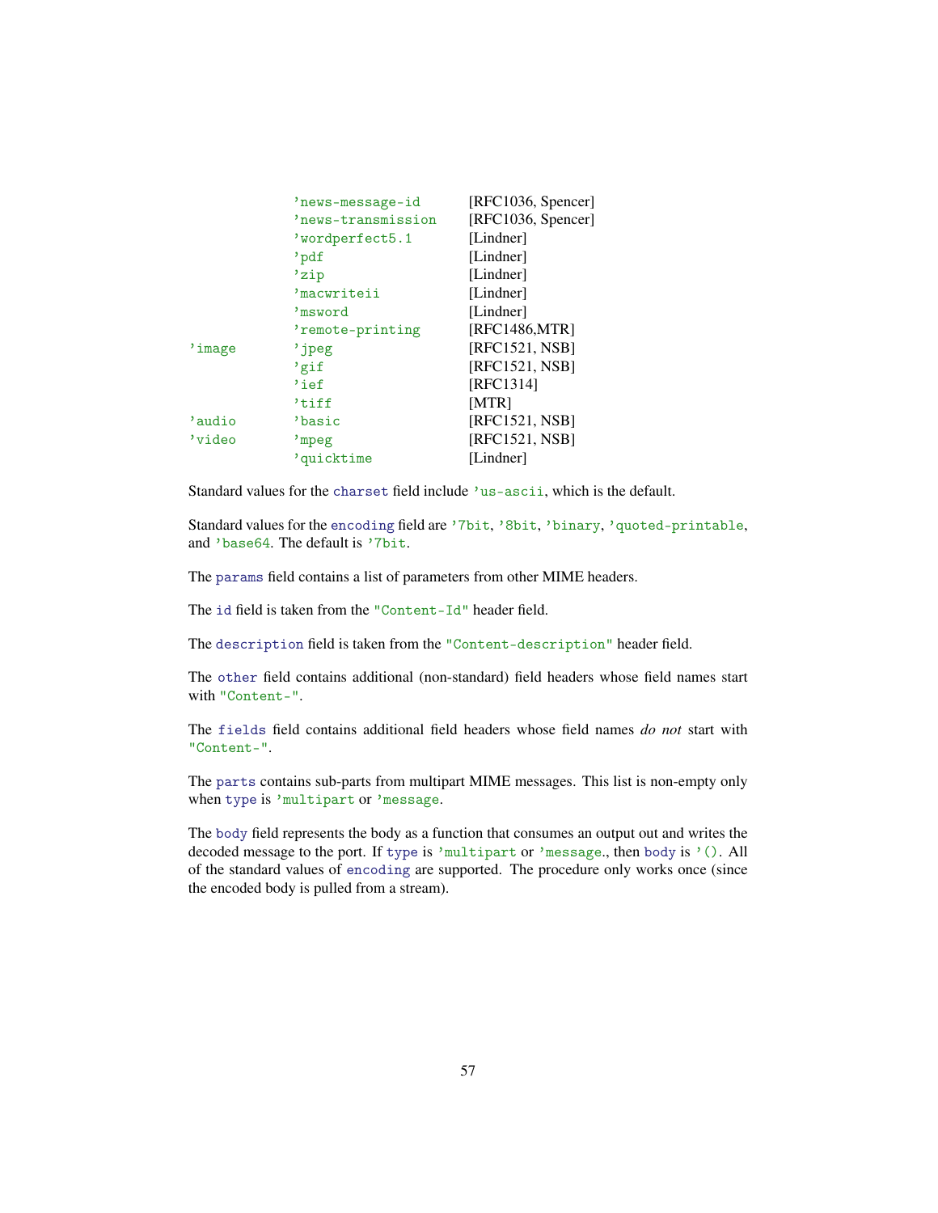| | | |
|---|---|---|
| | 'news-message-id | [RFC1036, Spencer] |
| | 'news-transmission | [RFC1036, Spencer] |
| | 'wordperfect5.1 | [Lindner] |
| | 'pdf | [Lindner] |
| | 'zip | [Lindner] |
| | 'macwriteii | [Lindner] |
| | 'msword | [Lindner] |
| | 'remote-printing | [RFC1486,MTR] |
| 'image | 'jpeg | [RFC1521, NSB] |
| | 'gif | [RFC1521, NSB] |
| | 'ief | [RFC1314] |
| | 'tiff | [MTR] |
| 'audio | 'basic | [RFC1521, NSB] |
| 'video | 'mpeg | [RFC1521, NSB] |
| | 'quicktime | [Lindner] |

Standard values for the `charset` field include `'us-ascii`, which is the default.

Standard values for the `encoding` field are `'7bit`, `'8bit`, `'binary`, `'quoted-printable`, and `'base64`. The default is `'7bit`.

The `params` field contains a list of parameters from other MIME headers.

The `id` field is taken from the `"Content-Id"` header field.

The `description` field is taken from the `"Content-description"` header field.

The `other` field contains additional (non-standard) field headers whose field names start with `"Content-"`.

The `fields` field contains additional field headers whose field names *do not* start with `"Content-"`.

The `parts` contains sub-parts from multipart MIME messages. This list is non-empty only when `type` is `'multipart` or `'message`.

The `body` field represents the body as a function that consumes an output out and writes the decoded message to the port. If `type` is `'multipart` or `'message`., then `body` is `'()`. All of the standard values of `encoding` are supported. The procedure only works once (since the encoded body is pulled from a stream).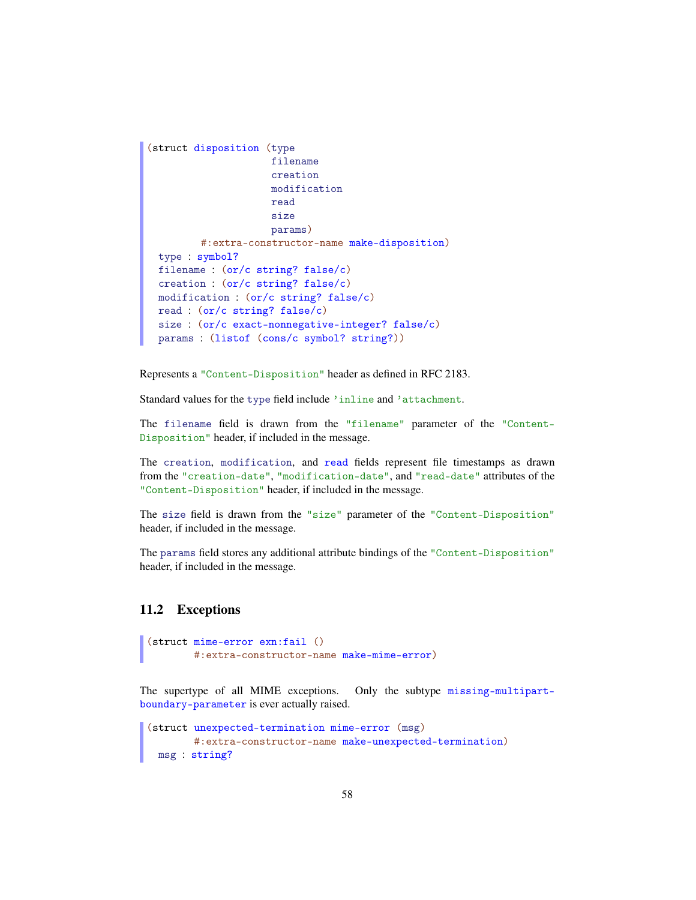```
(struct disposition (type
                     filename
                     creation
                     modification
                     read
                     size
                     params)
        #:extra-constructor-name make-disposition)
  type : symbol?
  filename : (or/c string? false/c)
  creation : (or/c string? false/c)
  modification : (or/c string? false/c)
  read : (or/c string? false/c)
  size : (or/c exact-nonnegative-integer? false/c)
  params : (listof (cons/c symbol? string?))
```

Represents a "Content-Disposition" header as defined in RFC 2183.

Standard values for the type field include 'inline and 'attachment.

The filename field is drawn from the "filename" parameter of the "Content-Disposition" header, if included in the message.

The creation, modification, and read fields represent file timestamps as drawn from the "creation-date", "modification-date", and "read-date" attributes of the "Content-Disposition" header, if included in the message.

The size field is drawn from the "size" parameter of the "Content-Disposition" header, if included in the message.

The params field stores any additional attribute bindings of the "Content-Disposition" header, if included in the message.

## 11.2 Exceptions

```
(struct mime-error exn:fail ()
        #:extra-constructor-name make-mime-error)
```

The supertype of all MIME exceptions. Only the subtype missing-multipart-boundary-parameter is ever actually raised.

```
(struct unexpected-termination mime-error (msg)
        #:extra-constructor-name make-unexpected-termination)
  msg : string?
```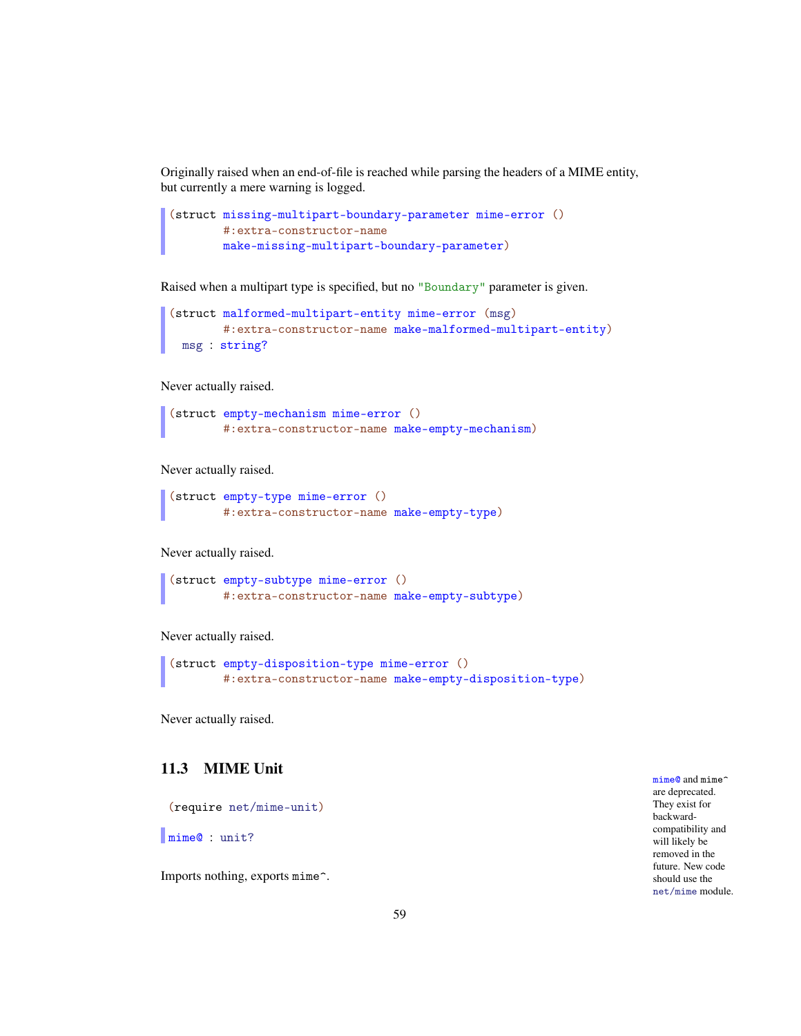Originally raised when an end-of-file is reached while parsing the headers of a MIME entity, but currently a mere warning is logged.

```
(struct missing-multipart-boundary-parameter mime-error ()
        #:extra-constructor-name
        make-missing-multipart-boundary-parameter)
```

Raised when a multipart type is specified, but no "Boundary" parameter is given.

```
(struct malformed-multipart-entity mime-error (msg)
        #:extra-constructor-name make-malformed-multipart-entity)
  msg : string?
```

Never actually raised.

```
(struct empty-mechanism mime-error ()
        #:extra-constructor-name make-empty-mechanism)
```

Never actually raised.

```
(struct empty-type mime-error ()
        #:extra-constructor-name make-empty-type)
```

Never actually raised.

```
(struct empty-subtype mime-error ()
        #:extra-constructor-name make-empty-subtype)
```

Never actually raised.

```
(struct empty-disposition-type mime-error ()
        #:extra-constructor-name make-empty-disposition-type)
```

Never actually raised.

## 11.3 MIME Unit

```
(require net/mime-unit)
```

mime@ and mime^ are deprecated. They exist for backward-compatibility and will likely be removed in the future. New code should use the net/mime module.

```
mime@ : unit?
```

Imports nothing, exports mime^.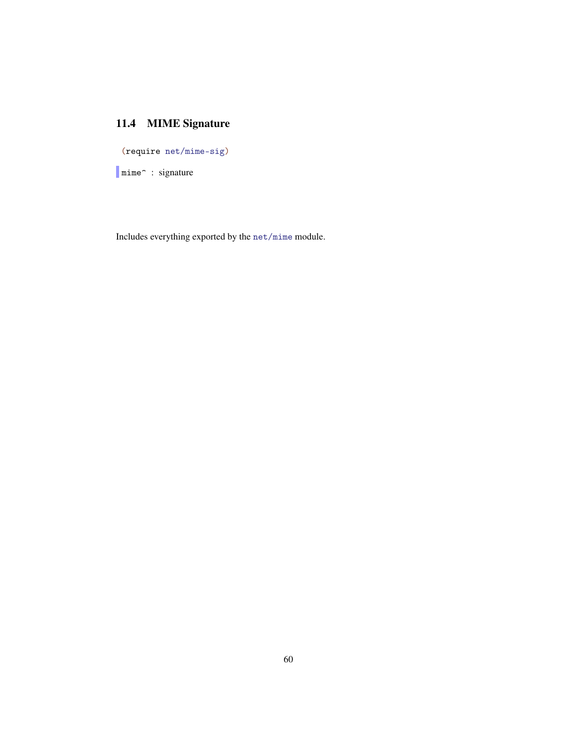## 11.4 MIME Signature

```
(require net/mime-sig)
```

`mime^` : signature

Includes everything exported by the `net/mime` module.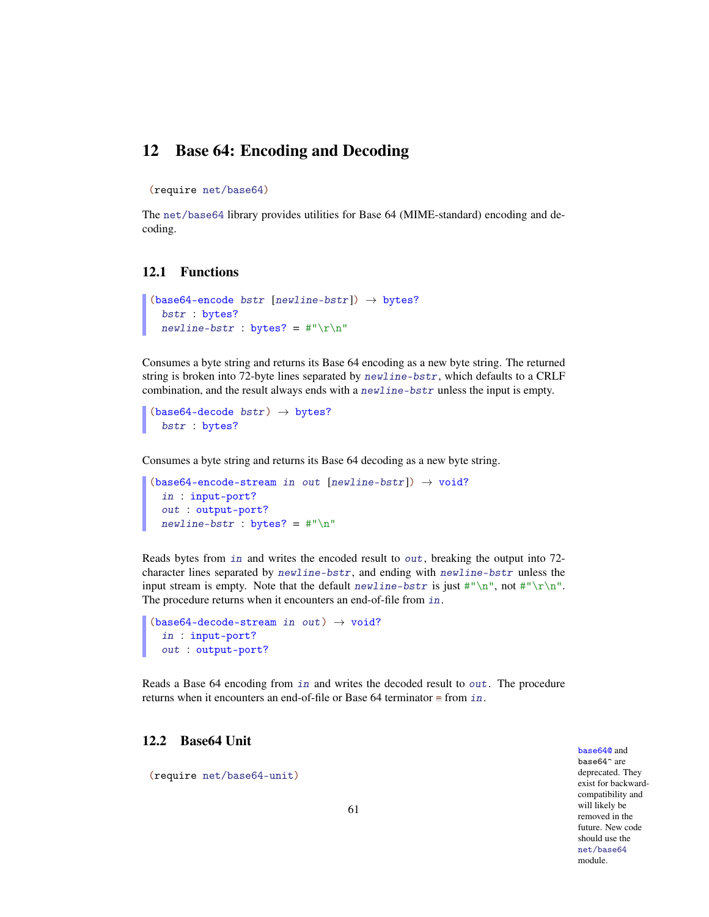## 12 Base 64: Encoding and Decoding

```
(require net/base64)
```

The net/base64 library provides utilities for Base 64 (MIME-standard) encoding and decoding.

### 12.1 Functions

```
(base64-encode bstr [newline-bstr]) → bytes?
  bstr : bytes?
  newline-bstr : bytes? = #"\r\n"
```

Consumes a byte string and returns its Base 64 encoding as a new byte string. The returned string is broken into 72-byte lines separated by *newline-bstr*, which defaults to a CRLF combination, and the result always ends with a *newline-bstr* unless the input is empty.

```
(base64-decode bstr) → bytes?
  bstr : bytes?
```

Consumes a byte string and returns its Base 64 decoding as a new byte string.

```
(base64-encode-stream in out [newline-bstr]) → void?
  in : input-port?
  out : output-port?
  newline-bstr : bytes? = #"\n"
```

Reads bytes from *in* and writes the encoded result to *out*, breaking the output into 72-character lines separated by *newline-bstr*, and ending with *newline-bstr* unless the input stream is empty. Note that the default *newline-bstr* is just #"\n", not #"\r\n". The procedure returns when it encounters an end-of-file from *in*.

```
(base64-decode-stream in out) → void?
  in : input-port?
  out : output-port?
```

Reads a Base 64 encoding from *in* and writes the decoded result to *out*. The procedure returns when it encounters an end-of-file or Base 64 terminator = from *in*.

### 12.2 Base64 Unit

base64@ and base64^ are deprecated. They exist for backward-compatibility and will likely be removed in the future. New code should use the net/base64 module.

```
(require net/base64-unit)
```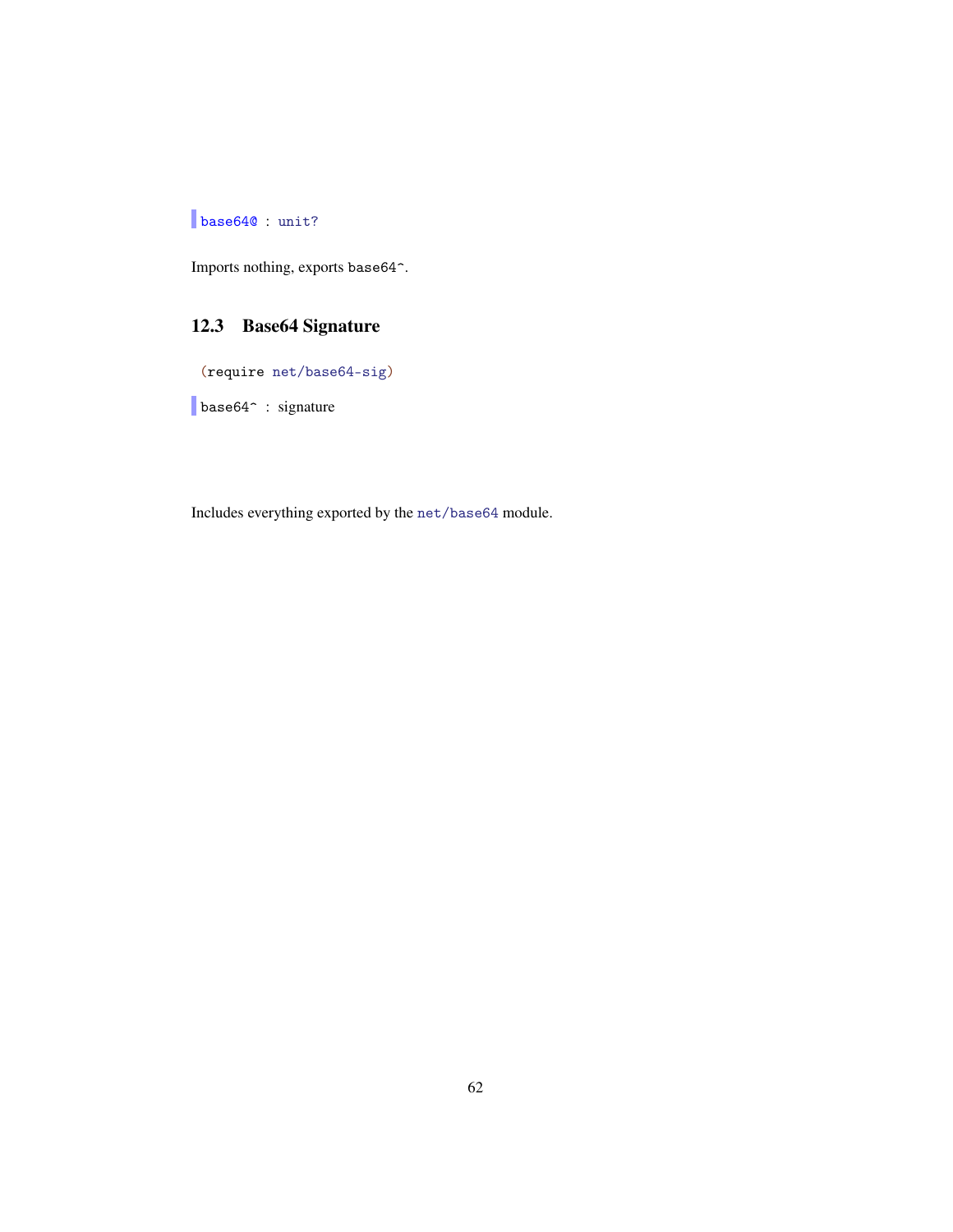`base64@ : unit?`

Imports nothing, exports `base64^`.

## 12.3 Base64 Signature

```
(require net/base64-sig)
```

`base64^ : signature`

Includes everything exported by the `net/base64` module.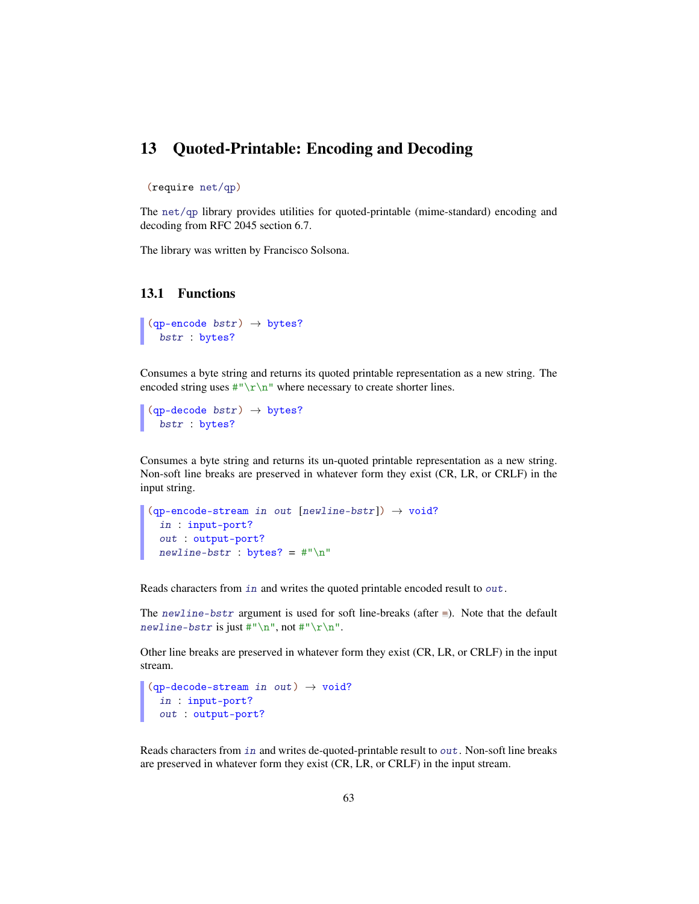# 13 Quoted-Printable: Encoding and Decoding

```
(require net/qp)
```

The `net/qp` library provides utilities for quoted-printable (mime-standard) encoding and decoding from RFC 2045 section 6.7.

The library was written by Francisco Solsona.

## 13.1 Functions

```
(qp-encode bstr) → bytes?
  bstr : bytes?
```

Consumes a byte string and returns its quoted printable representation as a new string. The encoded string uses `#"\r\n"` where necessary to create shorter lines.

```
(qp-decode bstr) → bytes?
  bstr : bytes?
```

Consumes a byte string and returns its un-quoted printable representation as a new string. Non-soft line breaks are preserved in whatever form they exist (CR, LR, or CRLF) in the input string.

```
(qp-encode-stream in out [newline-bstr]) → void?
  in : input-port?
  out : output-port?
  newline-bstr : bytes? = #"\n"
```

Reads characters from `in` and writes the quoted printable encoded result to `out`.

The `newline-bstr` argument is used for soft line-breaks (after `=`). Note that the default `newline-bstr` is just `#"\n"`, not `#"\r\n"`.

Other line breaks are preserved in whatever form they exist (CR, LR, or CRLF) in the input stream.

```
(qp-decode-stream in out) → void?
  in : input-port?
  out : output-port?
```

Reads characters from `in` and writes de-quoted-printable result to `out`. Non-soft line breaks are preserved in whatever form they exist (CR, LR, or CRLF) in the input stream.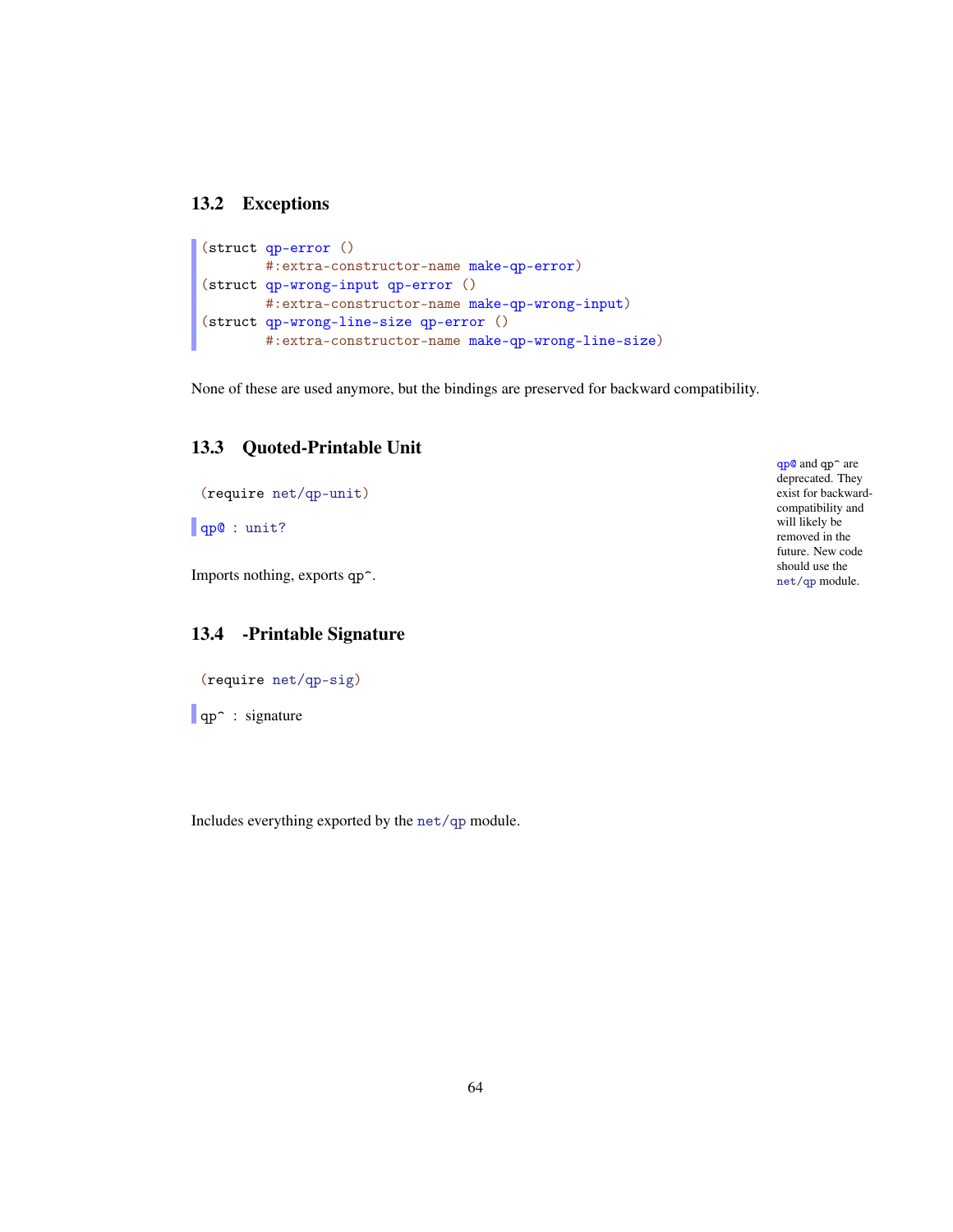## 13.2 Exceptions

```
(struct qp-error ()
        #:extra-constructor-name make-qp-error)
(struct qp-wrong-input qp-error ()
        #:extra-constructor-name make-qp-wrong-input)
(struct qp-wrong-line-size qp-error ()
        #:extra-constructor-name make-qp-wrong-line-size)
```

None of these are used anymore, but the bindings are preserved for backward compatibility.

## 13.3 Quoted-Printable Unit

qp@ and qp^ are deprecated. They exist for backward-compatibility and will likely be removed in the future. New code should use the net/qp module.

```
(require net/qp-unit)
```

```
qp@ : unit?
```

Imports nothing, exports qp^.

## 13.4 -Printable Signature

```
(require net/qp-sig)
```

```
qp^ : signature
```

Includes everything exported by the net/qp module.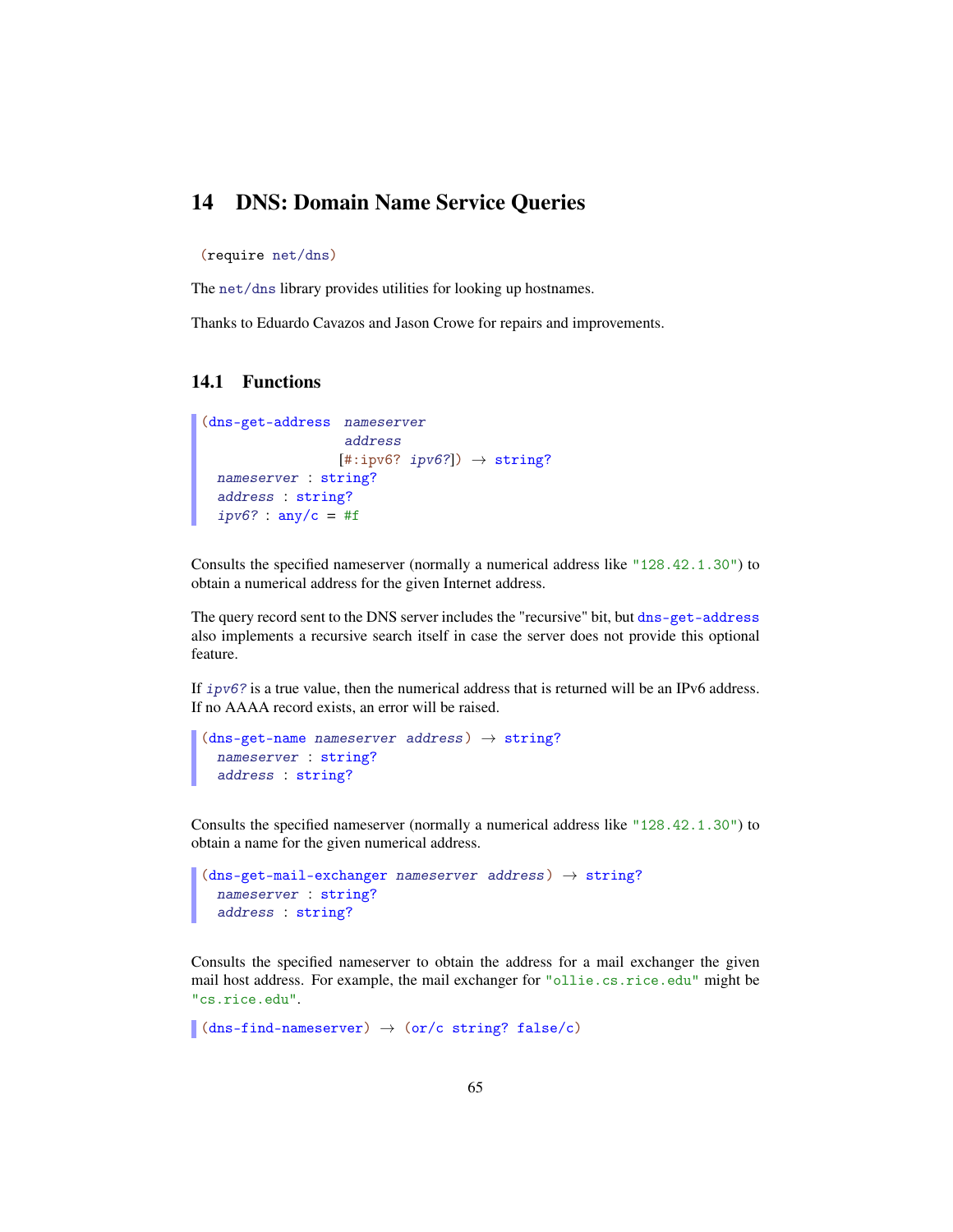# 14 DNS: Domain Name Service Queries

```
(require net/dns)
```

The `net/dns` library provides utilities for looking up hostnames.

Thanks to Eduardo Cavazos and Jason Crowe for repairs and improvements.

## 14.1 Functions

```
(dns-get-address nameserver
                 address
                [#:ipv6? ipv6?]) → string?
  nameserver : string?
  address : string?
  ipv6? : any/c = #f
```

Consults the specified nameserver (normally a numerical address like `"128.42.1.30"`) to obtain a numerical address for the given Internet address.

The query record sent to the DNS server includes the "recursive" bit, but `dns-get-address` also implements a recursive search itself in case the server does not provide this optional feature.

If *ipv6?* is a true value, then the numerical address that is returned will be an IPv6 address. If no AAAA record exists, an error will be raised.

```
(dns-get-name nameserver address) → string?
  nameserver : string?
  address : string?
```

Consults the specified nameserver (normally a numerical address like `"128.42.1.30"`) to obtain a name for the given numerical address.

```
(dns-get-mail-exchanger nameserver address) → string?
  nameserver : string?
  address : string?
```

Consults the specified nameserver to obtain the address for a mail exchanger the given mail host address. For example, the mail exchanger for `"ollie.cs.rice.edu"` might be `"cs.rice.edu"`.

```
(dns-find-nameserver) → (or/c string? false/c)
```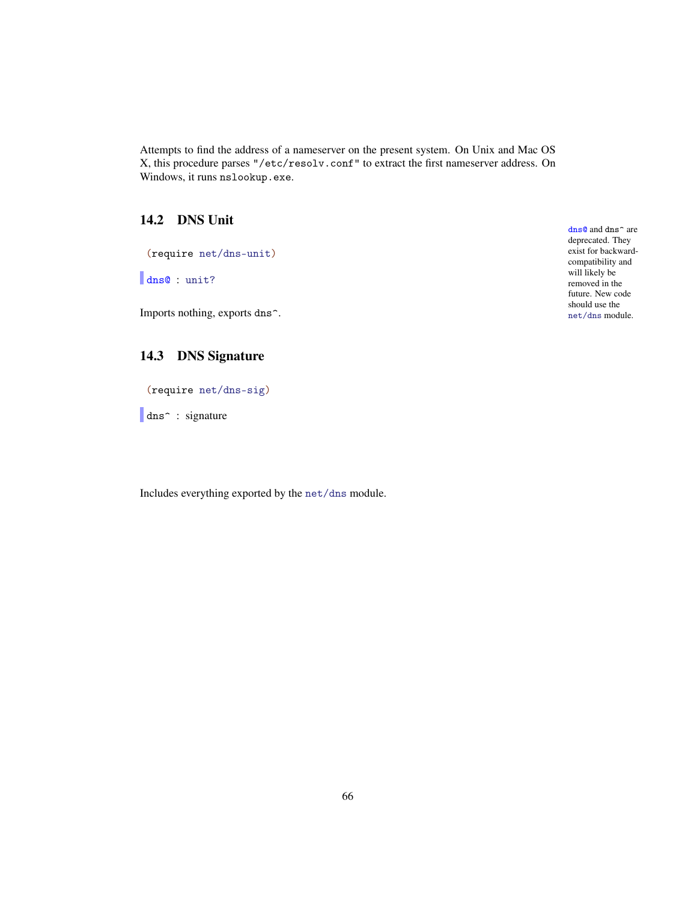Attempts to find the address of a nameserver on the present system. On Unix and Mac OS X, this procedure parses "/etc/resolv.conf" to extract the first nameserver address. On Windows, it runs nslookup.exe.

## 14.2 DNS Unit

```
(require net/dns-unit)
```

dns@ and dns^ are deprecated. They exist for backward-compatibility and will likely be removed in the future. New code should use the net/dns module.

```
dns@ : unit?
```

Imports nothing, exports dns^.

## 14.3 DNS Signature

```
(require net/dns-sig)
```

```
dns^ : signature
```

Includes everything exported by the net/dns module.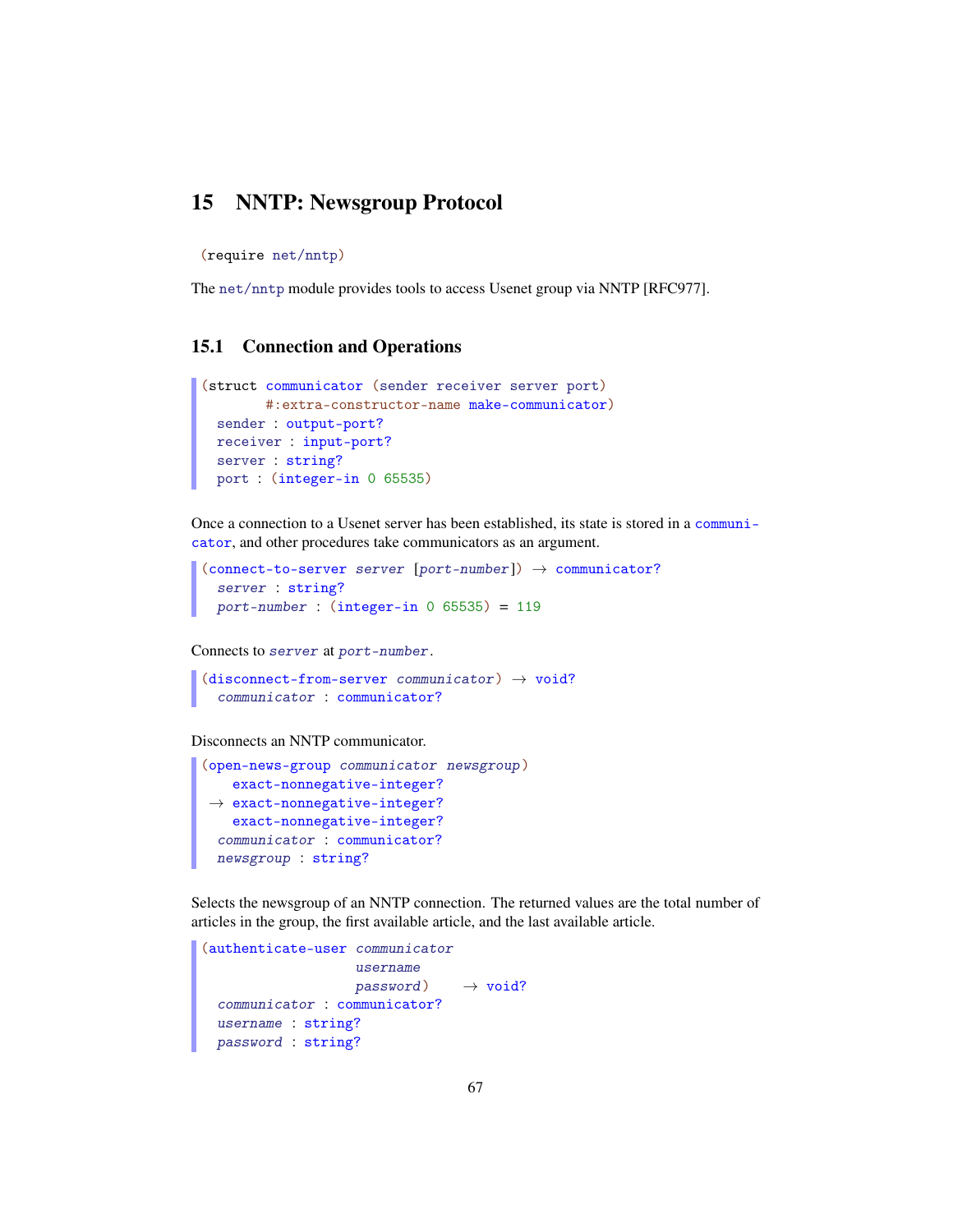## 15 NNTP: Newsgroup Protocol

```
(require net/nntp)
```

The `net/nntp` module provides tools to access Usenet group via NNTP [RFC977].

### 15.1 Connection and Operations

```
(struct communicator (sender receiver server port)
        #:extra-constructor-name make-communicator)
  sender : output-port?
  receiver : input-port?
  server : string?
  port : (integer-in 0 65535)
```

Once a connection to a Usenet server has been established, its state is stored in a `communicator`, and other procedures take communicators as an argument.

```
(connect-to-server server [port-number]) → communicator?
  server : string?
  port-number : (integer-in 0 65535) = 119
```

Connects to *server* at *port-number*.

```
(disconnect-from-server communicator) → void?
  communicator : communicator?
```

Disconnects an NNTP communicator.

```
(open-news-group communicator newsgroup)
    exact-nonnegative-integer?
 → exact-nonnegative-integer?
    exact-nonnegative-integer?
  communicator : communicator?
  newsgroup : string?
```

Selects the newsgroup of an NNTP connection. The returned values are the total number of articles in the group, the first available article, and the last available article.

```
(authenticate-user communicator
                   username
                   password)    → void?
  communicator : communicator?
  username : string?
  password : string?
```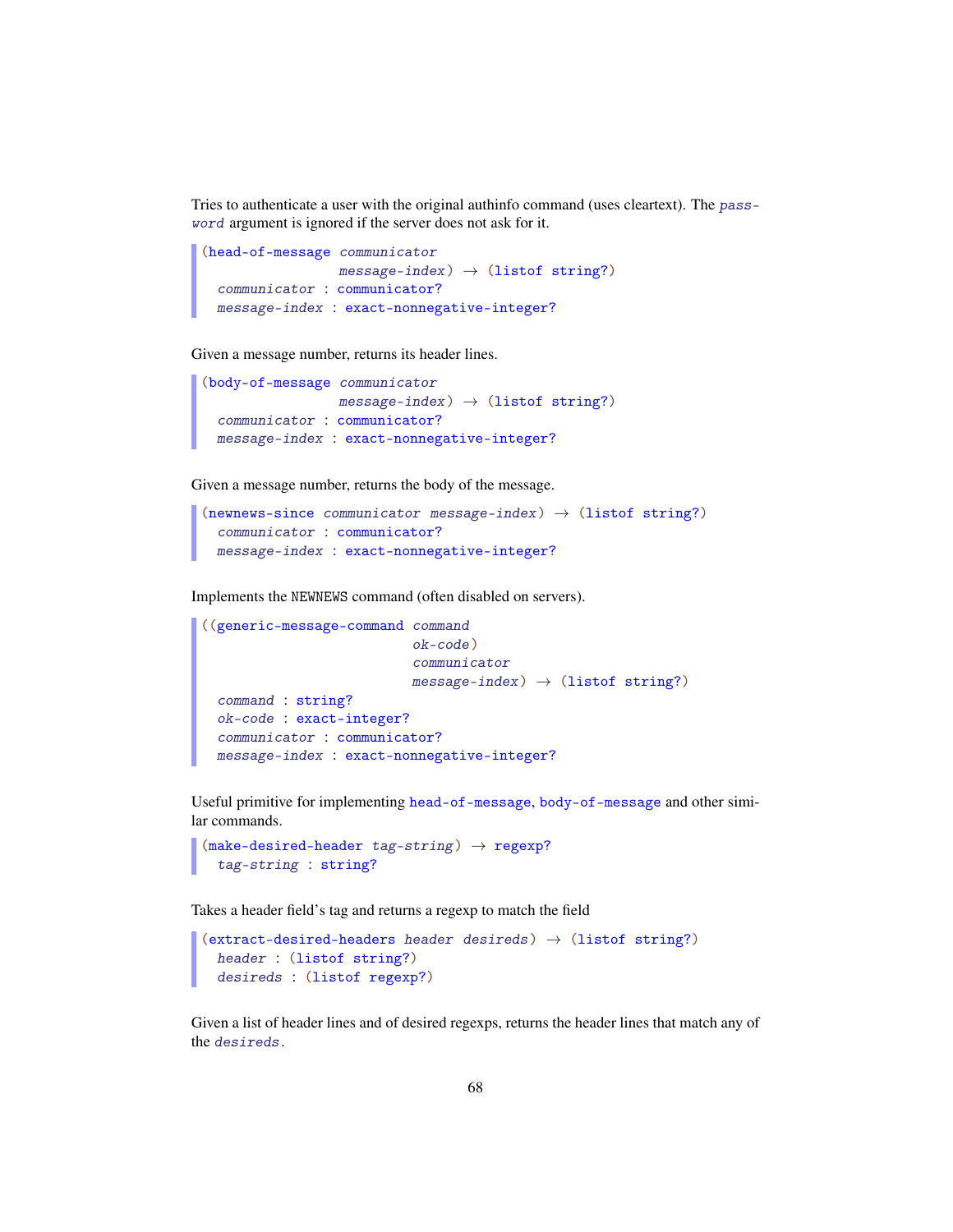Tries to authenticate a user with the original authinfo command (uses cleartext). The *password* argument is ignored if the server does not ask for it.

```
(head-of-message communicator
                 message-index) → (listof string?)
  communicator : communicator?
  message-index : exact-nonnegative-integer?
```

Given a message number, returns its header lines.

```
(body-of-message communicator
                 message-index) → (listof string?)
  communicator : communicator?
  message-index : exact-nonnegative-integer?
```

Given a message number, returns the body of the message.

```
(newnews-since communicator message-index) → (listof string?)
  communicator : communicator?
  message-index : exact-nonnegative-integer?
```

Implements the NEWNEWS command (often disabled on servers).

```
((generic-message-command command
                          ok-code)
                          communicator
                          message-index) → (listof string?)
  command : string?
  ok-code : exact-integer?
  communicator : communicator?
  message-index : exact-nonnegative-integer?
```

Useful primitive for implementing head-of-message, body-of-message and other similar commands.

```
(make-desired-header tag-string) → regexp?
  tag-string : string?
```

Takes a header field's tag and returns a regexp to match the field

```
(extract-desired-headers header desireds) → (listof string?)
  header : (listof string?)
  desireds : (listof regexp?)
```

Given a list of header lines and of desired regexps, returns the header lines that match any of the *desireds*.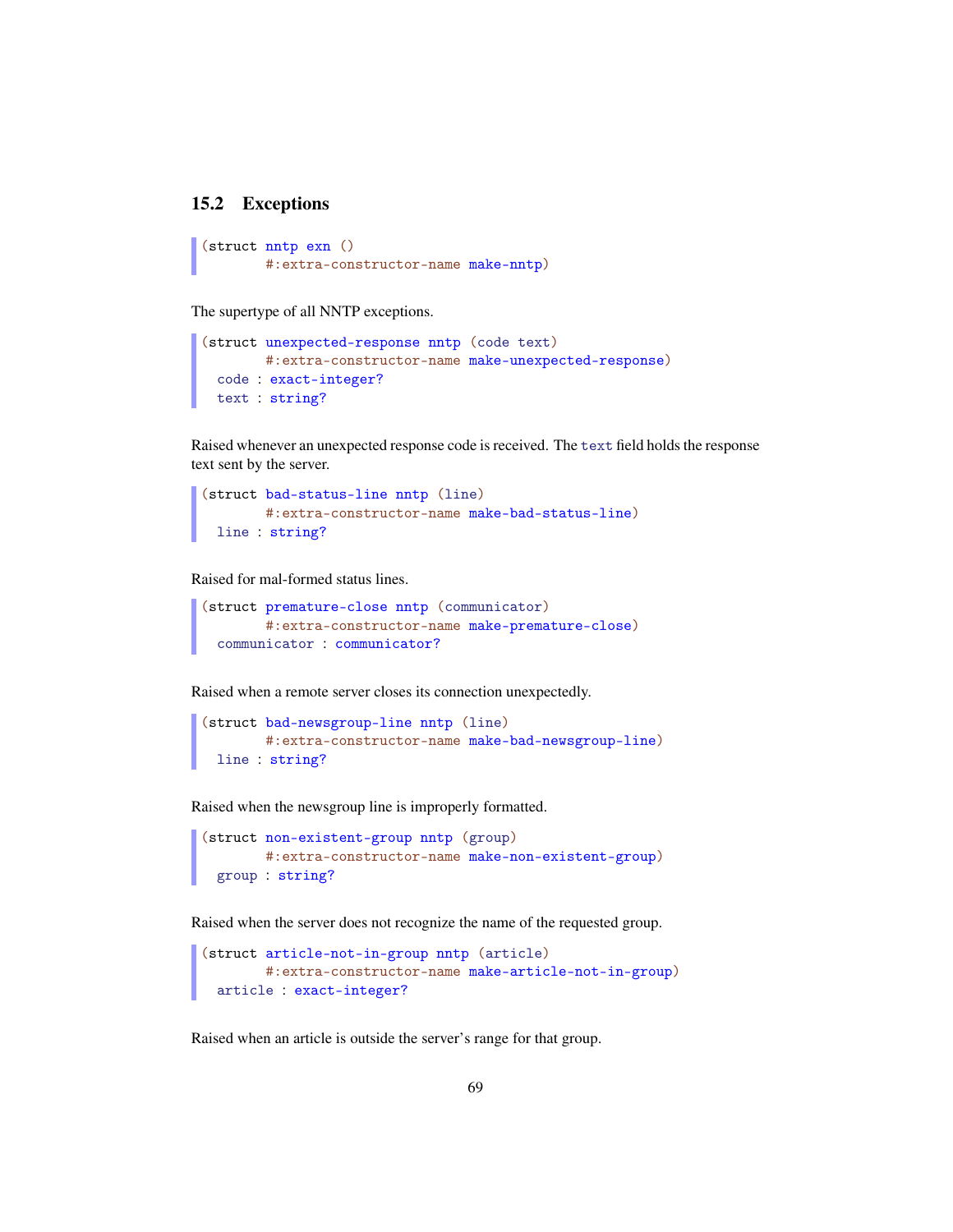## 15.2 Exceptions

```
(struct nntp exn ()
        #:extra-constructor-name make-nntp)
```

The supertype of all NNTP exceptions.

```
(struct unexpected-response nntp (code text)
        #:extra-constructor-name make-unexpected-response)
  code : exact-integer?
  text : string?
```

Raised whenever an unexpected response code is received. The `text` field holds the response text sent by the server.

```
(struct bad-status-line nntp (line)
        #:extra-constructor-name make-bad-status-line)
  line : string?
```

Raised for mal-formed status lines.

```
(struct premature-close nntp (communicator)
        #:extra-constructor-name make-premature-close)
  communicator : communicator?
```

Raised when a remote server closes its connection unexpectedly.

```
(struct bad-newsgroup-line nntp (line)
        #:extra-constructor-name make-bad-newsgroup-line)
  line : string?
```

Raised when the newsgroup line is improperly formatted.

```
(struct non-existent-group nntp (group)
        #:extra-constructor-name make-non-existent-group)
  group : string?
```

Raised when the server does not recognize the name of the requested group.

```
(struct article-not-in-group nntp (article)
        #:extra-constructor-name make-article-not-in-group)
  article : exact-integer?
```

Raised when an article is outside the server's range for that group.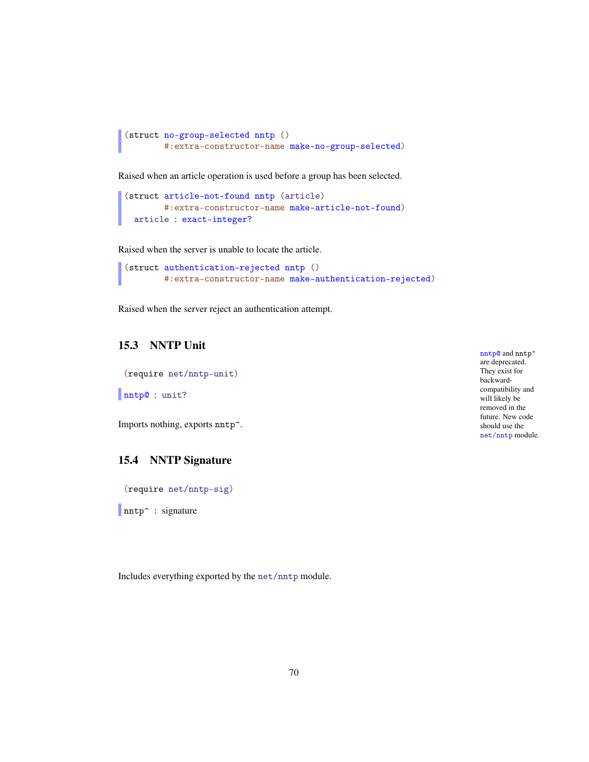```
(struct no-group-selected nntp ()
        #:extra-constructor-name make-no-group-selected)
```

Raised when an article operation is used before a group has been selected.

```
(struct article-not-found nntp (article)
        #:extra-constructor-name make-article-not-found)
  article : exact-integer?
```

Raised when the server is unable to locate the article.

```
(struct authentication-rejected nntp ()
        #:extra-constructor-name make-authentication-rejected)
```

Raised when the server reject an authentication attempt.

## 15.3 NNTP Unit

nntp@ and nntp^ are deprecated. They exist for backward-compatibility and will likely be removed in the future. New code should use the net/nntp module.

```
(require net/nntp-unit)
```

```
nntp@ : unit?
```

Imports nothing, exports nntp^.

## 15.4 NNTP Signature

```
(require net/nntp-sig)
```

```
nntp^ : signature
```

Includes everything exported by the net/nntp module.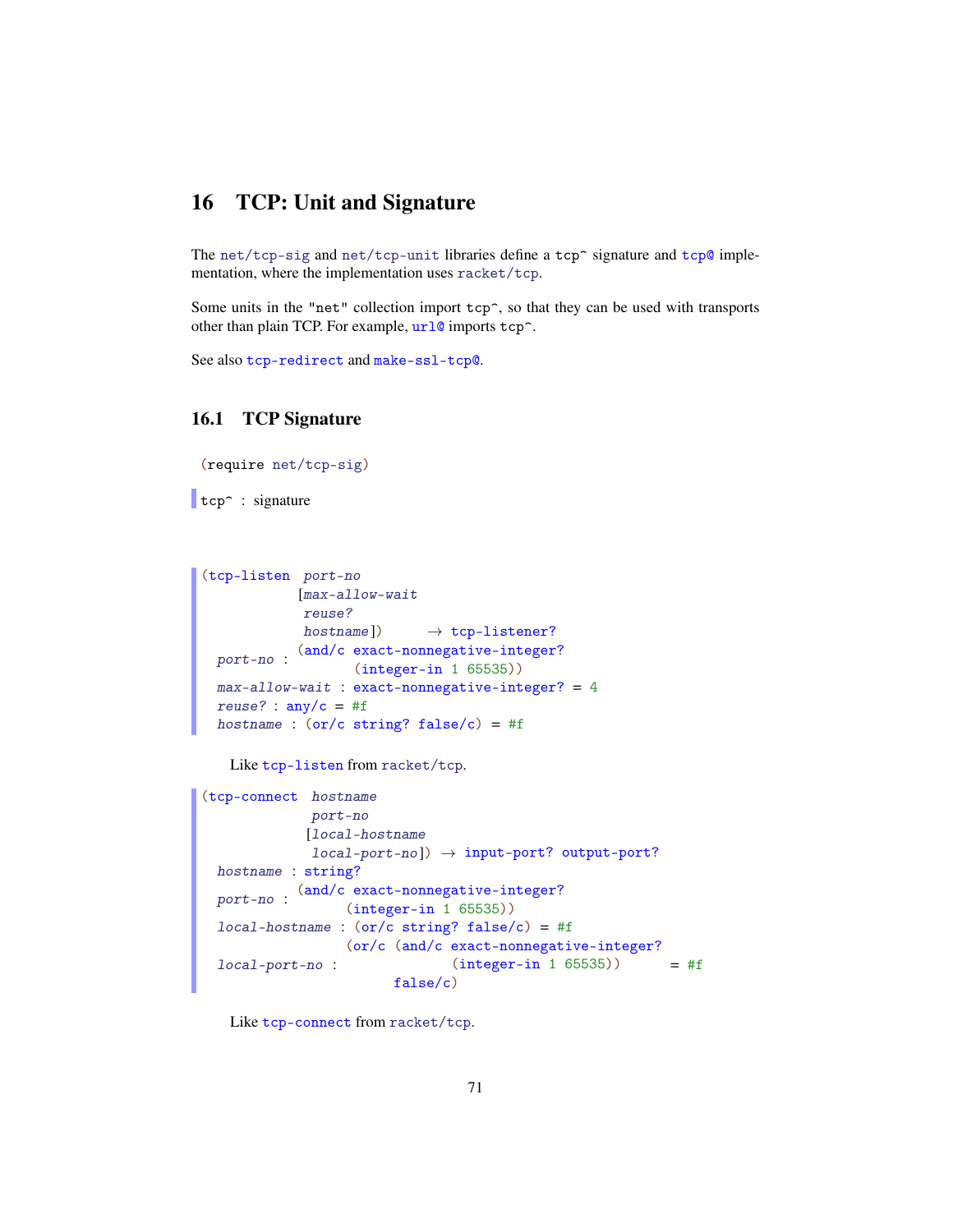# 16 TCP: Unit and Signature

The `net/tcp-sig` and `net/tcp-unit` libraries define a `tcp^` signature and `tcp@` implementation, where the implementation uses `racket/tcp`.

Some units in the `"net"` collection import `tcp^`, so that they can be used with transports other than plain TCP. For example, `url@` imports `tcp^`.

See also `tcp-redirect` and `make-ssl-tcp@`.

## 16.1 TCP Signature

```
(require net/tcp-sig)
```

```
tcp^ : signature
```

```
(tcp-listen  port-no
            [max-allow-wait
             reuse?
             hostname])      → tcp-listener?
  port-no : (and/c exact-nonnegative-integer?
                   (integer-in 1 65535))
  max-allow-wait : exact-nonnegative-integer? = 4
  reuse? : any/c = #f
  hostname : (or/c string? false/c) = #f
```

Like `tcp-listen` from `racket/tcp`.

```
(tcp-connect  hostname
              port-no
             [local-hostname
              local-port-no]) → input-port? output-port?
  hostname : string?
  port-no : (and/c exact-nonnegative-integer?
                  (integer-in 1 65535))
  local-hostname : (or/c string? false/c) = #f
  local-port-no : (or/c (and/c exact-nonnegative-integer?
                               (integer-in 1 65535))      = #f
                        false/c)
```

Like `tcp-connect` from `racket/tcp`.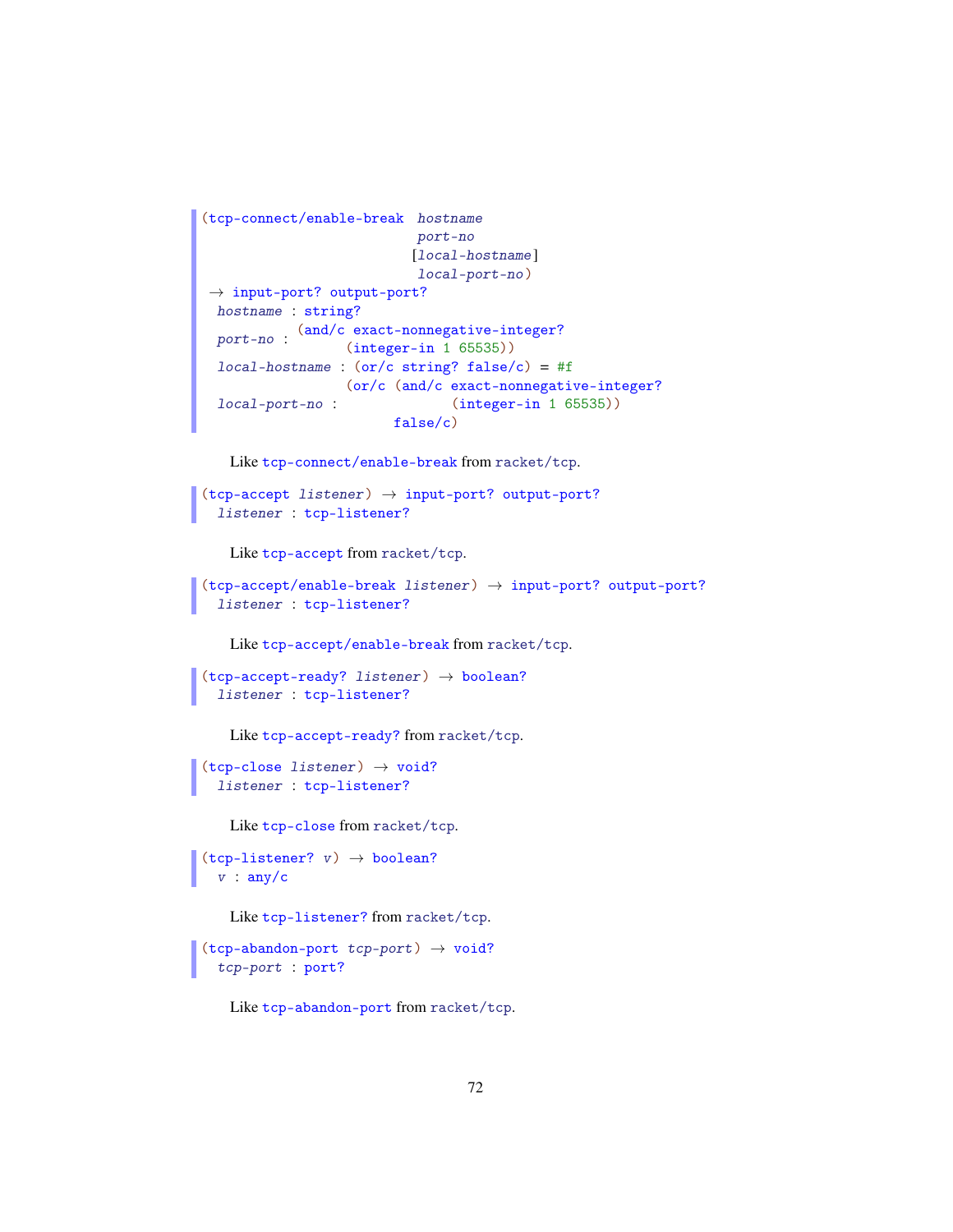```
(tcp-connect/enable-break  hostname
                           port-no
                          [local-hostname]
                           local-port-no)
 → input-port? output-port?
  hostname : string?
  port-no : (and/c exact-nonnegative-integer?
                   (integer-in 1 65535))
  local-hostname : (or/c string? false/c) = #f
                   (or/c (and/c exact-nonnegative-integer?
  local-port-no :                (integer-in 1 65535))
                         false/c)
```

Like `tcp-connect/enable-break` from `racket/tcp`.

```
(tcp-accept listener) → input-port? output-port?
  listener : tcp-listener?
```

Like `tcp-accept` from `racket/tcp`.

```
(tcp-accept/enable-break listener) → input-port? output-port?
  listener : tcp-listener?
```

Like `tcp-accept/enable-break` from `racket/tcp`.

```
(tcp-accept-ready? listener) → boolean?
  listener : tcp-listener?
```

Like `tcp-accept-ready?` from `racket/tcp`.

```
(tcp-close listener) → void?
  listener : tcp-listener?
```

Like `tcp-close` from `racket/tcp`.

```
(tcp-listener? v) → boolean?
  v : any/c
```

Like `tcp-listener?` from `racket/tcp`.

```
(tcp-abandon-port tcp-port) → void?
  tcp-port : port?
```

Like `tcp-abandon-port` from `racket/tcp`.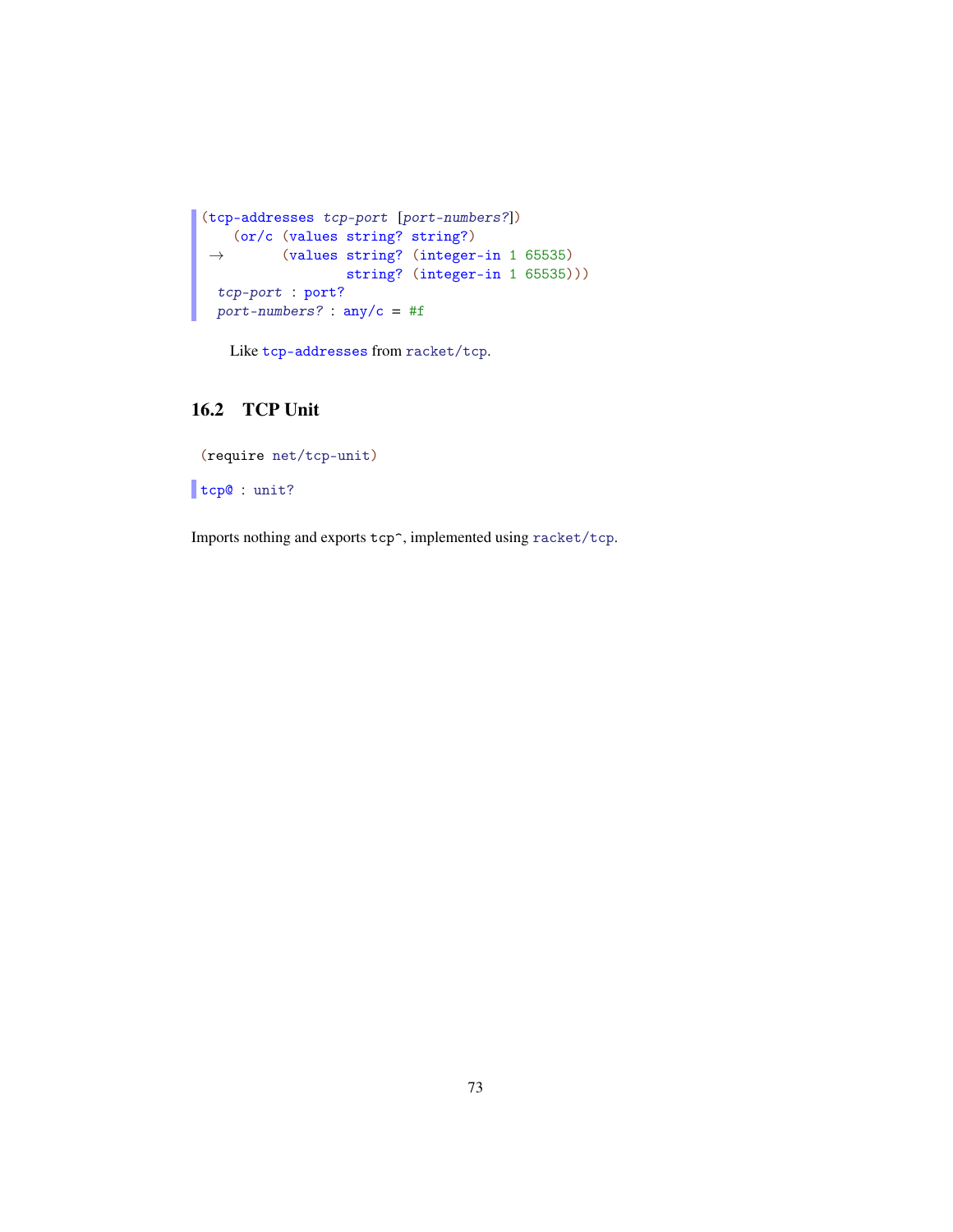```
(tcp-addresses tcp-port [port-numbers?])
    (or/c (values string? string?)
 →        (values string? (integer-in 1 65535)
                  string? (integer-in 1 65535)))
  tcp-port : port?
  port-numbers? : any/c = #f
```

Like `tcp-addresses` from `racket/tcp`.

## 16.2 TCP Unit

```
(require net/tcp-unit)
```

```
tcp@ : unit?
```

Imports nothing and exports `tcp^`, implemented using `racket/tcp`.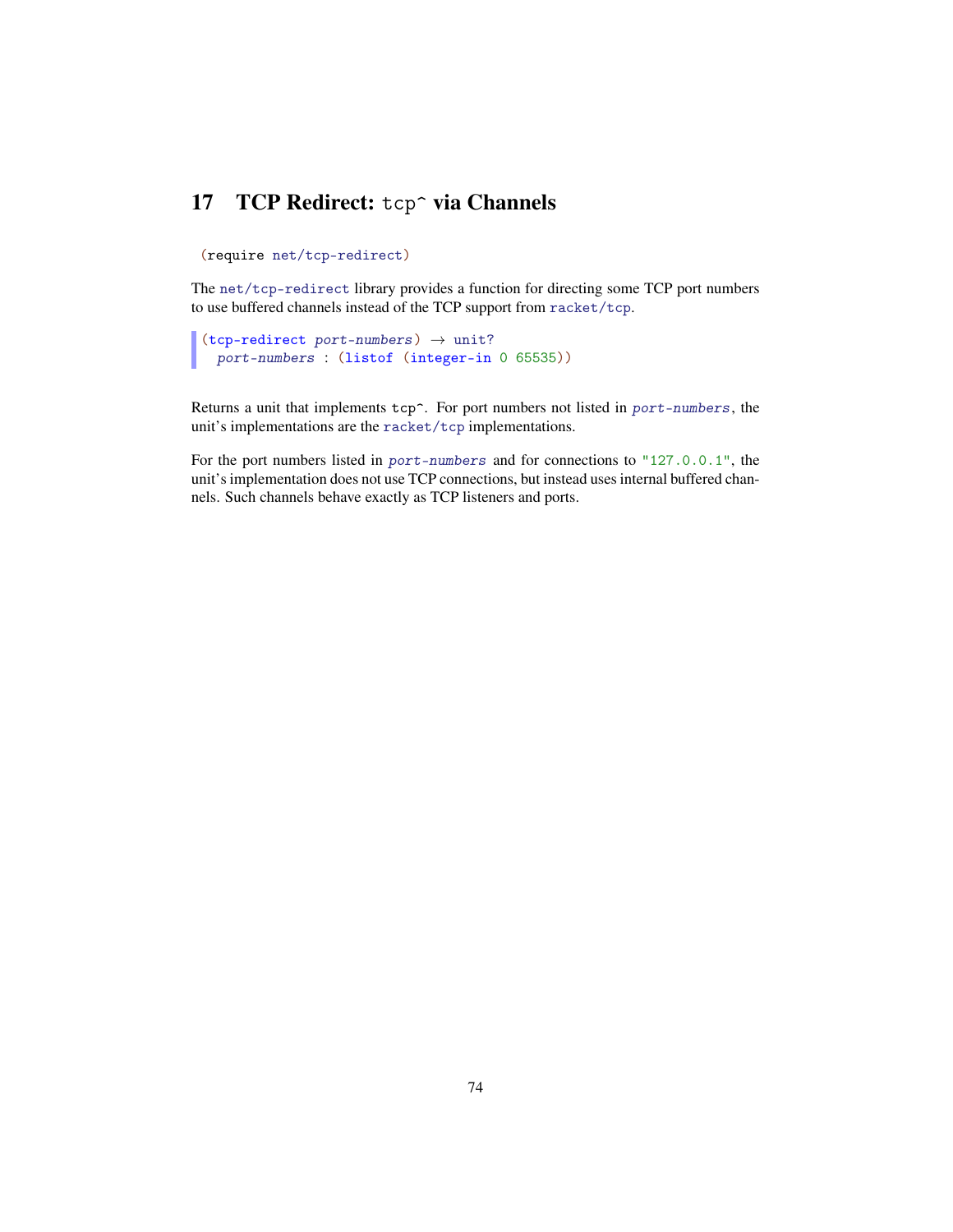# 17 TCP Redirect: `tcp^` via Channels

```
(require net/tcp-redirect)
```

The `net/tcp-redirect` library provides a function for directing some TCP port numbers to use buffered channels instead of the TCP support from `racket/tcp`.

```
(tcp-redirect port-numbers) → unit?
  port-numbers : (listof (integer-in 0 65535))
```

Returns a unit that implements `tcp^`. For port numbers not listed in *`port-numbers`*, the unit's implementations are the `racket/tcp` implementations.

For the port numbers listed in *`port-numbers`* and for connections to `"127.0.0.1"`, the unit's implementation does not use TCP connections, but instead uses internal buffered channels. Such channels behave exactly as TCP listeners and ports.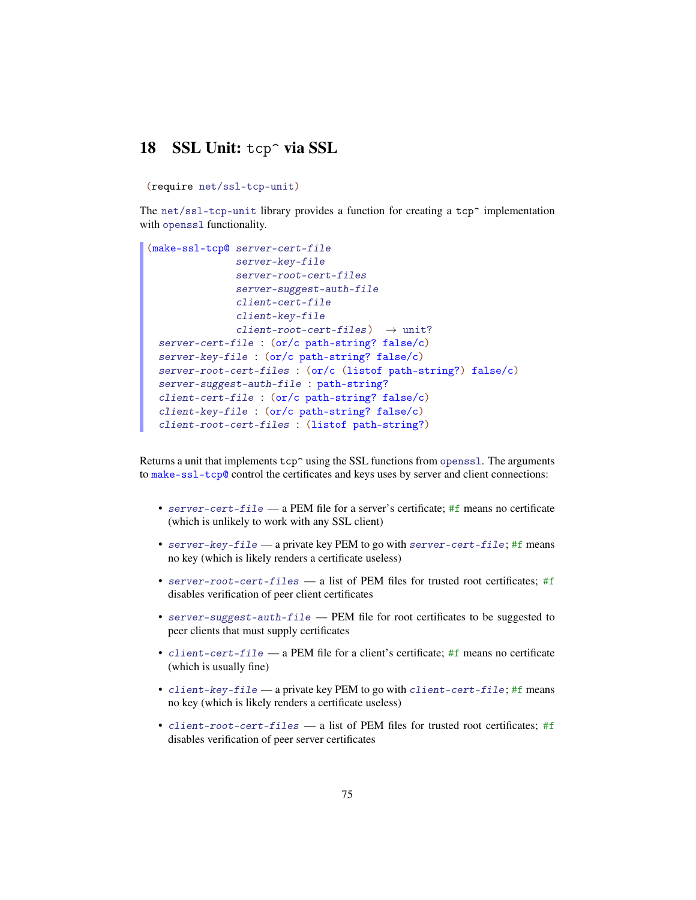# 18 SSL Unit: `tcp^` via SSL

```
(require net/ssl-tcp-unit)
```

The `net/ssl-tcp-unit` library provides a function for creating a `tcp^` implementation with `openssl` functionality.

```
(make-ssl-tcp@ server-cert-file
               server-key-file
               server-root-cert-files
               server-suggest-auth-file
               client-cert-file
               client-key-file
               client-root-cert-files)  → unit?
  server-cert-file : (or/c path-string? false/c)
  server-key-file : (or/c path-string? false/c)
  server-root-cert-files : (or/c (listof path-string?) false/c)
  server-suggest-auth-file : path-string?
  client-cert-file : (or/c path-string? false/c)
  client-key-file : (or/c path-string? false/c)
  client-root-cert-files : (listof path-string?)
```

Returns a unit that implements `tcp^` using the SSL functions from `openssl`. The arguments to `make-ssl-tcp@` control the certificates and keys uses by server and client connections:

- *server-cert-file* — a PEM file for a server's certificate; `#f` means no certificate (which is unlikely to work with any SSL client)
- *server-key-file* — a private key PEM to go with *server-cert-file*; `#f` means no key (which is likely renders a certificate useless)
- *server-root-cert-files* — a list of PEM files for trusted root certificates; `#f` disables verification of peer client certificates
- *server-suggest-auth-file* — PEM file for root certificates to be suggested to peer clients that must supply certificates
- *client-cert-file* — a PEM file for a client's certificate; `#f` means no certificate (which is usually fine)
- *client-key-file* — a private key PEM to go with *client-cert-file*; `#f` means no key (which is likely renders a certificate useless)
- *client-root-cert-files* — a list of PEM files for trusted root certificates; `#f` disables verification of peer server certificates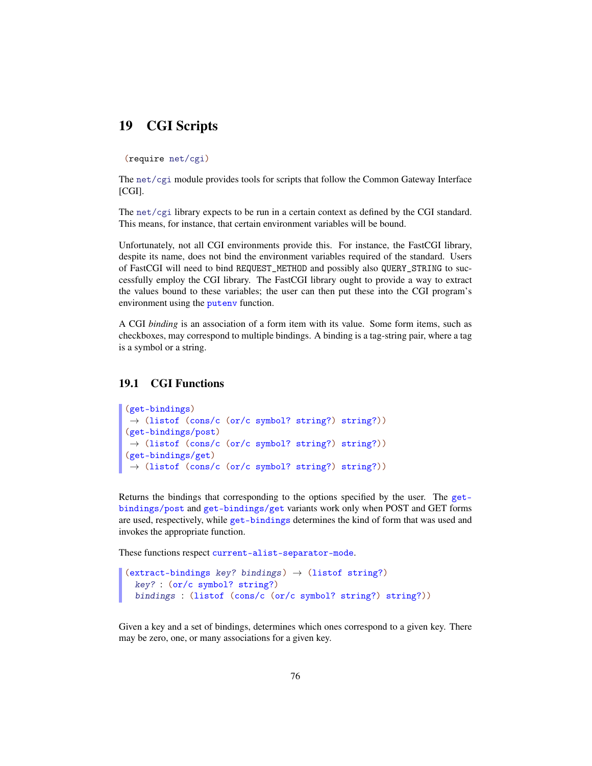# 19 CGI Scripts

```
(require net/cgi)
```

The net/cgi module provides tools for scripts that follow the Common Gateway Interface [CGI].

The net/cgi library expects to be run in a certain context as defined by the CGI standard. This means, for instance, that certain environment variables will be bound.

Unfortunately, not all CGI environments provide this. For instance, the FastCGI library, despite its name, does not bind the environment variables required of the standard. Users of FastCGI will need to bind REQUEST_METHOD and possibly also QUERY_STRING to successfully employ the CGI library. The FastCGI library ought to provide a way to extract the values bound to these variables; the user can then put these into the CGI program's environment using the putenv function.

A CGI *binding* is an association of a form item with its value. Some form items, such as checkboxes, may correspond to multiple bindings. A binding is a tag-string pair, where a tag is a symbol or a string.

## 19.1 CGI Functions

```
(get-bindings)
 → (listof (cons/c (or/c symbol? string?) string?))
(get-bindings/post)
 → (listof (cons/c (or/c symbol? string?) string?))
(get-bindings/get)
 → (listof (cons/c (or/c symbol? string?) string?))
```

Returns the bindings that corresponding to the options specified by the user. The get-bindings/post and get-bindings/get variants work only when POST and GET forms are used, respectively, while get-bindings determines the kind of form that was used and invokes the appropriate function.

These functions respect current-alist-separator-mode.

```
(extract-bindings key? bindings) → (listof string?)
  key? : (or/c symbol? string?)
  bindings : (listof (cons/c (or/c symbol? string?) string?))
```

Given a key and a set of bindings, determines which ones correspond to a given key. There may be zero, one, or many associations for a given key.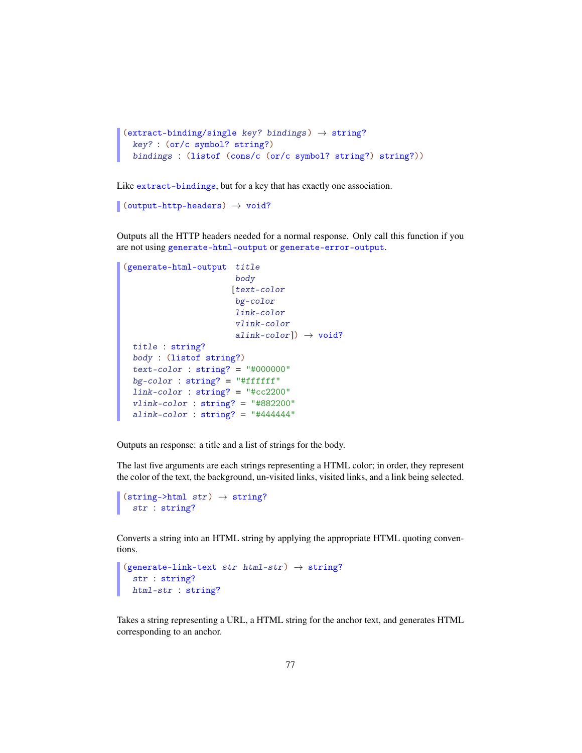```
(extract-binding/single key? bindings) → string?
  key? : (or/c symbol? string?)
  bindings : (listof (cons/c (or/c symbol? string?) string?))
```

Like `extract-bindings`, but for a key that has exactly one association.

```
(output-http-headers) → void?
```

Outputs all the HTTP headers needed for a normal response. Only call this function if you are not using `generate-html-output` or `generate-error-output`.

```
(generate-html-output  title
                       body
                      [text-color
                       bg-color
                       link-color
                       vlink-color
                       alink-color]) → void?
  title : string?
  body : (listof string?)
  text-color : string? = "#000000"
  bg-color : string? = "#ffffff"
  link-color : string? = "#cc2200"
  vlink-color : string? = "#882200"
  alink-color : string? = "#444444"
```

Outputs an response: a title and a list of strings for the body.

The last five arguments are each strings representing a HTML color; in order, they represent the color of the text, the background, un-visited links, visited links, and a link being selected.

```
(string->html str) → string?
  str : string?
```

Converts a string into an HTML string by applying the appropriate HTML quoting conventions.

```
(generate-link-text str html-str) → string?
  str : string?
  html-str : string?
```

Takes a string representing a URL, a HTML string for the anchor text, and generates HTML corresponding to an anchor.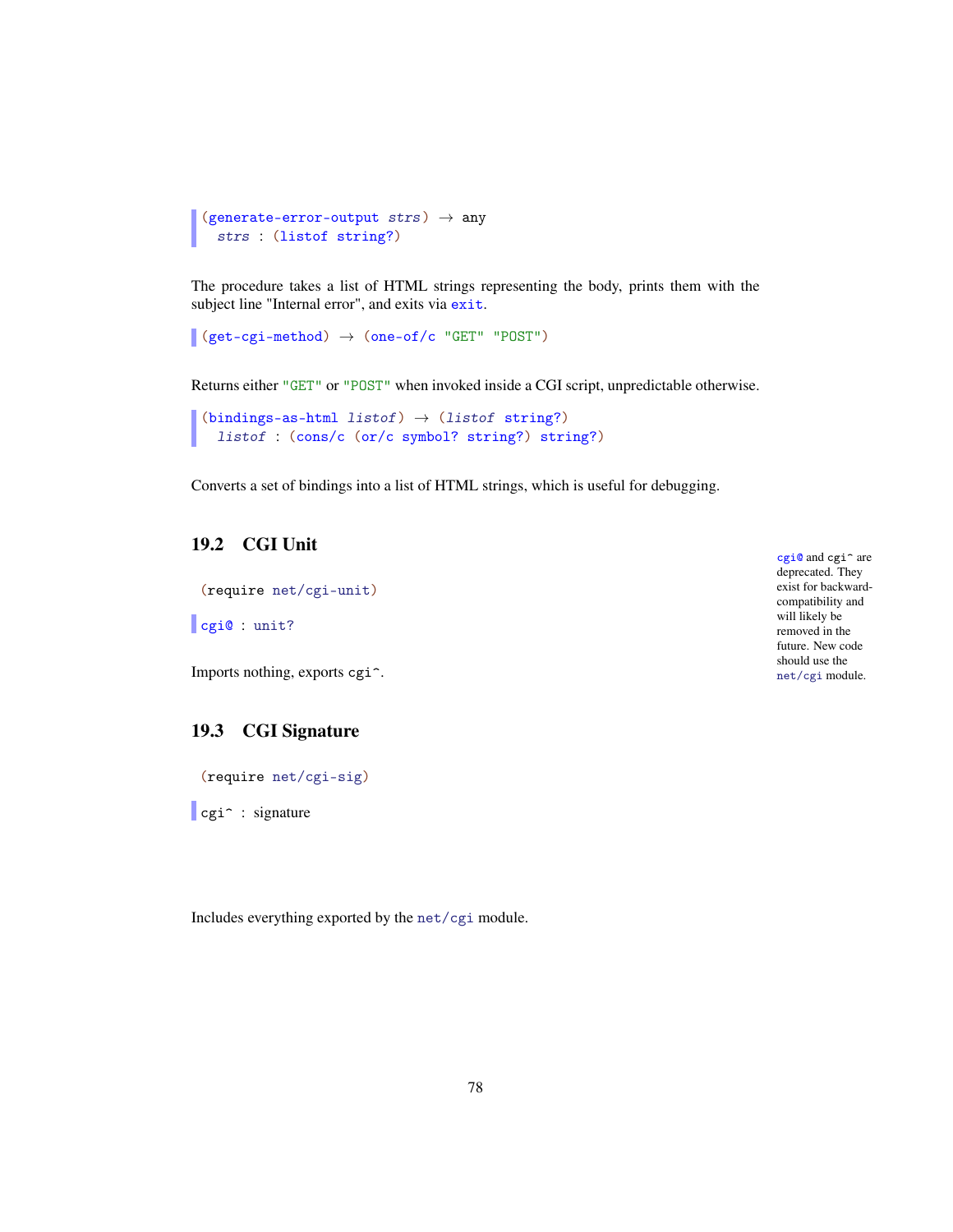```
(generate-error-output strs) → any
  strs : (listof string?)
```

The procedure takes a list of HTML strings representing the body, prints them with the subject line "Internal error", and exits via `exit`.

```
(get-cgi-method) → (one-of/c "GET" "POST")
```

Returns either `"GET"` or `"POST"` when invoked inside a CGI script, unpredictable otherwise.

```
(bindings-as-html listof) → (listof string?)
  listof : (cons/c (or/c symbol? string?) string?)
```

Converts a set of bindings into a list of HTML strings, which is useful for debugging.

## 19.2 CGI Unit

```
(require net/cgi-unit)
```

`cgi@` and `cgi^` are deprecated. They exist for backward-compatibility and will likely be removed in the future. New code should use the `net/cgi` module.

```
cgi@ : unit?
```

Imports nothing, exports `cgi^`.

## 19.3 CGI Signature

```
(require net/cgi-sig)
```

```
cgi^ : signature
```

Includes everything exported by the `net/cgi` module.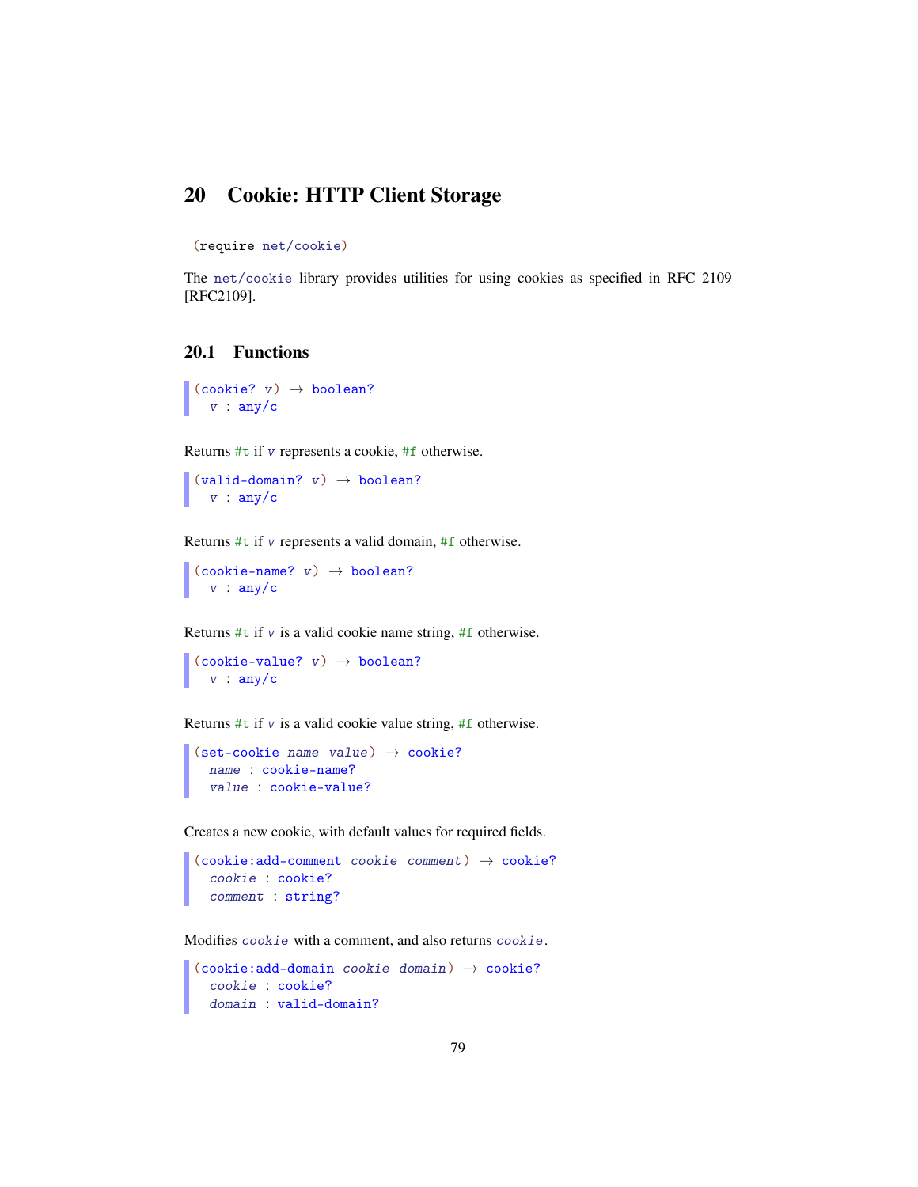# 20 Cookie: HTTP Client Storage

```
(require net/cookie)
```

The `net/cookie` library provides utilities for using cookies as specified in RFC 2109 [RFC2109].

## 20.1 Functions

```
(cookie? v) → boolean?
  v : any/c
```

Returns `#t` if *v* represents a cookie, `#f` otherwise.

```
(valid-domain? v) → boolean?
  v : any/c
```

Returns `#t` if *v* represents a valid domain, `#f` otherwise.

```
(cookie-name? v) → boolean?
  v : any/c
```

Returns `#t` if *v* is a valid cookie name string, `#f` otherwise.

```
(cookie-value? v) → boolean?
  v : any/c
```

Returns `#t` if *v* is a valid cookie value string, `#f` otherwise.

```
(set-cookie name value) → cookie?
  name : cookie-name?
  value : cookie-value?
```

Creates a new cookie, with default values for required fields.

```
(cookie:add-comment cookie comment) → cookie?
  cookie : cookie?
  comment : string?
```

Modifies *cookie* with a comment, and also returns *cookie*.

```
(cookie:add-domain cookie domain) → cookie?
  cookie : cookie?
  domain : valid-domain?
```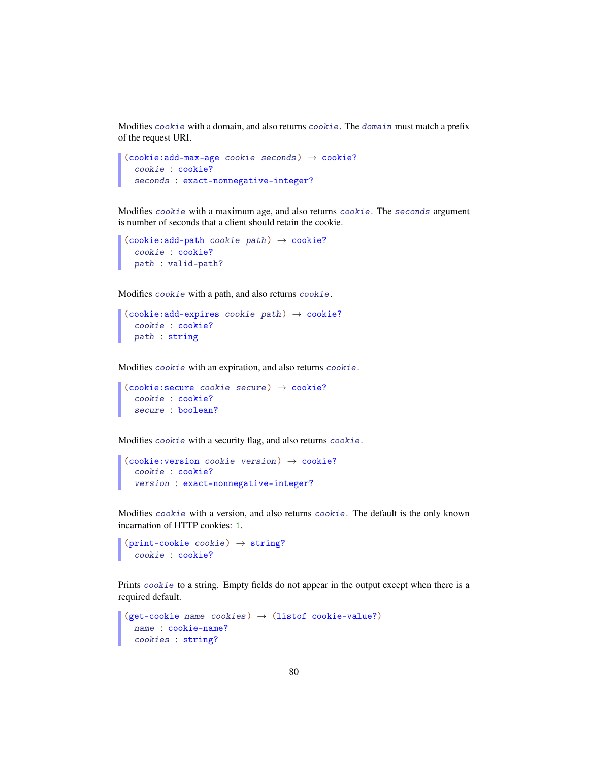Modifies *cookie* with a domain, and also returns *cookie*. The *domain* must match a prefix of the request URI.

```
(cookie:add-max-age cookie seconds) → cookie?
  cookie : cookie?
  seconds : exact-nonnegative-integer?
```

Modifies *cookie* with a maximum age, and also returns *cookie*. The *seconds* argument is number of seconds that a client should retain the cookie.

```
(cookie:add-path cookie path) → cookie?
  cookie : cookie?
  path : valid-path?
```

Modifies *cookie* with a path, and also returns *cookie*.

```
(cookie:add-expires cookie path) → cookie?
  cookie : cookie?
  path : string
```

Modifies *cookie* with an expiration, and also returns *cookie*.

```
(cookie:secure cookie secure) → cookie?
  cookie : cookie?
  secure : boolean?
```

Modifies *cookie* with a security flag, and also returns *cookie*.

```
(cookie:version cookie version) → cookie?
  cookie : cookie?
  version : exact-nonnegative-integer?
```

Modifies *cookie* with a version, and also returns *cookie*. The default is the only known incarnation of HTTP cookies: 1.

```
(print-cookie cookie) → string?
  cookie : cookie?
```

Prints *cookie* to a string. Empty fields do not appear in the output except when there is a required default.

```
(get-cookie name cookies) → (listof cookie-value?)
  name : cookie-name?
  cookies : string?
```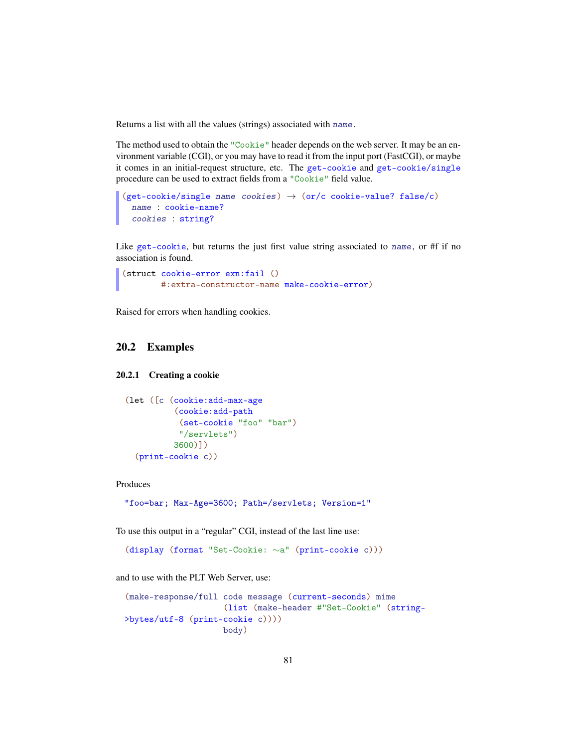Returns a list with all the values (strings) associated with *name*.

The method used to obtain the "Cookie" header depends on the web server. It may be an environment variable (CGI), or you may have to read it from the input port (FastCGI), or maybe it comes in an initial-request structure, etc. The get-cookie and get-cookie/single procedure can be used to extract fields from a "Cookie" field value.

```
(get-cookie/single name cookies) → (or/c cookie-value? false/c)
  name : cookie-name?
  cookies : string?
```

Like get-cookie, but returns the just first value string associated to *name*, or #f if no association is found.

```
(struct cookie-error exn:fail ()
        #:extra-constructor-name make-cookie-error)
```

Raised for errors when handling cookies.

## 20.2 Examples

### 20.2.1 Creating a cookie

```
(let ([c (cookie:add-max-age
          (cookie:add-path
           (set-cookie "foo" "bar")
           "/servlets")
          3600)])
  (print-cookie c))
```

Produces

```
"foo=bar; Max-Age=3600; Path=/servlets; Version=1"
```

To use this output in a "regular" CGI, instead of the last line use:

```
(display (format "Set-Cookie: ~a" (print-cookie c)))
```

and to use with the PLT Web Server, use:

```
(make-response/full code message (current-seconds) mime
                    (list (make-header #"Set-Cookie" (string->bytes/utf-8 (print-cookie c))))
                    body)
```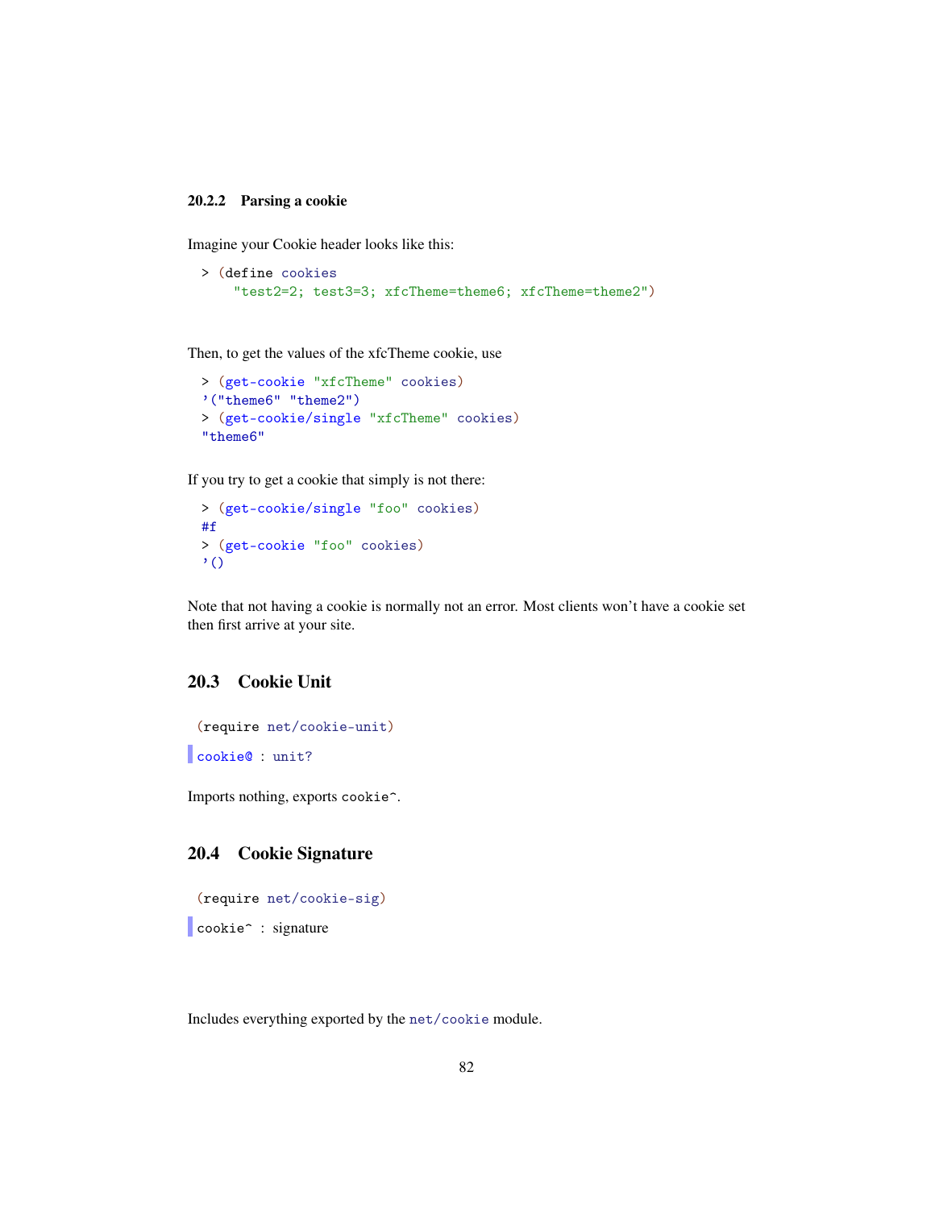### 20.2.2 Parsing a cookie

Imagine your Cookie header looks like this:

```
> (define cookies
    "test2=2; test3=3; xfcTheme=theme6; xfcTheme=theme2")
```

Then, to get the values of the xfcTheme cookie, use

```
> (get-cookie "xfcTheme" cookies)
'("theme6" "theme2")
> (get-cookie/single "xfcTheme" cookies)
"theme6"
```

If you try to get a cookie that simply is not there:

```
> (get-cookie/single "foo" cookies)
#f
> (get-cookie "foo" cookies)
'()
```

Note that not having a cookie is normally not an error. Most clients won't have a cookie set then first arrive at your site.

## 20.3 Cookie Unit

```
(require net/cookie-unit)
```

```
cookie@ : unit?
```

Imports nothing, exports `cookie^`.

## 20.4 Cookie Signature

```
(require net/cookie-sig)
```

`cookie^` : signature

Includes everything exported by the `net/cookie` module.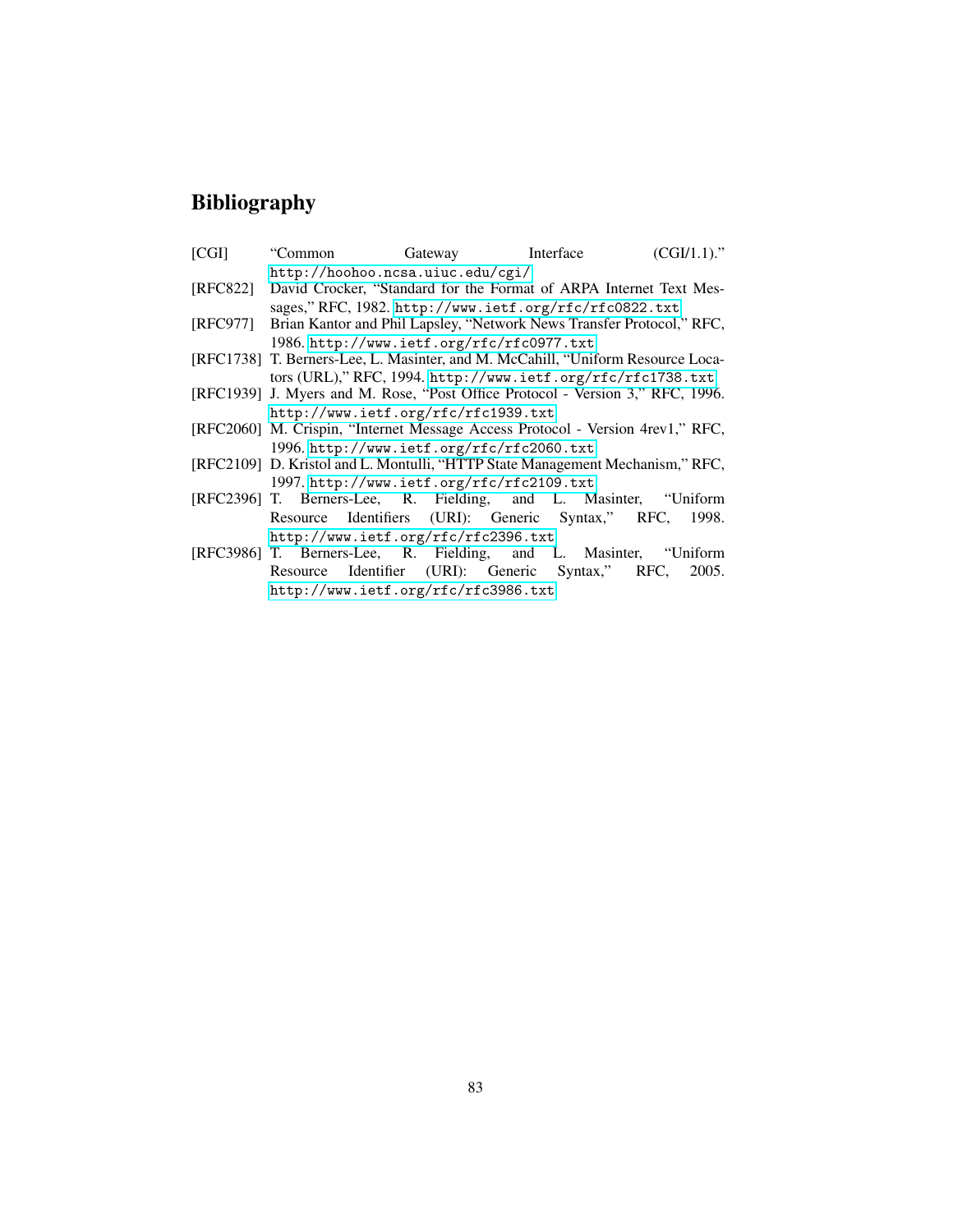# Bibliography

[CGI] "Common Gateway Interface (CGI/1.1)." http://hoohoo.ncsa.uiuc.edu/cgi/

[RFC822] David Crocker, "Standard for the Format of ARPA Internet Text Messages," RFC, 1982. http://www.ietf.org/rfc/rfc0822.txt

[RFC977] Brian Kantor and Phil Lapsley, "Network News Transfer Protocol," RFC, 1986. http://www.ietf.org/rfc/rfc0977.txt

[RFC1738] T. Berners-Lee, L. Masinter, and M. McCahill, "Uniform Resource Locators (URL)," RFC, 1994. http://www.ietf.org/rfc/rfc1738.txt

[RFC1939] J. Myers and M. Rose, "Post Office Protocol - Version 3," RFC, 1996. http://www.ietf.org/rfc/rfc1939.txt

[RFC2060] M. Crispin, "Internet Message Access Protocol - Version 4rev1," RFC, 1996. http://www.ietf.org/rfc/rfc2060.txt

[RFC2109] D. Kristol and L. Montulli, "HTTP State Management Mechanism," RFC, 1997. http://www.ietf.org/rfc/rfc2109.txt

[RFC2396] T. Berners-Lee, R. Fielding, and L. Masinter, "Uniform Resource Identifiers (URI): Generic Syntax," RFC, 1998. http://www.ietf.org/rfc/rfc2396.txt

[RFC3986] T. Berners-Lee, R. Fielding, and L. Masinter, "Uniform Resource Identifier (URI): Generic Syntax," RFC, 2005. http://www.ietf.org/rfc/rfc3986.txt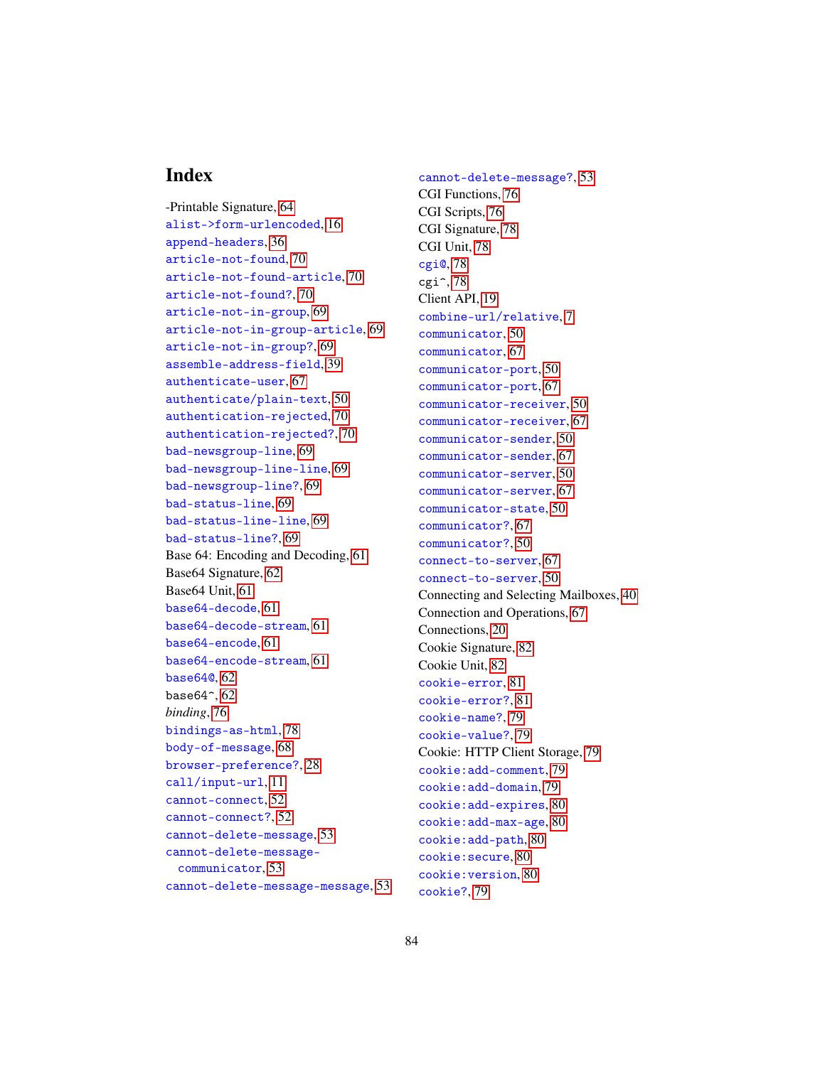# Index

-Printable Signature, 64
alist->form-urlencoded, 16
append-headers, 36
article-not-found, 70
article-not-found-article, 70
article-not-found?, 70
article-not-in-group, 69
article-not-in-group-article, 69
article-not-in-group?, 69
assemble-address-field, 39
authenticate-user, 67
authenticate/plain-text, 50
authentication-rejected, 70
authentication-rejected?, 70
bad-newsgroup-line, 69
bad-newsgroup-line-line, 69
bad-newsgroup-line?, 69
bad-status-line, 69
bad-status-line-line, 69
bad-status-line?, 69
Base 64: Encoding and Decoding, 61
Base64 Signature, 62
Base64 Unit, 61
base64-decode, 61
base64-decode-stream, 61
base64-encode, 61
base64-encode-stream, 61
base64@, 62
base64^, 62
*binding*, 76
bindings-as-html, 78
body-of-message, 68
browser-preference?, 28
call/input-url, 11
cannot-connect, 52
cannot-connect?, 52
cannot-delete-message, 53
cannot-delete-message-communicator, 53
cannot-delete-message-message, 53
cannot-delete-message?, 53
CGI Functions, 76
CGI Scripts, 76
CGI Signature, 78
CGI Unit, 78
cgi@, 78
cgi^, 78
Client API, 19
combine-url/relative, 7
communicator, 50
communicator, 67
communicator-port, 50
communicator-port, 67
communicator-receiver, 50
communicator-receiver, 67
communicator-sender, 50
communicator-sender, 67
communicator-server, 50
communicator-server, 67
communicator-state, 50
communicator?, 67
communicator?, 50
connect-to-server, 67
connect-to-server, 50
Connecting and Selecting Mailboxes, 40
Connection and Operations, 67
Connections, 20
Cookie Signature, 82
Cookie Unit, 82
cookie-error, 81
cookie-error?, 81
cookie-name?, 79
cookie-value?, 79
Cookie: HTTP Client Storage, 79
cookie:add-comment, 79
cookie:add-domain, 79
cookie:add-expires, 80
cookie:add-max-age, 80
cookie:add-path, 80
cookie:secure, 80
cookie:version, 80
cookie?, 79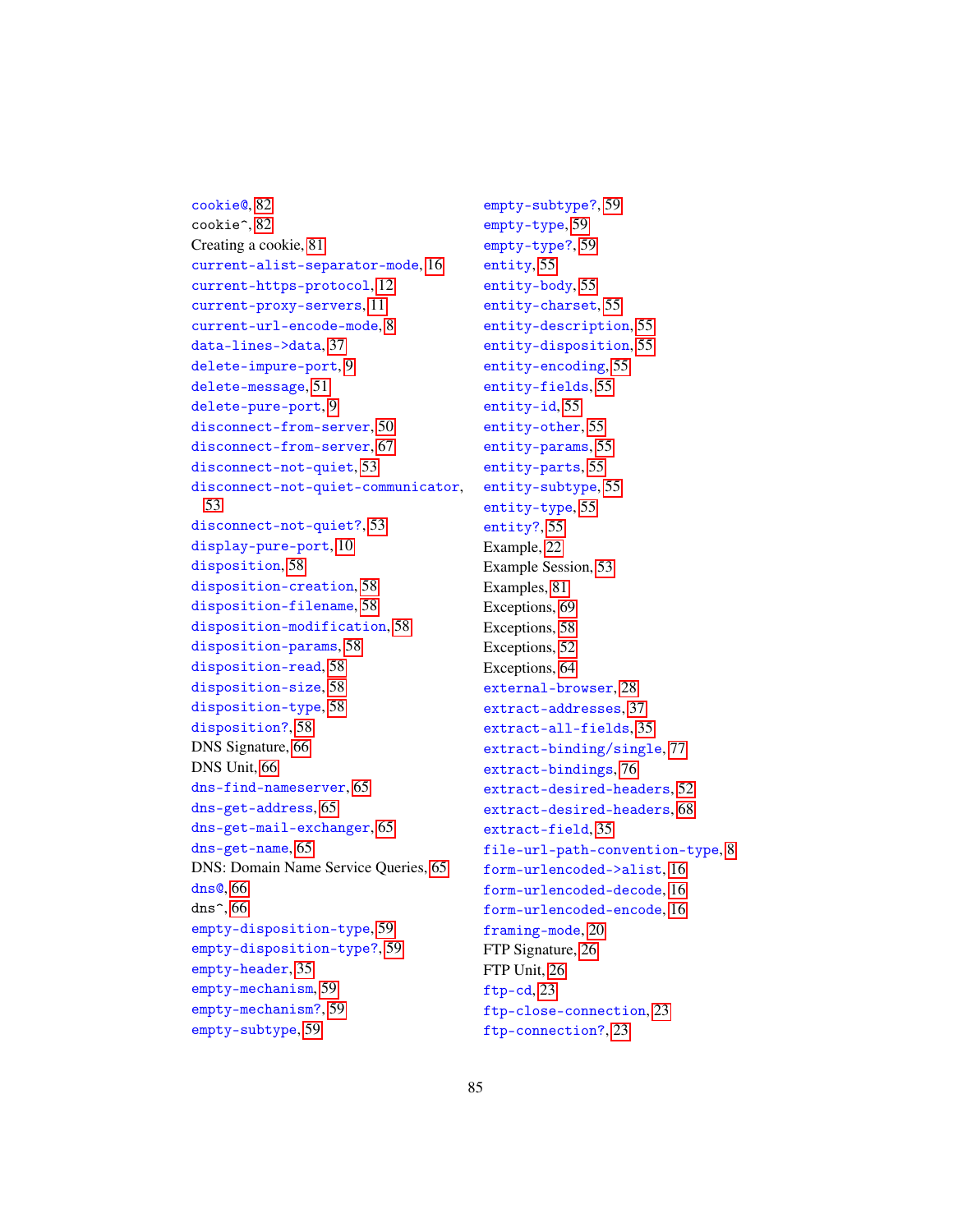cookie@, 82
cookie^, 82
Creating a cookie, 81
current-alist-separator-mode, 16
current-https-protocol, 12
current-proxy-servers, 11
current-url-encode-mode, 8
data-lines->data, 37
delete-impure-port, 9
delete-message, 51
delete-pure-port, 9
disconnect-from-server, 50
disconnect-from-server, 67
disconnect-not-quiet, 53
disconnect-not-quiet-communicator, 53
disconnect-not-quiet?, 53
display-pure-port, 10
disposition, 58
disposition-creation, 58
disposition-filename, 58
disposition-modification, 58
disposition-params, 58
disposition-read, 58
disposition-size, 58
disposition-type, 58
disposition?, 58
DNS Signature, 66
DNS Unit, 66
dns-find-nameserver, 65
dns-get-address, 65
dns-get-mail-exchanger, 65
dns-get-name, 65
DNS: Domain Name Service Queries, 65
dns@, 66
dns^, 66
empty-disposition-type, 59
empty-disposition-type?, 59
empty-header, 35
empty-mechanism, 59
empty-mechanism?, 59
empty-subtype, 59
empty-subtype?, 59
empty-type, 59
empty-type?, 59
entity, 55
entity-body, 55
entity-charset, 55
entity-description, 55
entity-disposition, 55
entity-encoding, 55
entity-fields, 55
entity-id, 55
entity-other, 55
entity-params, 55
entity-parts, 55
entity-subtype, 55
entity-type, 55
entity?, 55
Example, 22
Example Session, 53
Examples, 81
Exceptions, 69
Exceptions, 58
Exceptions, 52
Exceptions, 64
external-browser, 28
extract-addresses, 37
extract-all-fields, 35
extract-binding/single, 77
extract-bindings, 76
extract-desired-headers, 52
extract-desired-headers, 68
extract-field, 35
file-url-path-convention-type, 8
form-urlencoded->alist, 16
form-urlencoded-decode, 16
form-urlencoded-encode, 16
framing-mode, 20
FTP Signature, 26
FTP Unit, 26
ftp-cd, 23
ftp-close-connection, 23
ftp-connection?, 23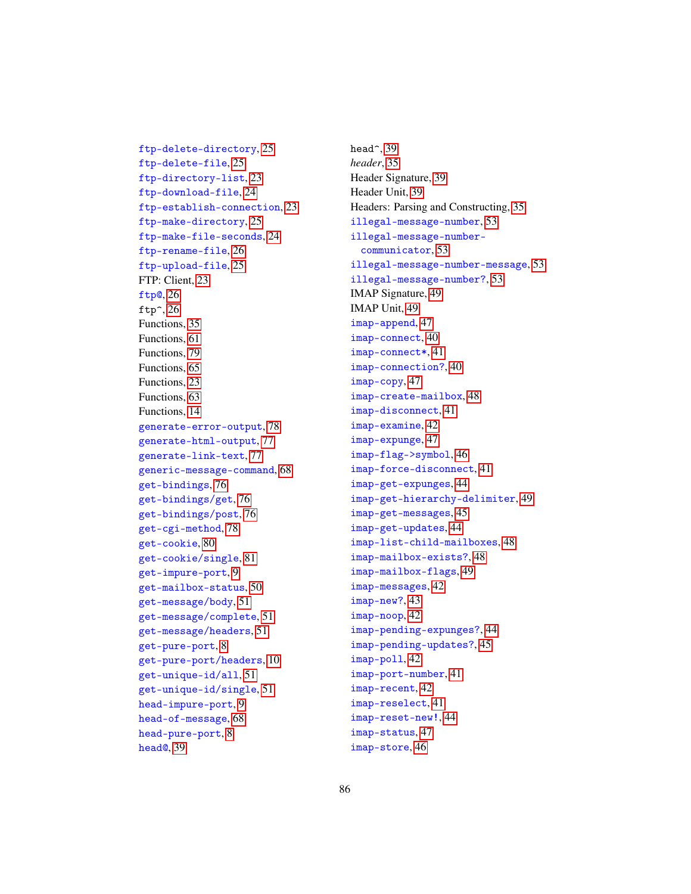ftp-delete-directory, 25
ftp-delete-file, 25
ftp-directory-list, 23
ftp-download-file, 24
ftp-establish-connection, 23
ftp-make-directory, 25
ftp-make-file-seconds, 24
ftp-rename-file, 26
ftp-upload-file, 25
FTP: Client, 23
ftp@, 26
ftp^, 26
Functions, 35
Functions, 61
Functions, 79
Functions, 65
Functions, 23
Functions, 63
Functions, 14
generate-error-output, 78
generate-html-output, 77
generate-link-text, 77
generic-message-command, 68
get-bindings, 76
get-bindings/get, 76
get-bindings/post, 76
get-cgi-method, 78
get-cookie, 80
get-cookie/single, 81
get-impure-port, 9
get-mailbox-status, 50
get-message/body, 51
get-message/complete, 51
get-message/headers, 51
get-pure-port, 8
get-pure-port/headers, 10
get-unique-id/all, 51
get-unique-id/single, 51
head-impure-port, 9
head-of-message, 68
head-pure-port, 8
head@, 39
head^, 39
*header*, 35
Header Signature, 39
Header Unit, 39
Headers: Parsing and Constructing, 35
illegal-message-number, 53
illegal-message-number-communicator, 53
illegal-message-number-message, 53
illegal-message-number?, 53
IMAP Signature, 49
IMAP Unit, 49
imap-append, 47
imap-connect, 40
imap-connect*, 41
imap-connection?, 40
imap-copy, 47
imap-create-mailbox, 48
imap-disconnect, 41
imap-examine, 42
imap-expunge, 47
imap-flag->symbol, 46
imap-force-disconnect, 41
imap-get-expunges, 44
imap-get-hierarchy-delimiter, 49
imap-get-messages, 45
imap-get-updates, 44
imap-list-child-mailboxes, 48
imap-mailbox-exists?, 48
imap-mailbox-flags, 49
imap-messages, 42
imap-new?, 43
imap-noop, 42
imap-pending-expunges?, 44
imap-pending-updates?, 45
imap-poll, 42
imap-port-number, 41
imap-recent, 42
imap-reselect, 41
imap-reset-new!, 44
imap-status, 47
imap-store, 46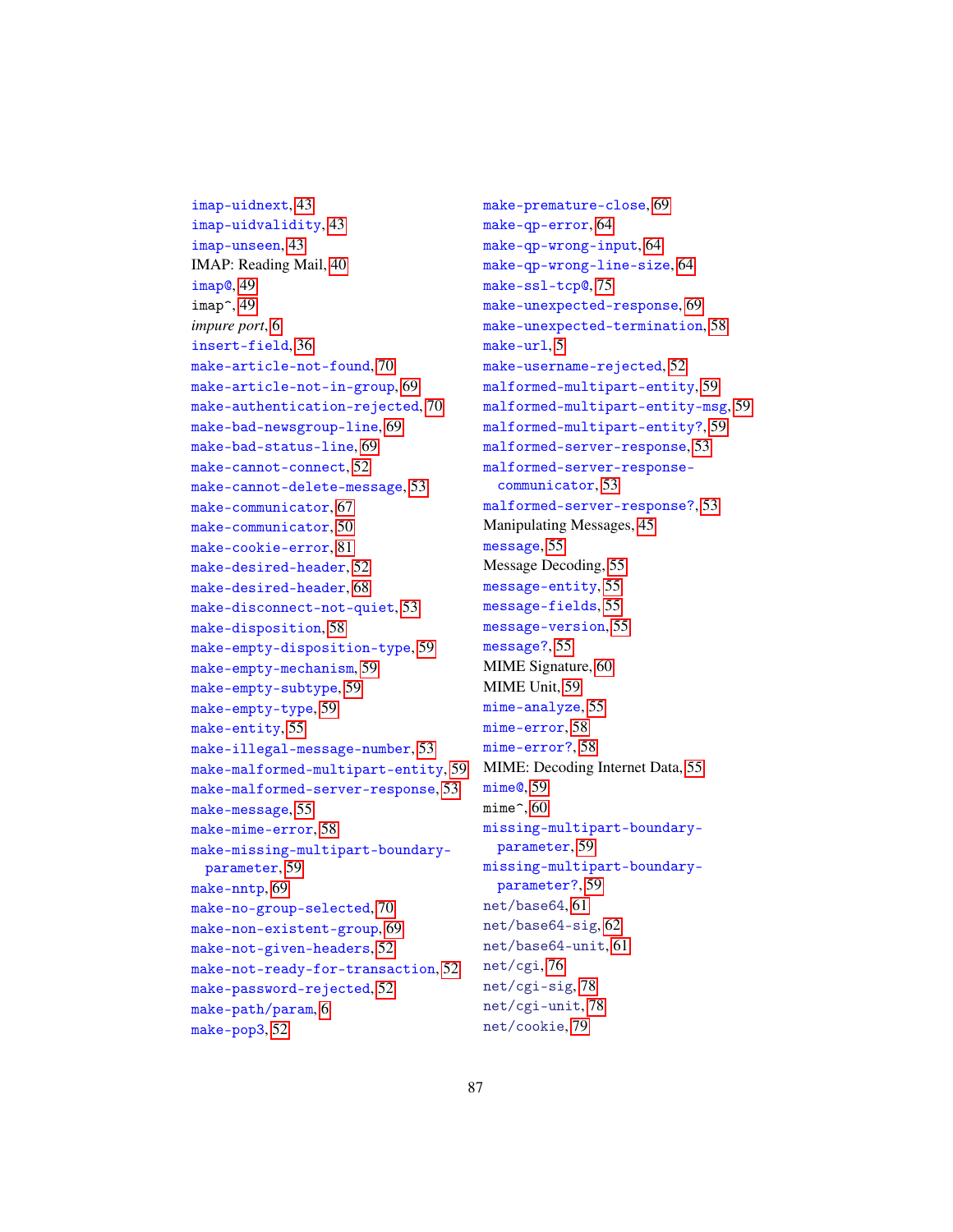imap-uidnext, 43
imap-uidvalidity, 43
imap-unseen, 43
IMAP: Reading Mail, 40
imap@, 49
imap^, 49
*impure port*, 6
insert-field, 36
make-article-not-found, 70
make-article-not-in-group, 69
make-authentication-rejected, 70
make-bad-newsgroup-line, 69
make-bad-status-line, 69
make-cannot-connect, 52
make-cannot-delete-message, 53
make-communicator, 67
make-communicator, 50
make-cookie-error, 81
make-desired-header, 52
make-desired-header, 68
make-disconnect-not-quiet, 53
make-disposition, 58
make-empty-disposition-type, 59
make-empty-mechanism, 59
make-empty-subtype, 59
make-empty-type, 59
make-entity, 55
make-illegal-message-number, 53
make-malformed-multipart-entity, 59
make-malformed-server-response, 53
make-message, 55
make-mime-error, 58
make-missing-multipart-boundary-parameter, 59
make-nntp, 69
make-no-group-selected, 70
make-non-existent-group, 69
make-not-given-headers, 52
make-not-ready-for-transaction, 52
make-password-rejected, 52
make-path/param, 6
make-pop3, 52
make-premature-close, 69
make-qp-error, 64
make-qp-wrong-input, 64
make-qp-wrong-line-size, 64
make-ssl-tcp@, 75
make-unexpected-response, 69
make-unexpected-termination, 58
make-url, 5
make-username-rejected, 52
malformed-multipart-entity, 59
malformed-multipart-entity-msg, 59
malformed-multipart-entity?, 59
malformed-server-response, 53
malformed-server-response-communicator, 53
malformed-server-response?, 53
Manipulating Messages, 45
message, 55
Message Decoding, 55
message-entity, 55
message-fields, 55
message-version, 55
message?, 55
MIME Signature, 60
MIME Unit, 59
mime-analyze, 55
mime-error, 58
mime-error?, 58
MIME: Decoding Internet Data, 55
mime@, 59
mime^, 60
missing-multipart-boundary-parameter, 59
missing-multipart-boundary-parameter?, 59
net/base64, 61
net/base64-sig, 62
net/base64-unit, 61
net/cgi, 76
net/cgi-sig, 78
net/cgi-unit, 78
net/cookie, 79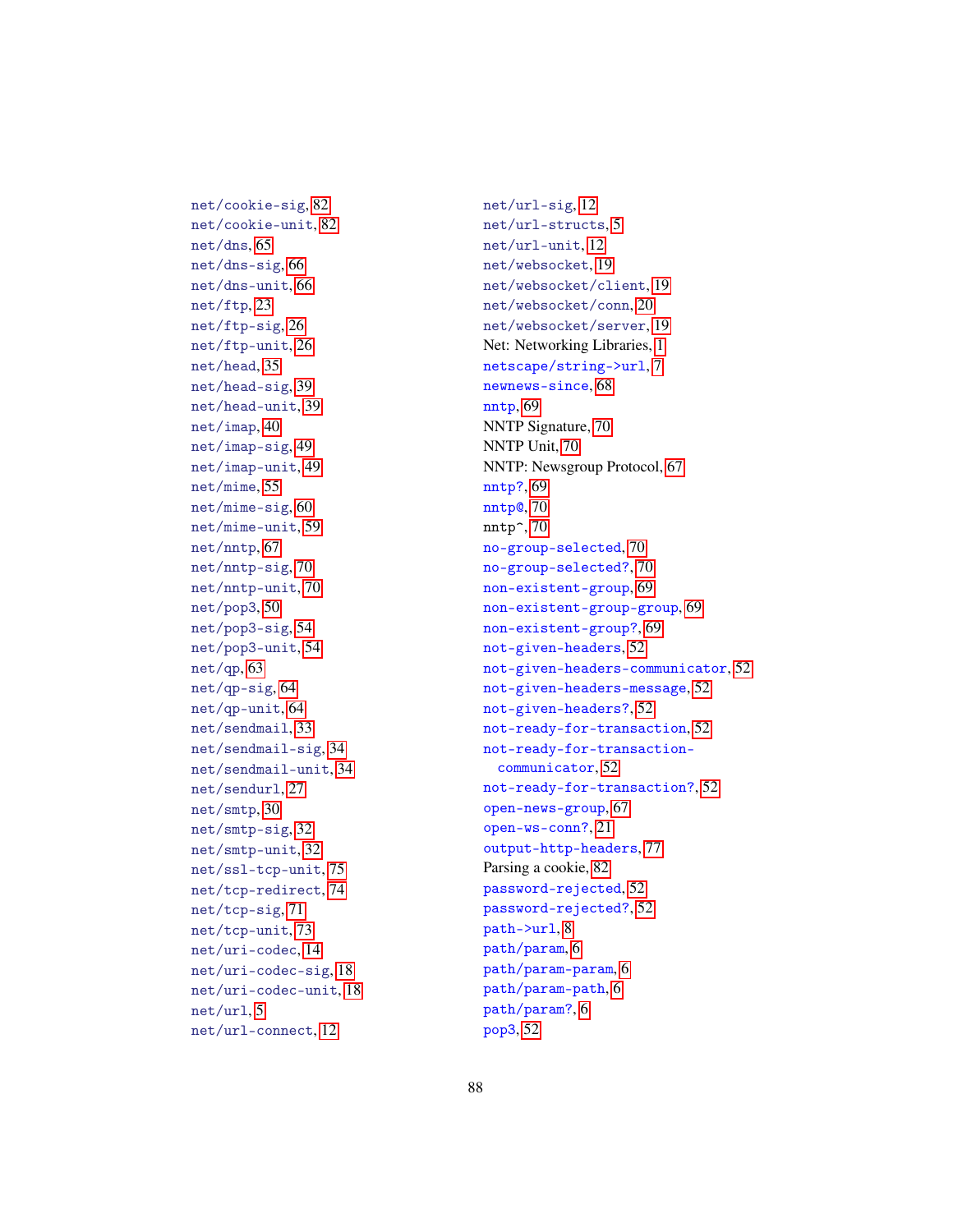net/cookie-sig, 82
net/cookie-unit, 82
net/dns, 65
net/dns-sig, 66
net/dns-unit, 66
net/ftp, 23
net/ftp-sig, 26
net/ftp-unit, 26
net/head, 35
net/head-sig, 39
net/head-unit, 39
net/imap, 40
net/imap-sig, 49
net/imap-unit, 49
net/mime, 55
net/mime-sig, 60
net/mime-unit, 59
net/nntp, 67
net/nntp-sig, 70
net/nntp-unit, 70
net/pop3, 50
net/pop3-sig, 54
net/pop3-unit, 54
net/qp, 63
net/qp-sig, 64
net/qp-unit, 64
net/sendmail, 33
net/sendmail-sig, 34
net/sendmail-unit, 34
net/sendurl, 27
net/smtp, 30
net/smtp-sig, 32
net/smtp-unit, 32
net/ssl-tcp-unit, 75
net/tcp-redirect, 74
net/tcp-sig, 71
net/tcp-unit, 73
net/uri-codec, 14
net/uri-codec-sig, 18
net/uri-codec-unit, 18
net/url, 5
net/url-connect, 12
net/url-sig, 12
net/url-structs, 5
net/url-unit, 12
net/websocket, 19
net/websocket/client, 19
net/websocket/conn, 20
net/websocket/server, 19
Net: Networking Libraries, 1
netscape/string->url, 7
newnews-since, 68
nntp, 69
NNTP Signature, 70
NNTP Unit, 70
NNTP: Newsgroup Protocol, 67
nntp?, 69
nntp@, 70
nntp^, 70
no-group-selected, 70
no-group-selected?, 70
non-existent-group, 69
non-existent-group-group, 69
non-existent-group?, 69
not-given-headers, 52
not-given-headers-communicator, 52
not-given-headers-message, 52
not-given-headers?, 52
not-ready-for-transaction, 52
not-ready-for-transaction-communicator, 52
not-ready-for-transaction?, 52
open-news-group, 67
open-ws-conn?, 21
output-http-headers, 77
Parsing a cookie, 82
password-rejected, 52
password-rejected?, 52
path->url, 8
path/param, 6
path/param-param, 6
path/param-path, 6
path/param?, 6
pop3, 52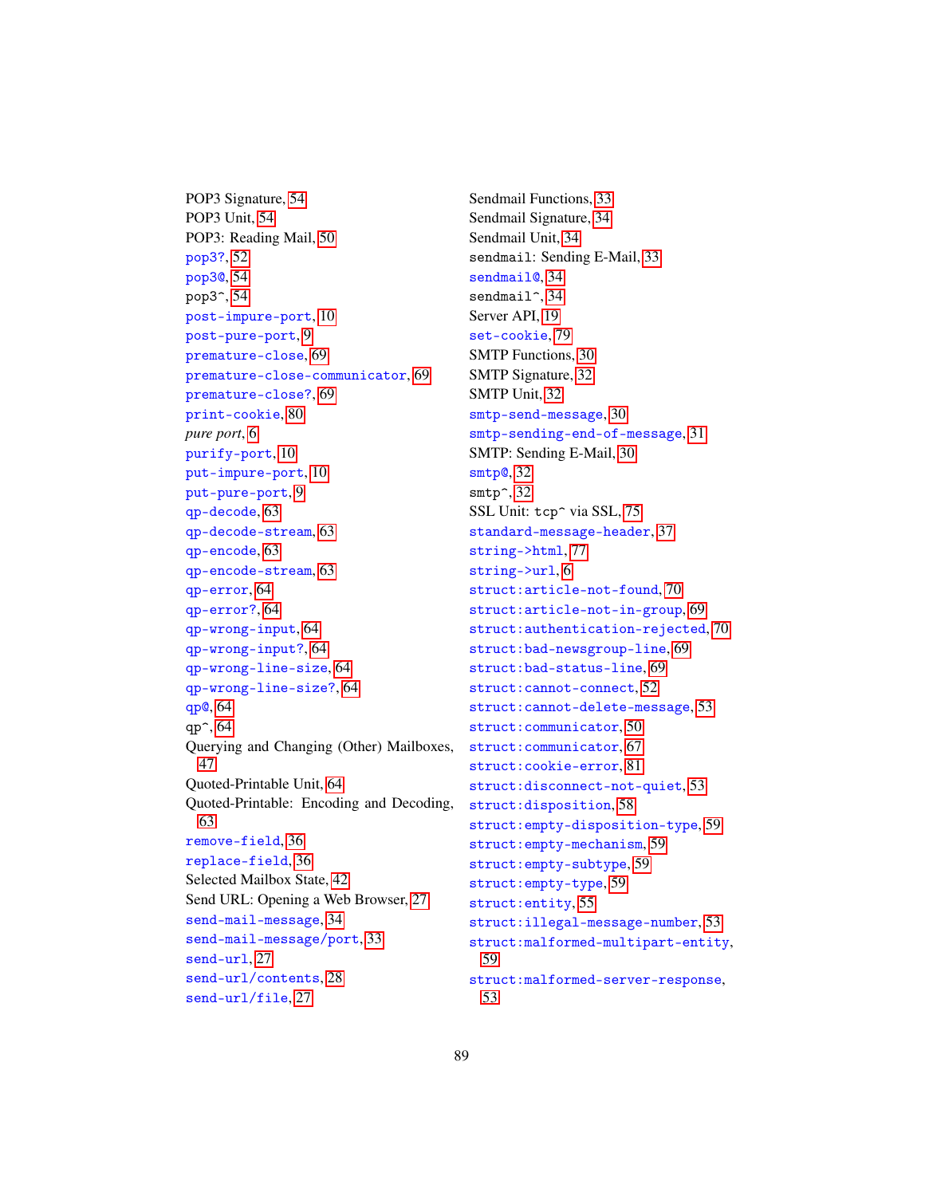POP3 Signature, 54
POP3 Unit, 54
POP3: Reading Mail, 50
`pop3?`, 52
`pop3@`, 54
`pop3^`, 54
`post-impure-port`, 10
`post-pure-port`, 9
`premature-close`, 69
`premature-close-communicator`, 69
`premature-close?`, 69
`print-cookie`, 80
*pure port*, 6
`purify-port`, 10
`put-impure-port`, 10
`put-pure-port`, 9
`qp-decode`, 63
`qp-decode-stream`, 63
`qp-encode`, 63
`qp-encode-stream`, 63
`qp-error`, 64
`qp-error?`, 64
`qp-wrong-input`, 64
`qp-wrong-input?`, 64
`qp-wrong-line-size`, 64
`qp-wrong-line-size?`, 64
`qp@`, 64
`qp^`, 64
Querying and Changing (Other) Mailboxes, 47
Quoted-Printable Unit, 64
Quoted-Printable: Encoding and Decoding, 63
`remove-field`, 36
`replace-field`, 36
Selected Mailbox State, 42
Send URL: Opening a Web Browser, 27
`send-mail-message`, 34
`send-mail-message/port`, 33
`send-url`, 27
`send-url/contents`, 28
`send-url/file`, 27
Sendmail Functions, 33
Sendmail Signature, 34
Sendmail Unit, 34
`sendmail`: Sending E-Mail, 33
`sendmail@`, 34
`sendmail^`, 34
Server API, 19
`set-cookie`, 79
SMTP Functions, 30
SMTP Signature, 32
SMTP Unit, 32
`smtp-send-message`, 30
`smtp-sending-end-of-message`, 31
SMTP: Sending E-Mail, 30
`smtp@`, 32
`smtp^`, 32
SSL Unit: `tcp^` via SSL, 75
`standard-message-header`, 37
`string->html`, 77
`string->url`, 6
`struct:article-not-found`, 70
`struct:article-not-in-group`, 69
`struct:authentication-rejected`, 70
`struct:bad-newsgroup-line`, 69
`struct:bad-status-line`, 69
`struct:cannot-connect`, 52
`struct:cannot-delete-message`, 53
`struct:communicator`, 50
`struct:communicator`, 67
`struct:cookie-error`, 81
`struct:disconnect-not-quiet`, 53
`struct:disposition`, 58
`struct:empty-disposition-type`, 59
`struct:empty-mechanism`, 59
`struct:empty-subtype`, 59
`struct:empty-type`, 59
`struct:entity`, 55
`struct:illegal-message-number`, 53
`struct:malformed-multipart-entity`, 59
`struct:malformed-server-response`, 53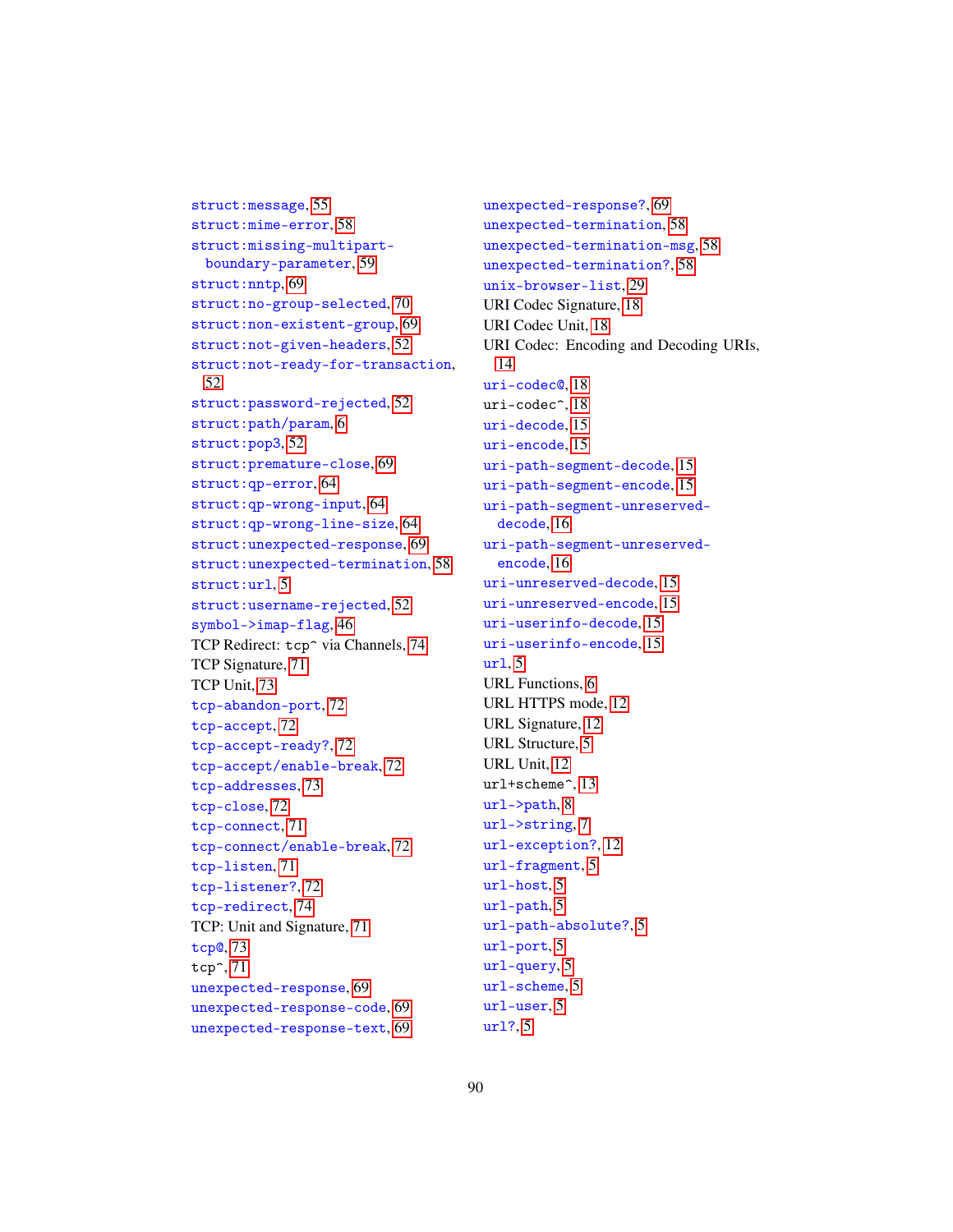struct:message, 55
struct:mime-error, 58
struct:missing-multipart-boundary-parameter, 59
struct:nntp, 69
struct:no-group-selected, 70
struct:non-existent-group, 69
struct:not-given-headers, 52
struct:not-ready-for-transaction, 52
struct:password-rejected, 52
struct:path/param, 6
struct:pop3, 52
struct:premature-close, 69
struct:qp-error, 64
struct:qp-wrong-input, 64
struct:qp-wrong-line-size, 64
struct:unexpected-response, 69
struct:unexpected-termination, 58
struct:url, 5
struct:username-rejected, 52
symbol->imap-flag, 46
TCP Redirect: tcp^ via Channels, 74
TCP Signature, 71
TCP Unit, 73
tcp-abandon-port, 72
tcp-accept, 72
tcp-accept-ready?, 72
tcp-accept/enable-break, 72
tcp-addresses, 73
tcp-close, 72
tcp-connect, 71
tcp-connect/enable-break, 72
tcp-listen, 71
tcp-listener?, 72
tcp-redirect, 74
TCP: Unit and Signature, 71
tcp@, 73
tcp^, 71
unexpected-response, 69
unexpected-response-code, 69
unexpected-response-text, 69
unexpected-response?, 69
unexpected-termination, 58
unexpected-termination-msg, 58
unexpected-termination?, 58
unix-browser-list, 29
URI Codec Signature, 18
URI Codec Unit, 18
URI Codec: Encoding and Decoding URIs, 14
uri-codec@, 18
uri-codec^, 18
uri-decode, 15
uri-encode, 15
uri-path-segment-decode, 15
uri-path-segment-encode, 15
uri-path-segment-unreserved-decode, 16
uri-path-segment-unreserved-encode, 16
uri-unreserved-decode, 15
uri-unreserved-encode, 15
uri-userinfo-decode, 15
uri-userinfo-encode, 15
url, 5
URL Functions, 6
URL HTTPS mode, 12
URL Signature, 12
URL Structure, 5
URL Unit, 12
url+scheme^, 13
url->path, 8
url->string, 7
url-exception?, 12
url-fragment, 5
url-host, 5
url-path, 5
url-path-absolute?, 5
url-port, 5
url-query, 5
url-scheme, 5
url-user, 5
url?, 5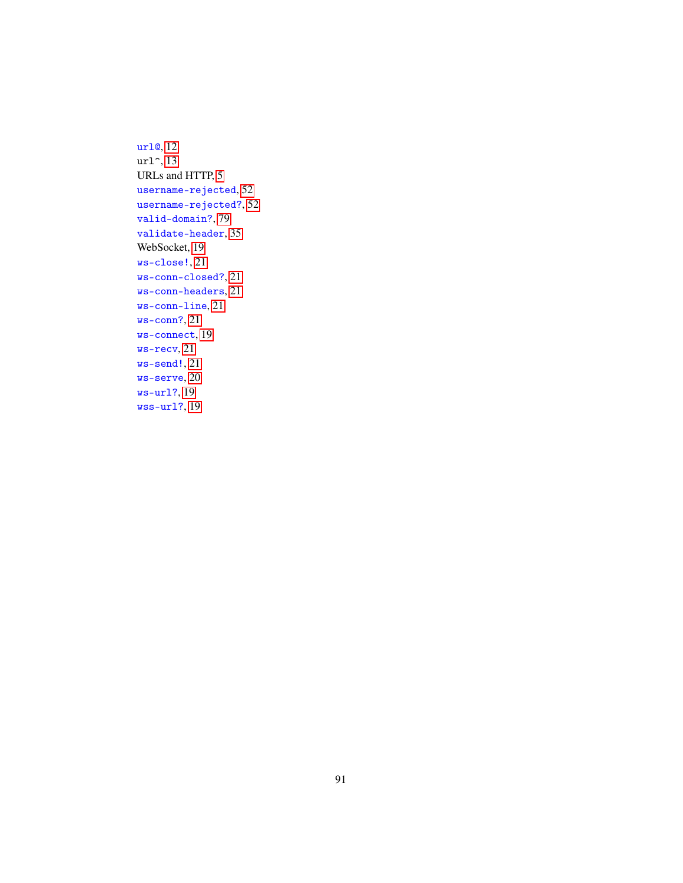url@, 12
url^, 13
URLs and HTTP, 5
username-rejected, 52
username-rejected?, 52
valid-domain?, 79
validate-header, 35
WebSocket, 19
ws-close!, 21
ws-conn-closed?, 21
ws-conn-headers, 21
ws-conn-line, 21
ws-conn?, 21
ws-connect, 19
ws-recv, 21
ws-send!, 21
ws-serve, 20
ws-url?, 19
wss-url?, 19